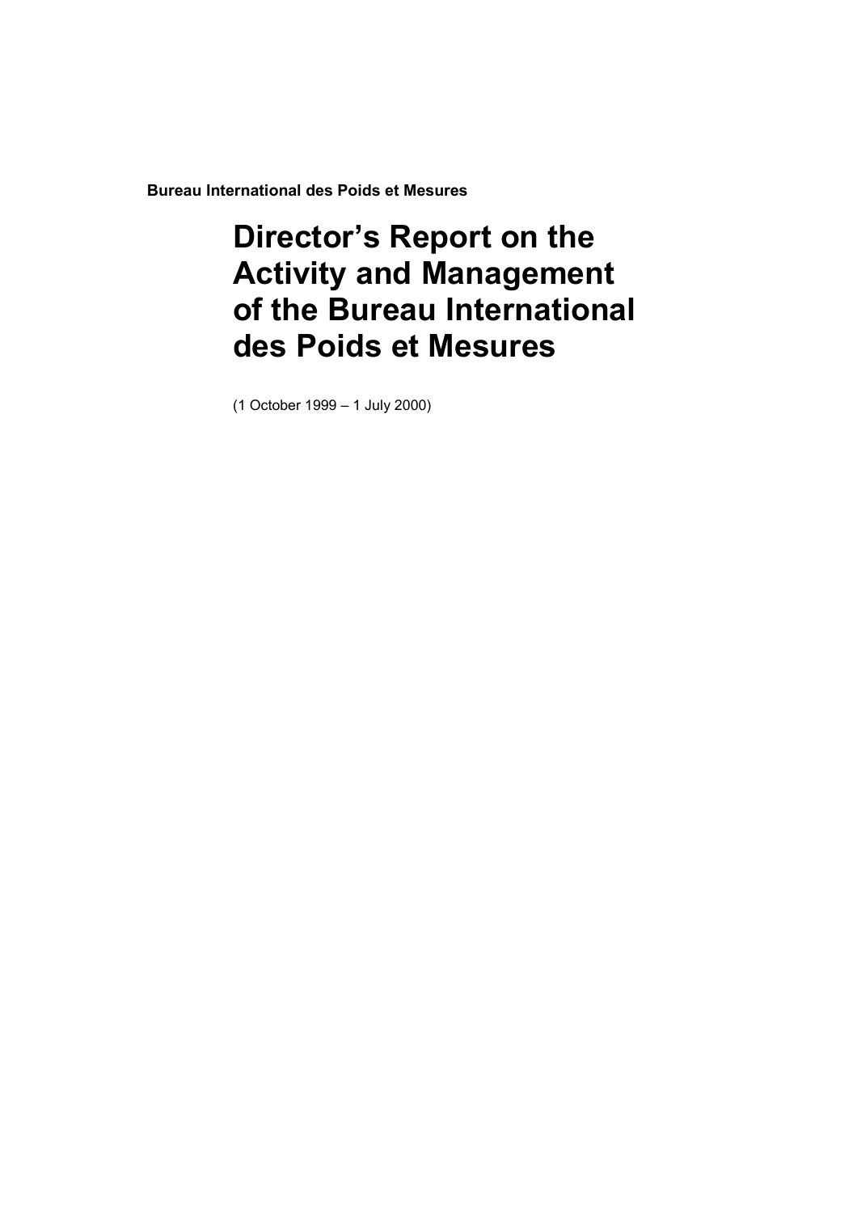**Bureau International des Poids et Mesures**

# Director's Report on the Activity and Management of the Bureau International des Poids et Mesures

(1 October 1999 – 1 July 2000)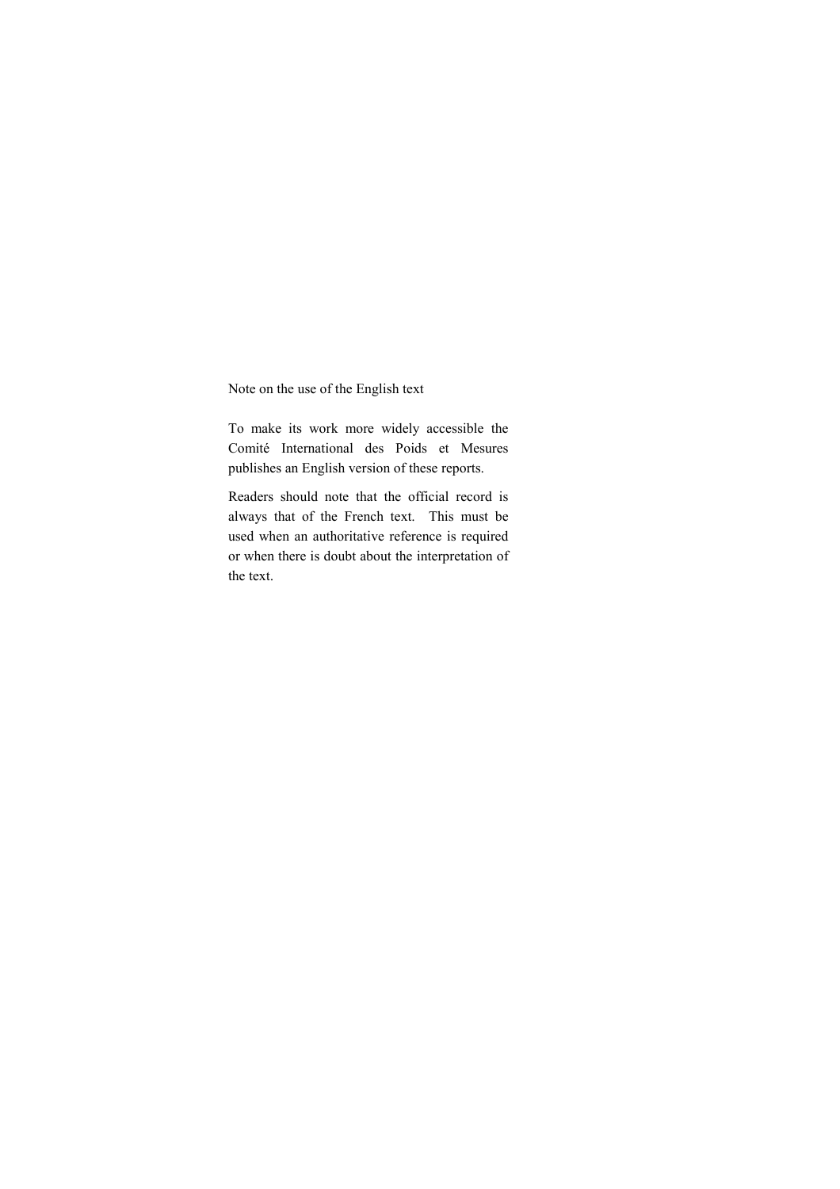Note on the use of the English text

To make its work more widely accessible the Comité International des Poids et Mesures publishes an English version of these reports.

Readers should note that the official record is always that of the French text. This must be used when an authoritative reference is required or when there is doubt about the interpretation of the text.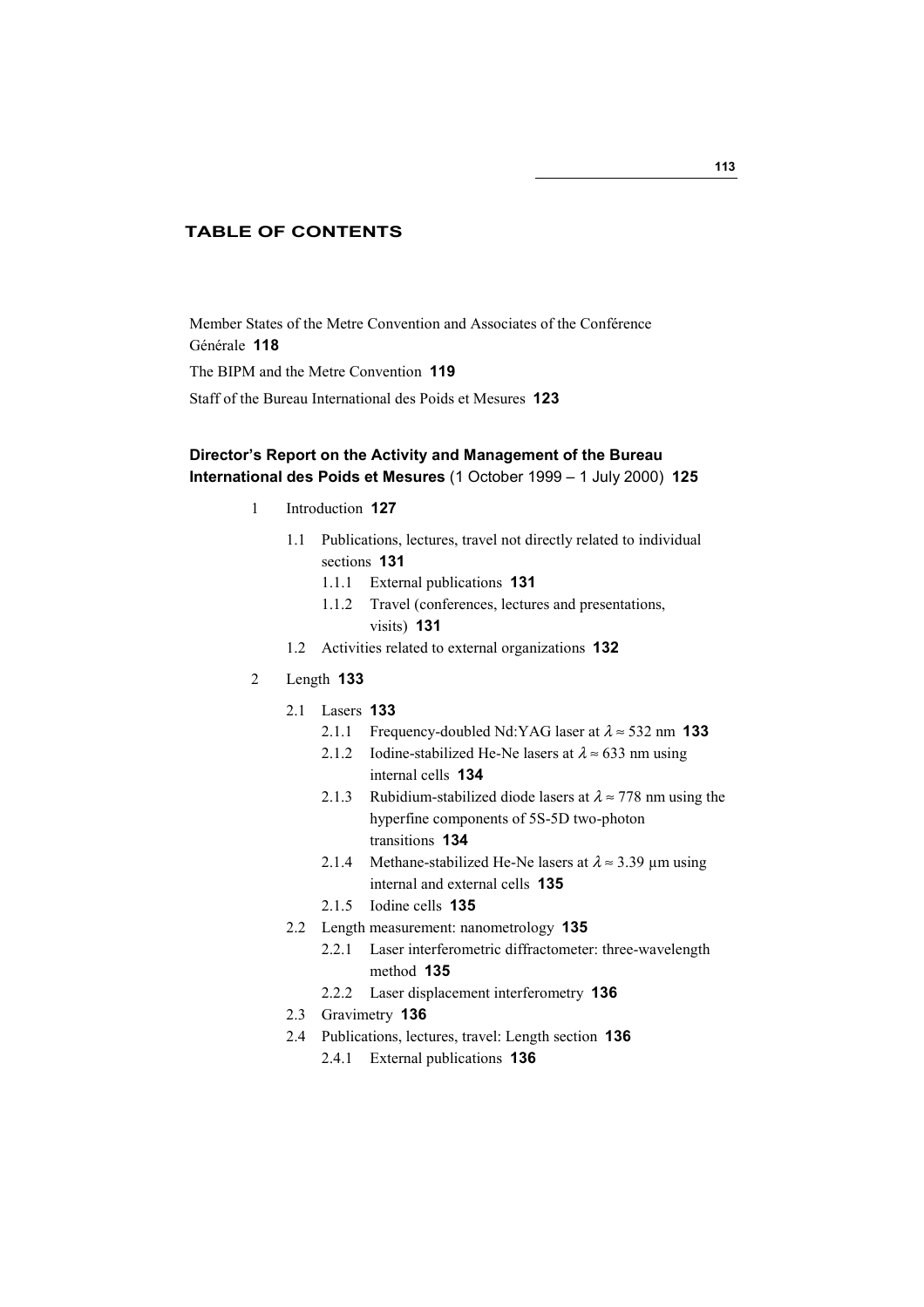# TABLE OF CONTENTS

Member States of the Metre Convention and Associates of the Conférence Générale **118**

The BIPM and the Metre Convention **119**

Staff of the Bureau International des Poids et Mesures **123**

**Director's Report on the Activity and Management of the Bureau International des Poids et Mesures** (1 October 1999 – 1 July 2000) **125**

1 Introduction **127**

- 1.1 Publications, lectures, travel not directly related to individual sections **131**
  - 1.1.1 External publications **131**
  - 1.1.2 Travel (conferences, lectures and presentations, visits) **131**
- 1.2 Activities related to external organizations **132**

2 Length **133**

- 2.1 Lasers **133**
  - 2.1.1 Frequency-doubled Nd:YAG laser at $\lambda \approx 532$ nm **133**
  - 2.1.2 Iodine-stabilized He-Ne lasers at $\lambda \approx 633$ nm using internal cells **134**
  - 2.1.3 Rubidium-stabilized diode lasers at $\lambda \approx 778$ nm using the hyperfine components of 5S-5D two-photon transitions **134**
  - 2.1.4 Methane-stabilized He-Ne lasers at $\lambda \approx 3.39$ µm using internal and external cells **135**
  - 2.1.5 Iodine cells **135**
- 2.2 Length measurement: nanometrology **135**
  - 2.2.1 Laser interferometric diffractometer: three-wavelength method **135**
  - 2.2.2 Laser displacement interferometry **136**
- 2.3 Gravimetry **136**
- 2.4 Publications, lectures, travel: Length section **136**
  - 2.4.1 External publications **136**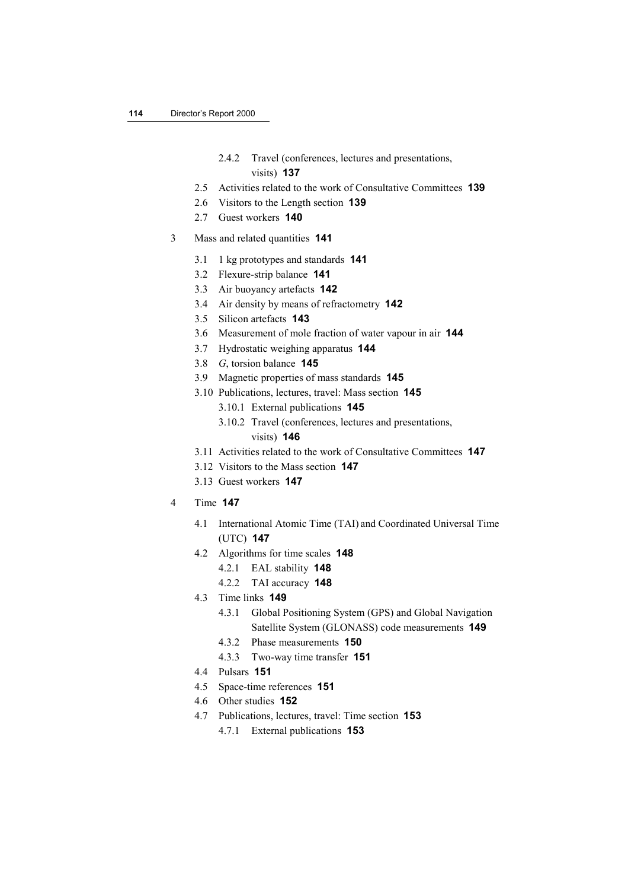- 2.4.2 Travel (conferences, lectures and presentations, visits) **137**
- 2.5 Activities related to the work of Consultative Committees **139**
- 2.6 Visitors to the Length section **139**
- 2.7 Guest workers **140**

3 Mass and related quantities **141**

- 3.1 1 kg prototypes and standards **141**
- 3.2 Flexure-strip balance **141**
- 3.3 Air buoyancy artefacts **142**
- 3.4 Air density by means of refractometry **142**
- 3.5 Silicon artefacts **143**
- 3.6 Measurement of mole fraction of water vapour in air **144**
- 3.7 Hydrostatic weighing apparatus **144**
- 3.8 *G*, torsion balance **145**
- 3.9 Magnetic properties of mass standards **145**
- 3.10 Publications, lectures, travel: Mass section **145**
  - 3.10.1 External publications **145**
  - 3.10.2 Travel (conferences, lectures and presentations, visits) **146**
- 3.11 Activities related to the work of Consultative Committees **147**
- 3.12 Visitors to the Mass section **147**
- 3.13 Guest workers **147**

4 Time **147**

- 4.1 International Atomic Time (TAI) and Coordinated Universal Time (UTC) **147**
- 4.2 Algorithms for time scales **148**
  - 4.2.1 EAL stability **148**
  - 4.2.2 TAI accuracy **148**
- 4.3 Time links **149**
  - 4.3.1 Global Positioning System (GPS) and Global Navigation Satellite System (GLONASS) code measurements **149**
  - 4.3.2 Phase measurements **150**
  - 4.3.3 Two-way time transfer **151**
- 4.4 Pulsars **151**
- 4.5 Space-time references **151**
- 4.6 Other studies **152**
- 4.7 Publications, lectures, travel: Time section **153**
  - 4.7.1 External publications **153**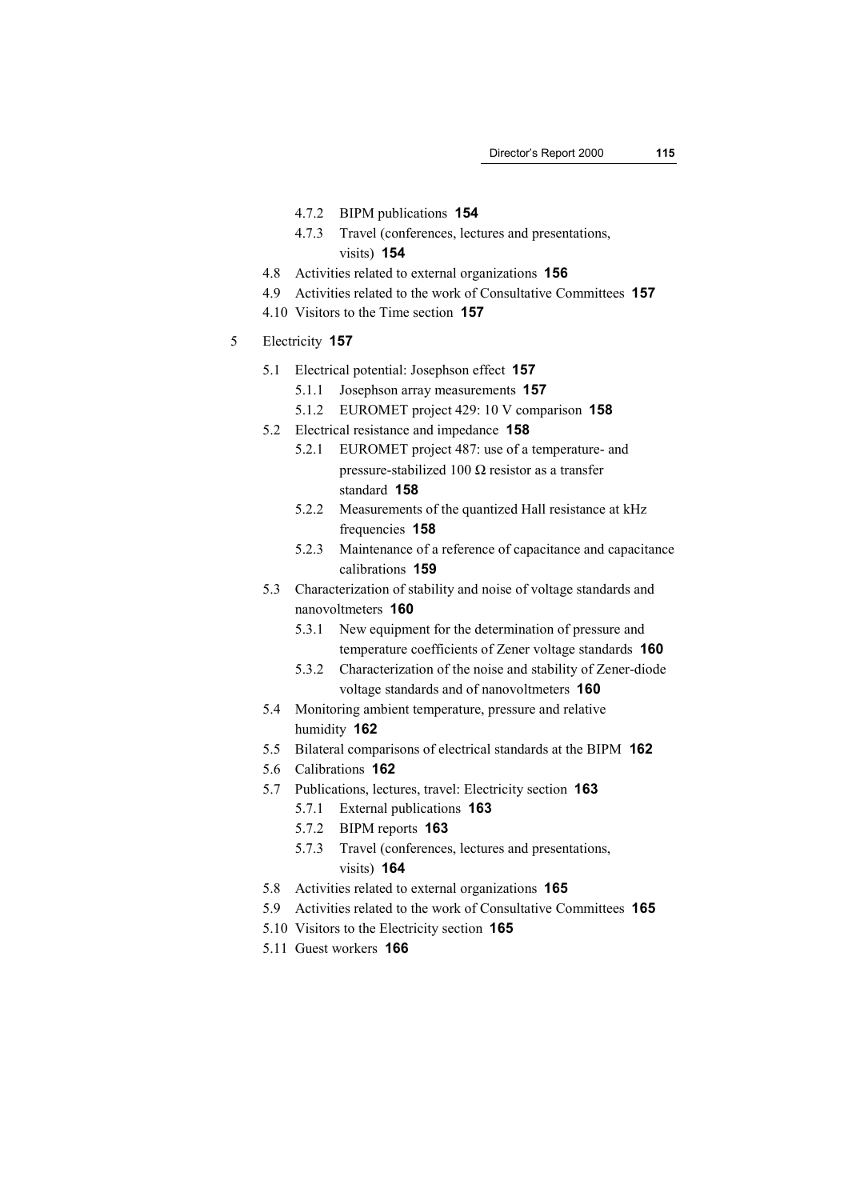- 4.7.2 BIPM publications **154**
- 4.7.3 Travel (conferences, lectures and presentations, visits) **154**

- 4.8 Activities related to external organizations **156**
- 4.9 Activities related to the work of Consultative Committees **157**
- 4.10 Visitors to the Time section **157**

5 Electricity **157**

- 5.1 Electrical potential: Josephson effect **157**
  - 5.1.1 Josephson array measurements **157**
  - 5.1.2 EUROMET project 429: 10 V comparison **158**
- 5.2 Electrical resistance and impedance **158**
  - 5.2.1 EUROMET project 487: use of a temperature- and pressure-stabilized 100 Ω resistor as a transfer standard **158**
  - 5.2.2 Measurements of the quantized Hall resistance at kHz frequencies **158**
  - 5.2.3 Maintenance of a reference of capacitance and capacitance calibrations **159**
- 5.3 Characterization of stability and noise of voltage standards and nanovoltmeters **160**
  - 5.3.1 New equipment for the determination of pressure and temperature coefficients of Zener voltage standards **160**
  - 5.3.2 Characterization of the noise and stability of Zener-diode voltage standards and of nanovoltmeters **160**
- 5.4 Monitoring ambient temperature, pressure and relative humidity **162**
- 5.5 Bilateral comparisons of electrical standards at the BIPM **162**
- 5.6 Calibrations **162**
- 5.7 Publications, lectures, travel: Electricity section **163**
  - 5.7.1 External publications **163**
  - 5.7.2 BIPM reports **163**
  - 5.7.3 Travel (conferences, lectures and presentations, visits) **164**
- 5.8 Activities related to external organizations **165**
- 5.9 Activities related to the work of Consultative Committees **165**
- 5.10 Visitors to the Electricity section **165**
- 5.11 Guest workers **166**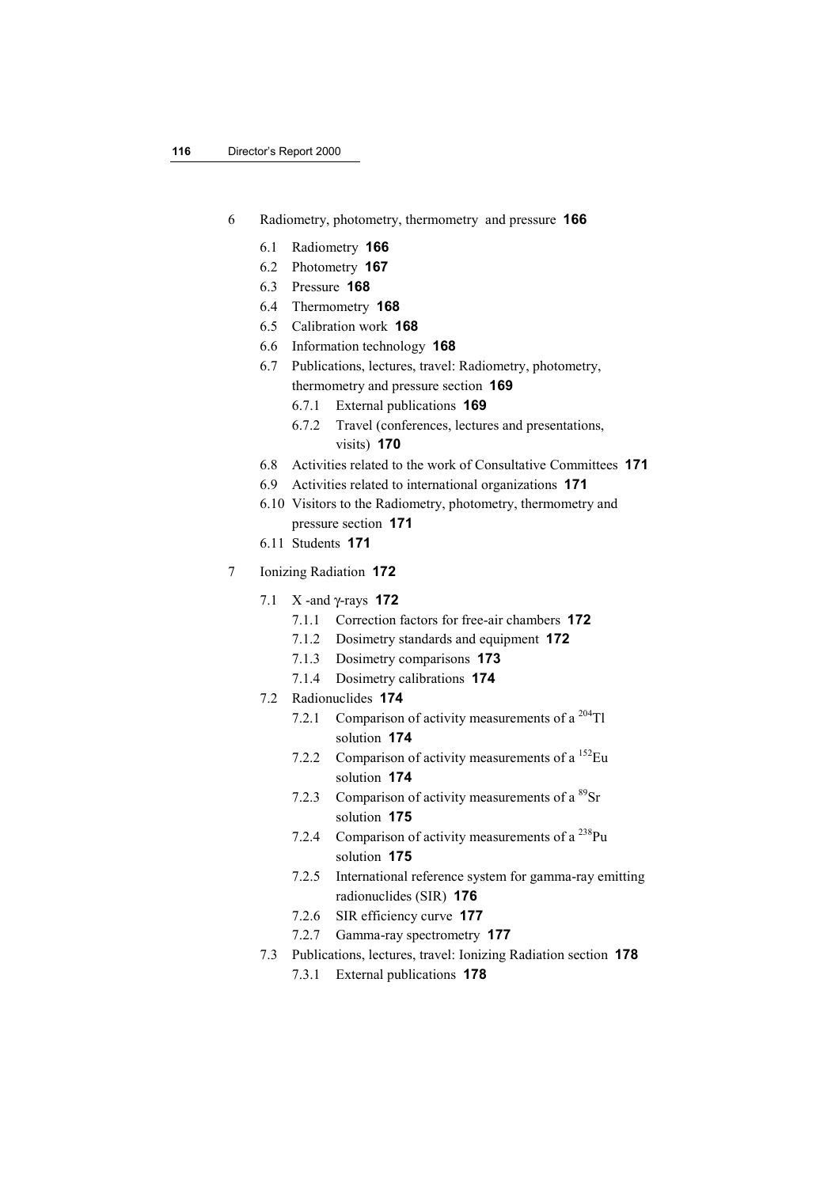6 Radiometry, photometry, thermometry and pressure **166**

- 6.1 Radiometry **166**
- 6.2 Photometry **167**
- 6.3 Pressure **168**
- 6.4 Thermometry **168**
- 6.5 Calibration work **168**
- 6.6 Information technology **168**
- 6.7 Publications, lectures, travel: Radiometry, photometry, thermometry and pressure section **169**
  - 6.7.1 External publications **169**
  - 6.7.2 Travel (conferences, lectures and presentations, visits) **170**
- 6.8 Activities related to the work of Consultative Committees **171**
- 6.9 Activities related to international organizations **171**
- 6.10 Visitors to the Radiometry, photometry, thermometry and pressure section **171**
- 6.11 Students **171**

7 Ionizing Radiation **172**

- 7.1 X -and γ-rays **172**
  - 7.1.1 Correction factors for free-air chambers **172**
  - 7.1.2 Dosimetry standards and equipment **172**
  - 7.1.3 Dosimetry comparisons **173**
  - 7.1.4 Dosimetry calibrations **174**
- 7.2 Radionuclides **174**
  - 7.2.1 Comparison of activity measurements of a $^{204}$Tl solution **174**
  - 7.2.2 Comparison of activity measurements of a $^{152}$Eu solution **174**
  - 7.2.3 Comparison of activity measurements of a $^{89}$Sr solution **175**
  - 7.2.4 Comparison of activity measurements of a $^{238}$Pu solution **175**
  - 7.2.5 International reference system for gamma-ray emitting radionuclides (SIR) **176**
  - 7.2.6 SIR efficiency curve **177**
  - 7.2.7 Gamma-ray spectrometry **177**
- 7.3 Publications, lectures, travel: Ionizing Radiation section **178**
  - 7.3.1 External publications **178**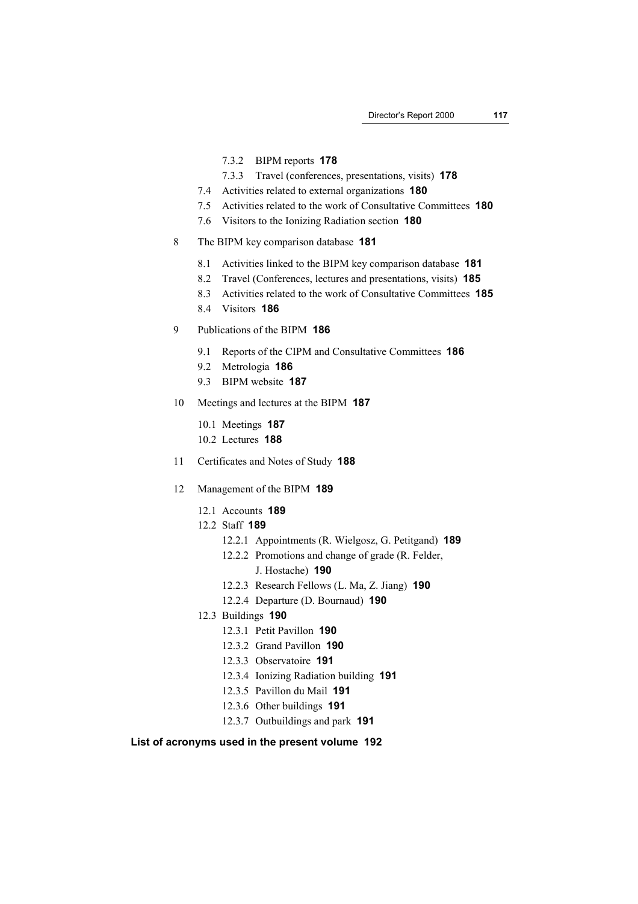- 7.3.2 BIPM reports **178**
- 7.3.3 Travel (conferences, presentations, visits) **178**
- 7.4 Activities related to external organizations **180**
- 7.5 Activities related to the work of Consultative Committees **180**
- 7.6 Visitors to the Ionizing Radiation section **180**

8 The BIPM key comparison database **181**

- 8.1 Activities linked to the BIPM key comparison database **181**
- 8.2 Travel (Conferences, lectures and presentations, visits) **185**
- 8.3 Activities related to the work of Consultative Committees **185**
- 8.4 Visitors **186**

9 Publications of the BIPM **186**

- 9.1 Reports of the CIPM and Consultative Committees **186**
- 9.2 Metrologia **186**
- 9.3 BIPM website **187**

10 Meetings and lectures at the BIPM **187**

- 10.1 Meetings **187**
- 10.2 Lectures **188**

11 Certificates and Notes of Study **188**

12 Management of the BIPM **189**

- 12.1 Accounts **189**
- 12.2 Staff **189**
  - 12.2.1 Appointments (R. Wielgosz, G. Petitgand) **189**
  - 12.2.2 Promotions and change of grade (R. Felder, J. Hostache) **190**
  - 12.2.3 Research Fellows (L. Ma, Z. Jiang) **190**
  - 12.2.4 Departure (D. Bournaud) **190**
- 12.3 Buildings **190**
  - 12.3.1 Petit Pavillon **190**
  - 12.3.2 Grand Pavillon **190**
  - 12.3.3 Observatoire **191**
  - 12.3.4 Ionizing Radiation building **191**
  - 12.3.5 Pavillon du Mail **191**
  - 12.3.6 Other buildings **191**
  - 12.3.7 Outbuildings and park **191**

**List of acronyms used in the present volume 192**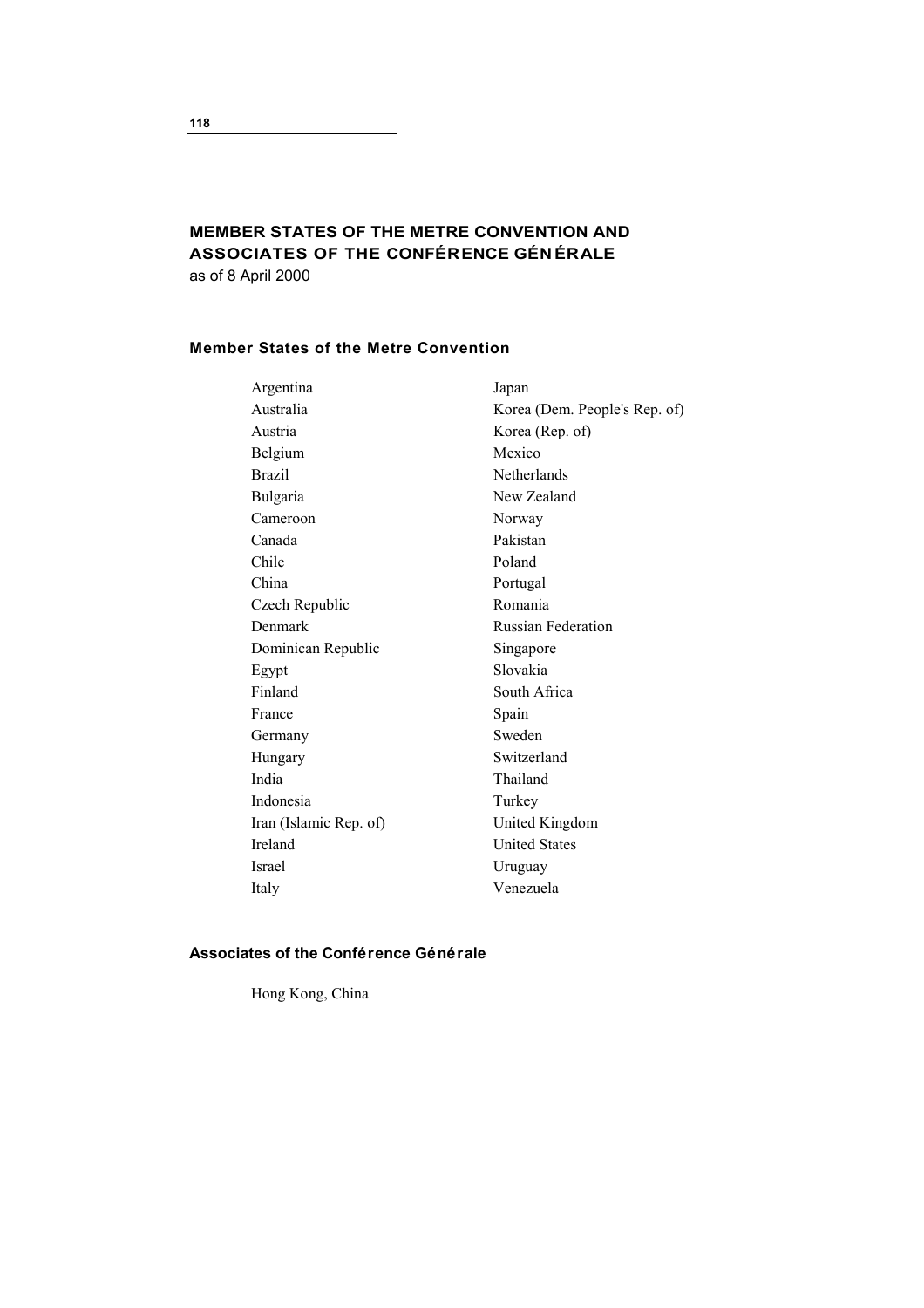## MEMBER STATES OF THE METRE CONVENTION AND ASSOCIATES OF THE CONFÉRENCE GÉNÉRALE

as of 8 April 2000

### Member States of the Metre Convention

- Argentina
- Australia
- Austria
- Belgium
- Brazil
- Bulgaria
- Cameroon
- Canada
- Chile
- China
- Czech Republic
- Denmark
- Dominican Republic
- Egypt
- Finland
- France
- Germany
- Hungary
- India
- Indonesia
- Iran (Islamic Rep. of)
- Ireland
- Israel
- Italy
- Japan
- Korea (Dem. People's Rep. of)
- Korea (Rep. of)
- Mexico
- Netherlands
- New Zealand
- Norway
- Pakistan
- Poland
- Portugal
- Romania
- Russian Federation
- Singapore
- Slovakia
- South Africa
- Spain
- Sweden
- Switzerland
- Thailand
- Turkey
- United Kingdom
- United States
- Uruguay
- Venezuela

### Associates of the Conférence Générale

Hong Kong, China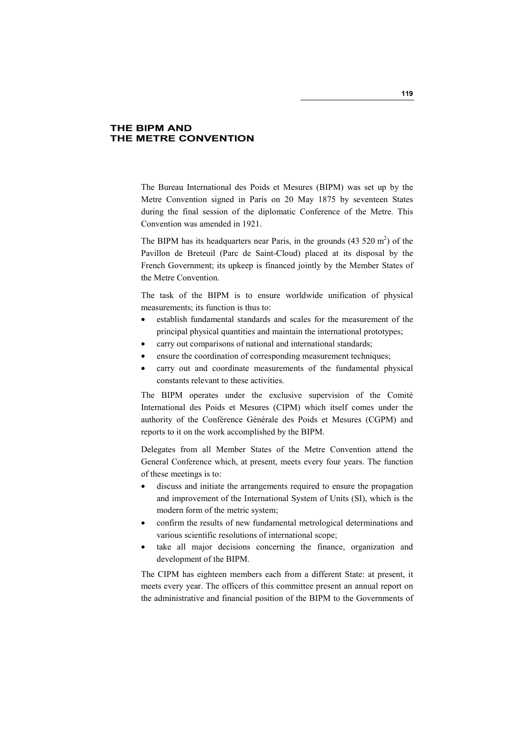# THE BIPM AND THE METRE CONVENTION

The Bureau International des Poids et Mesures (BIPM) was set up by the Metre Convention signed in Paris on 20 May 1875 by seventeen States during the final session of the diplomatic Conference of the Metre. This Convention was amended in 1921.

The BIPM has its headquarters near Paris, in the grounds (43 520 $m^2$) of the Pavillon de Breteuil (Parc de Saint-Cloud) placed at its disposal by the French Government; its upkeep is financed jointly by the Member States of the Metre Convention.

The task of the BIPM is to ensure worldwide unification of physical measurements; its function is thus to:

- establish fundamental standards and scales for the measurement of the principal physical quantities and maintain the international prototypes;
- carry out comparisons of national and international standards;
- ensure the coordination of corresponding measurement techniques;
- carry out and coordinate measurements of the fundamental physical constants relevant to these activities.

The BIPM operates under the exclusive supervision of the Comité International des Poids et Mesures (CIPM) which itself comes under the authority of the Conférence Générale des Poids et Mesures (CGPM) and reports to it on the work accomplished by the BIPM.

Delegates from all Member States of the Metre Convention attend the General Conference which, at present, meets every four years. The function of these meetings is to:

- discuss and initiate the arrangements required to ensure the propagation and improvement of the International System of Units (SI), which is the modern form of the metric system;
- confirm the results of new fundamental metrological determinations and various scientific resolutions of international scope;
- take all major decisions concerning the finance, organization and development of the BIPM.

The CIPM has eighteen members each from a different State: at present, it meets every year. The officers of this committee present an annual report on the administrative and financial position of the BIPM to the Governments of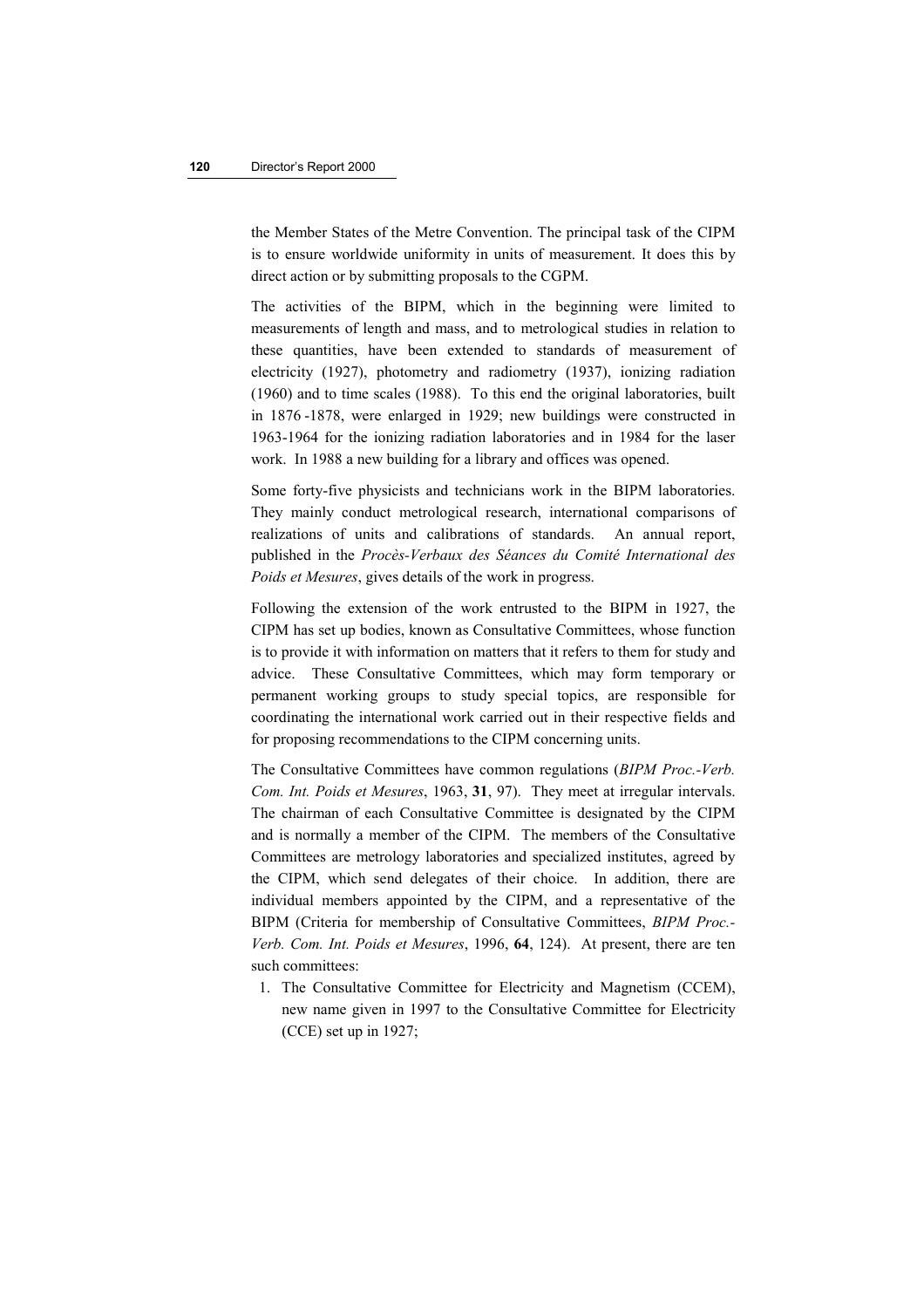the Member States of the Metre Convention. The principal task of the CIPM is to ensure worldwide uniformity in units of measurement. It does this by direct action or by submitting proposals to the CGPM.

The activities of the BIPM, which in the beginning were limited to measurements of length and mass, and to metrological studies in relation to these quantities, have been extended to standards of measurement of electricity (1927), photometry and radiometry (1937), ionizing radiation (1960) and to time scales (1988). To this end the original laboratories, built in 1876 -1878, were enlarged in 1929; new buildings were constructed in 1963-1964 for the ionizing radiation laboratories and in 1984 for the laser work. In 1988 a new building for a library and offices was opened.

Some forty-five physicists and technicians work in the BIPM laboratories. They mainly conduct metrological research, international comparisons of realizations of units and calibrations of standards. An annual report, published in the *Procès-Verbaux des Séances du Comité International des Poids et Mesures*, gives details of the work in progress.

Following the extension of the work entrusted to the BIPM in 1927, the CIPM has set up bodies, known as Consultative Committees, whose function is to provide it with information on matters that it refers to them for study and advice. These Consultative Committees, which may form temporary or permanent working groups to study special topics, are responsible for coordinating the international work carried out in their respective fields and for proposing recommendations to the CIPM concerning units.

The Consultative Committees have common regulations (*BIPM Proc.-Verb. Com. Int. Poids et Mesures*, 1963, **31**, 97). They meet at irregular intervals. The chairman of each Consultative Committee is designated by the CIPM and is normally a member of the CIPM. The members of the Consultative Committees are metrology laboratories and specialized institutes, agreed by the CIPM, which send delegates of their choice. In addition, there are individual members appointed by the CIPM, and a representative of the BIPM (Criteria for membership of Consultative Committees, *BIPM Proc.-Verb. Com. Int. Poids et Mesures*, 1996, **64**, 124). At present, there are ten such committees:

1. The Consultative Committee for Electricity and Magnetism (CCEM), new name given in 1997 to the Consultative Committee for Electricity (CCE) set up in 1927;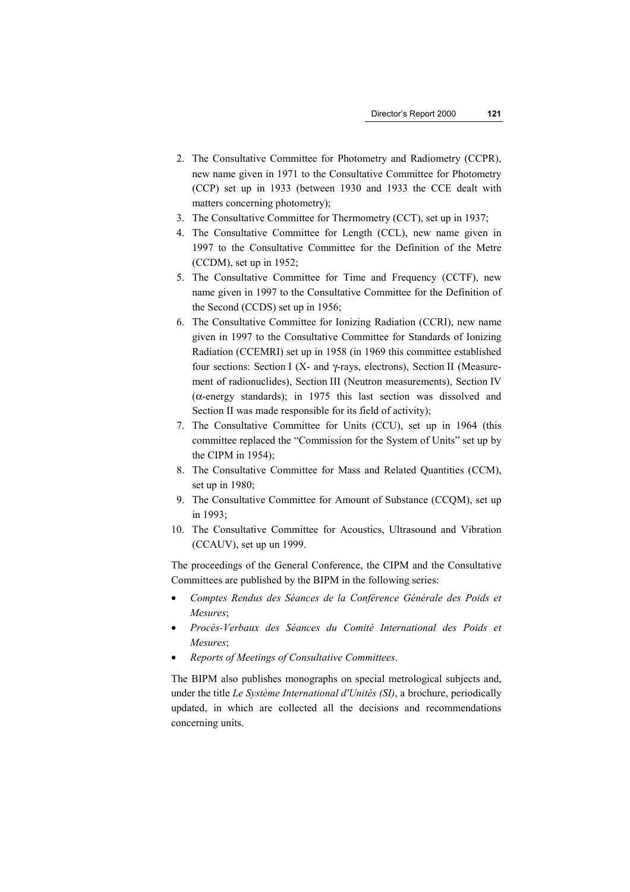2. The Consultative Committee for Photometry and Radiometry (CCPR), new name given in 1971 to the Consultative Committee for Photometry (CCP) set up in 1933 (between 1930 and 1933 the CCE dealt with matters concerning photometry);
3. The Consultative Committee for Thermometry (CCT), set up in 1937;
4. The Consultative Committee for Length (CCL), new name given in 1997 to the Consultative Committee for the Definition of the Metre (CCDM), set up in 1952;
5. The Consultative Committee for Time and Frequency (CCTF), new name given in 1997 to the Consultative Committee for the Definition of the Second (CCDS) set up in 1956;
6. The Consultative Committee for Ionizing Radiation (CCRI), new name given in 1997 to the Consultative Committee for Standards of Ionizing Radiation (CCEMRI) set up in 1958 (in 1969 this committee established four sections: Section I (X- and γ-rays, electrons), Section II (Measurement of radionuclides), Section III (Neutron measurements), Section IV (α-energy standards); in 1975 this last section was dissolved and Section II was made responsible for its field of activity);
7. The Consultative Committee for Units (CCU), set up in 1964 (this committee replaced the "Commission for the System of Units" set up by the CIPM in 1954);
8. The Consultative Committee for Mass and Related Quantities (CCM), set up in 1980;
9. The Consultative Committee for Amount of Substance (CCQM), set up in 1993;
10. The Consultative Committee for Acoustics, Ultrasound and Vibration (CCAUV), set up un 1999.

The proceedings of the General Conference, the CIPM and the Consultative Committees are published by the BIPM in the following series:

- *Comptes Rendus des Séances de la Conférence Générale des Poids et Mesures*;
- *Procès-Verbaux des Séances du Comité International des Poids et Mesures*;
- *Reports of Meetings of Consultative Committees*.

The BIPM also publishes monographs on special metrological subjects and, under the title *Le Système International d'Unités (SI)*, a brochure, periodically updated, in which are collected all the decisions and recommendations concerning units.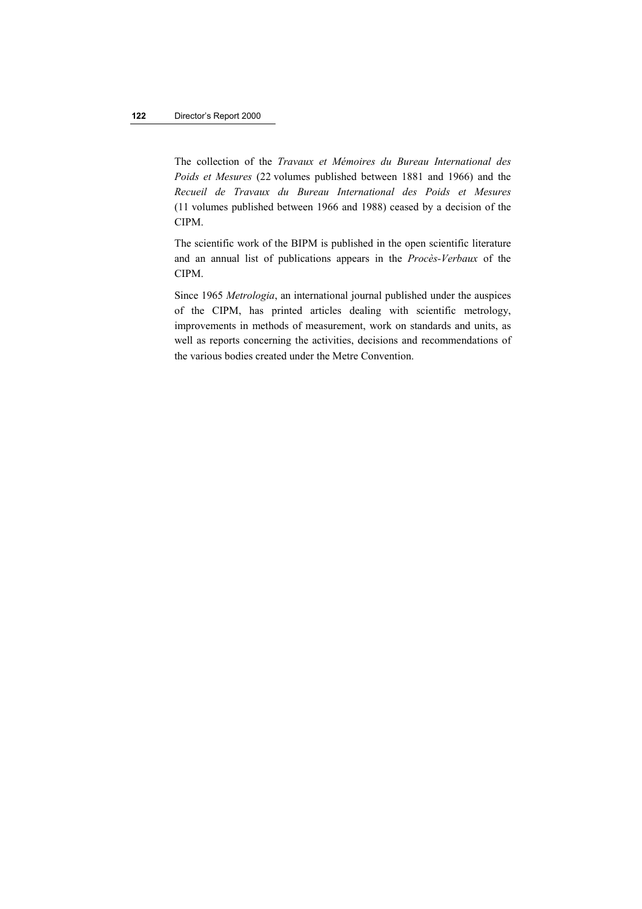The collection of the *Travaux et Mémoires du Bureau International des Poids et Mesures* (22 volumes published between 1881 and 1966) and the *Recueil de Travaux du Bureau International des Poids et Mesures* (11 volumes published between 1966 and 1988) ceased by a decision of the CIPM.

The scientific work of the BIPM is published in the open scientific literature and an annual list of publications appears in the *Procès-Verbaux* of the CIPM.

Since 1965 *Metrologia*, an international journal published under the auspices of the CIPM, has printed articles dealing with scientific metrology, improvements in methods of measurement, work on standards and units, as well as reports concerning the activities, decisions and recommendations of the various bodies created under the Metre Convention.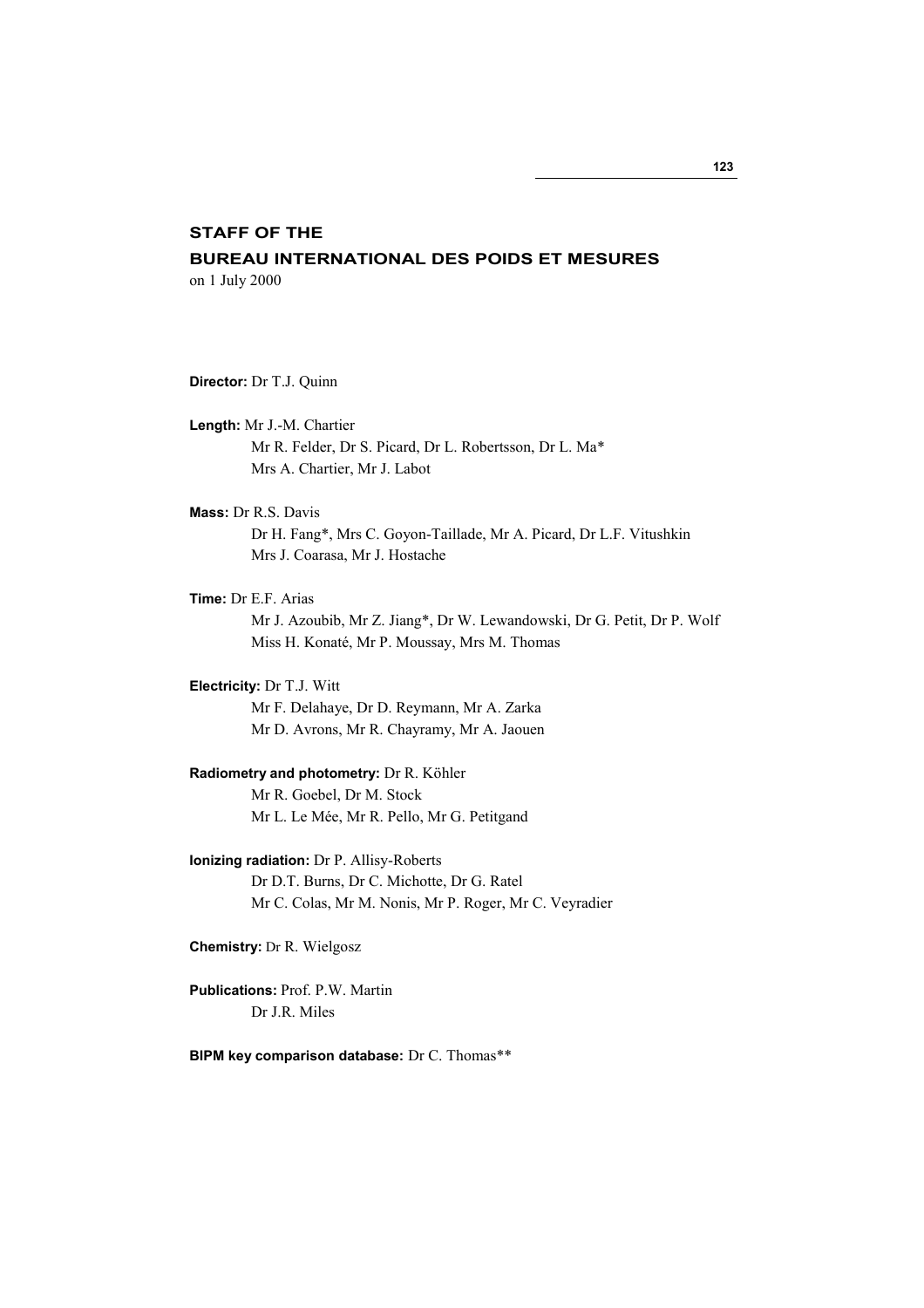# STAFF OF THE BUREAU INTERNATIONAL DES POIDS ET MESURES

on 1 July 2000

**Director:** Dr T.J. Quinn

**Length:** Mr J.-M. Chartier
Mr R. Felder, Dr S. Picard, Dr L. Robertsson, Dr L. Ma*
Mrs A. Chartier, Mr J. Labot

**Mass:** Dr R.S. Davis
Dr H. Fang*, Mrs C. Goyon-Taillade, Mr A. Picard, Dr L.F. Vitushkin
Mrs J. Coarasa, Mr J. Hostache

**Time:** Dr E.F. Arias
Mr J. Azoubib, Mr Z. Jiang*, Dr W. Lewandowski, Dr G. Petit, Dr P. Wolf
Miss H. Konaté, Mr P. Moussay, Mrs M. Thomas

**Electricity:** Dr T.J. Witt
Mr F. Delahaye, Dr D. Reymann, Mr A. Zarka
Mr D. Avrons, Mr R. Chayramy, Mr A. Jaouen

**Radiometry and photometry:** Dr R. Köhler
Mr R. Goebel, Dr M. Stock
Mr L. Le Mée, Mr R. Pello, Mr G. Petitgand

**Ionizing radiation:** Dr P. Allisy-Roberts
Dr D.T. Burns, Dr C. Michotte, Dr G. Ratel
Mr C. Colas, Mr M. Nonis, Mr P. Roger, Mr C. Veyradier

**Chemistry:** Dr R. Wielgosz

**Publications:** Prof. P.W. Martin
Dr J.R. Miles

**BIPM key comparison database:** Dr C. Thomas**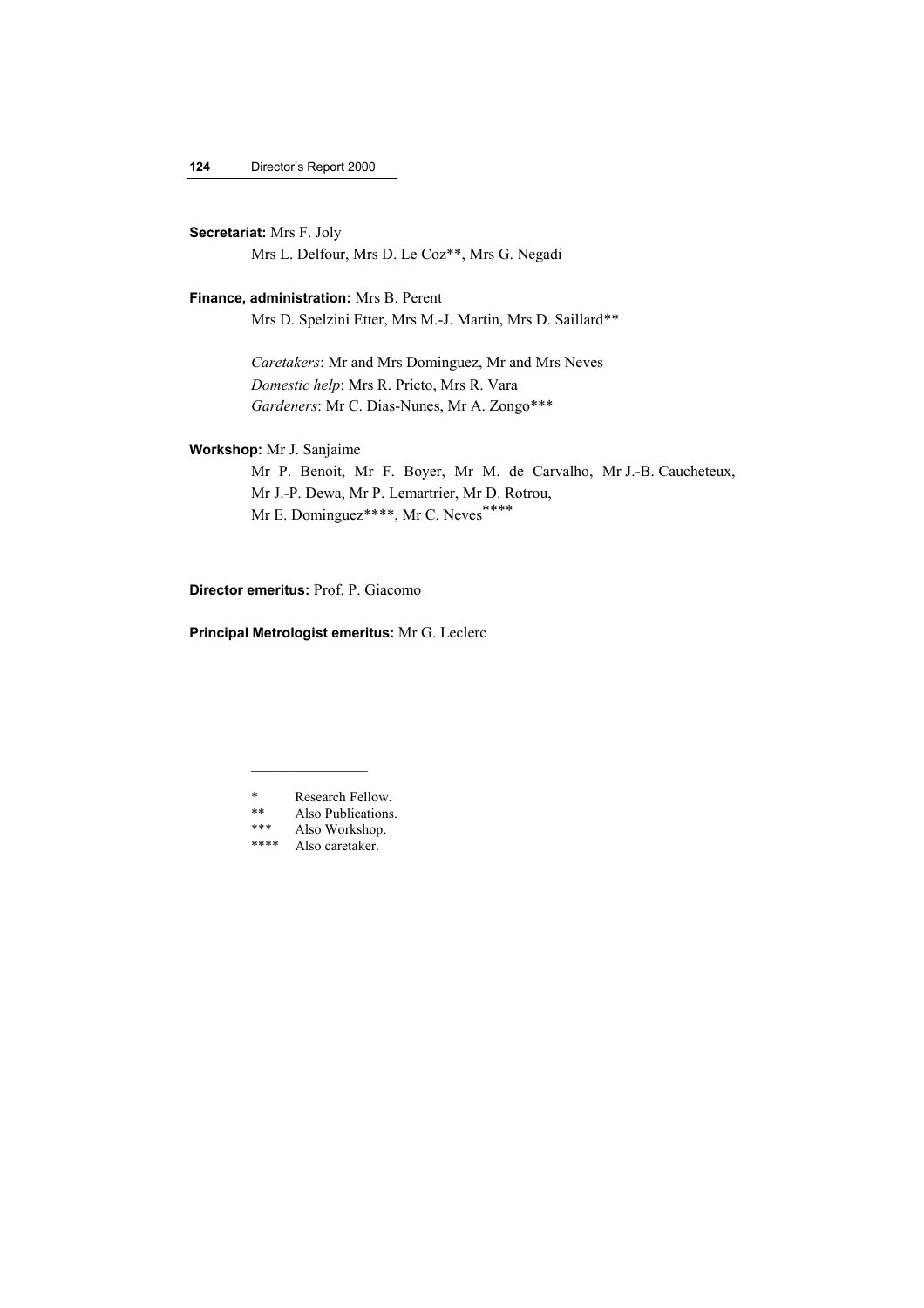**Secretariat:** Mrs F. Joly

Mrs L. Delfour, Mrs D. Le Coz**, Mrs G. Negadi

**Finance, administration:** Mrs B. Perent

Mrs D. Spelzini Etter, Mrs M.-J. Martin, Mrs D. Saillard**

*Caretakers*: Mr and Mrs Dominguez, Mr and Mrs Neves

*Domestic help*: Mrs R. Prieto, Mrs R. Vara

*Gardeners*: Mr C. Dias-Nunes, Mr A. Zongo***

**Workshop:** Mr J. Sanjaime

Mr P. Benoit, Mr F. Boyer, Mr M. de Carvalho, Mr J.-B. Caucheteux, Mr J.-P. Dewa, Mr P. Lemartrier, Mr D. Rotrou, Mr E. Dominguez****, Mr C. Neves****

**Director emeritus:** Prof. P. Giacomo

**Principal Metrologist emeritus:** Mr G. Leclerc

---

\* Research Fellow.

\** Also Publications.

\*** Also Workshop.

\**** Also caretaker.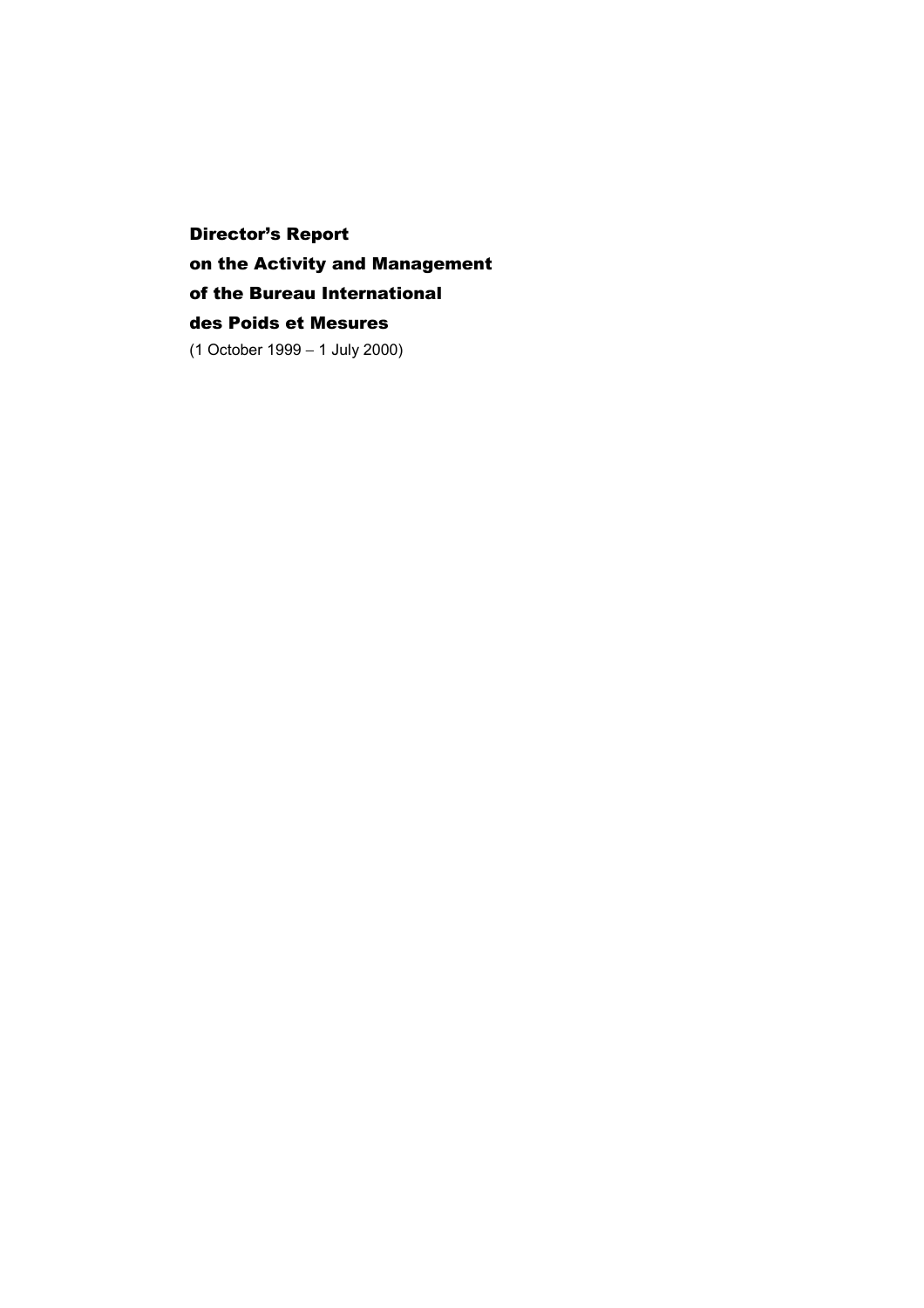# Director's Report on the Activity and Management of the Bureau International des Poids et Mesures

(1 October 1999 – 1 July 2000)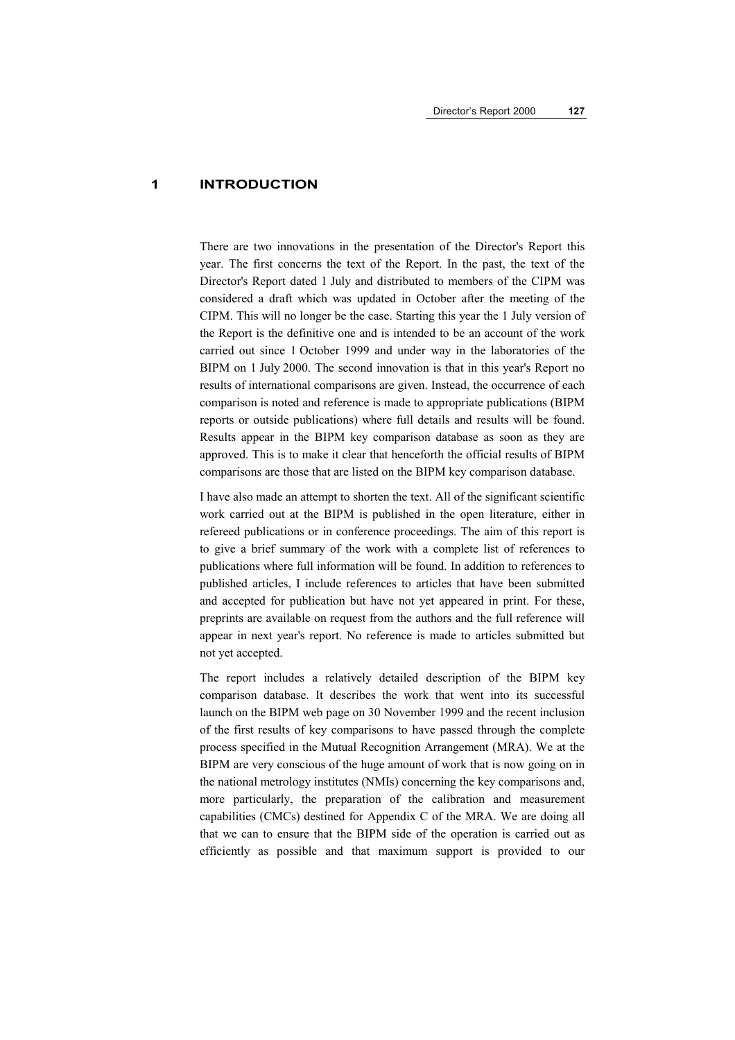# 1 INTRODUCTION

There are two innovations in the presentation of the Director's Report this year. The first concerns the text of the Report. In the past, the text of the Director's Report dated 1 July and distributed to members of the CIPM was considered a draft which was updated in October after the meeting of the CIPM. This will no longer be the case. Starting this year the 1 July version of the Report is the definitive one and is intended to be an account of the work carried out since 1 October 1999 and under way in the laboratories of the BIPM on 1 July 2000. The second innovation is that in this year's Report no results of international comparisons are given. Instead, the occurrence of each comparison is noted and reference is made to appropriate publications (BIPM reports or outside publications) where full details and results will be found. Results appear in the BIPM key comparison database as soon as they are approved. This is to make it clear that henceforth the official results of BIPM comparisons are those that are listed on the BIPM key comparison database.

I have also made an attempt to shorten the text. All of the significant scientific work carried out at the BIPM is published in the open literature, either in refereed publications or in conference proceedings. The aim of this report is to give a brief summary of the work with a complete list of references to publications where full information will be found. In addition to references to published articles, I include references to articles that have been submitted and accepted for publication but have not yet appeared in print. For these, preprints are available on request from the authors and the full reference will appear in next year's report. No reference is made to articles submitted but not yet accepted.

The report includes a relatively detailed description of the BIPM key comparison database. It describes the work that went into its successful launch on the BIPM web page on 30 November 1999 and the recent inclusion of the first results of key comparisons to have passed through the complete process specified in the Mutual Recognition Arrangement (MRA). We at the BIPM are very conscious of the huge amount of work that is now going on in the national metrology institutes (NMIs) concerning the key comparisons and, more particularly, the preparation of the calibration and measurement capabilities (CMCs) destined for Appendix C of the MRA. We are doing all that we can to ensure that the BIPM side of the operation is carried out as efficiently as possible and that maximum support is provided to our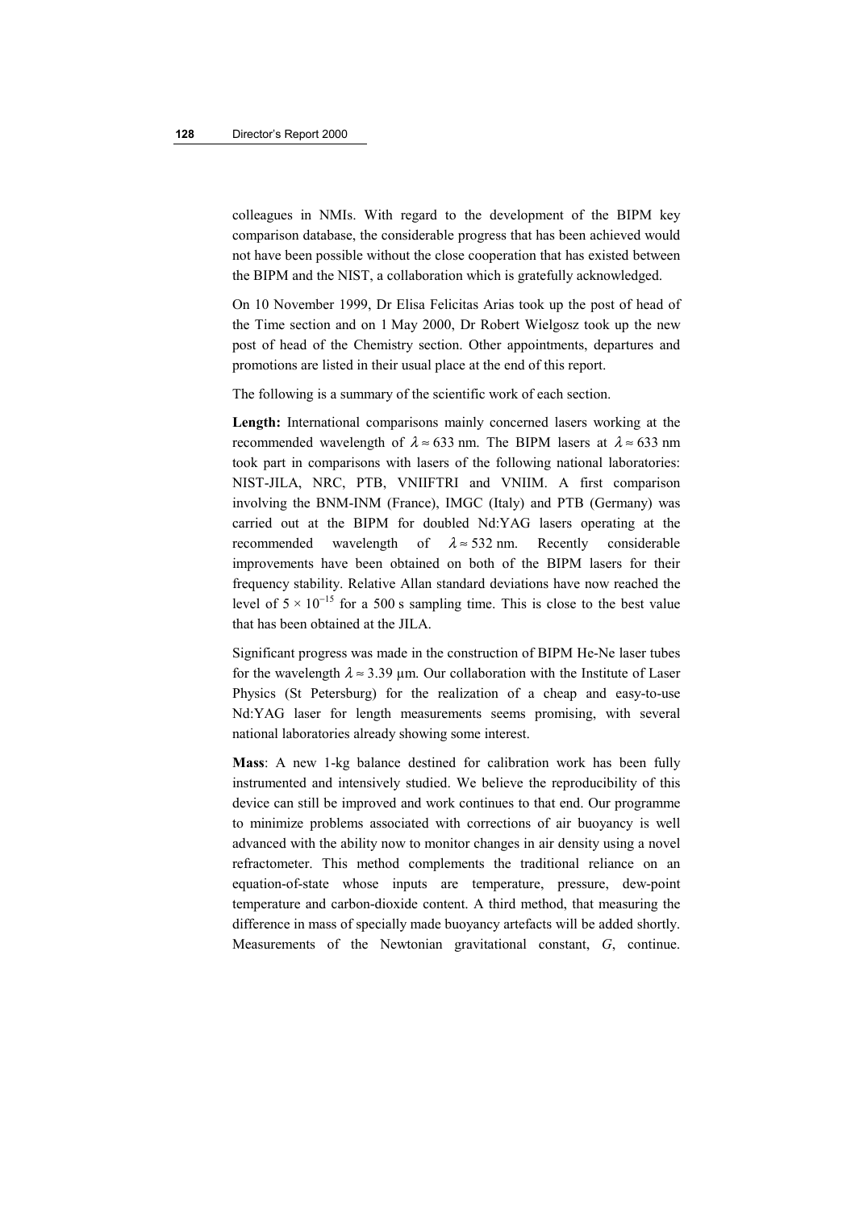colleagues in NMIs. With regard to the development of the BIPM key comparison database, the considerable progress that has been achieved would not have been possible without the close cooperation that has existed between the BIPM and the NIST, a collaboration which is gratefully acknowledged.

On 10 November 1999, Dr Elisa Felicitas Arias took up the post of head of the Time section and on 1 May 2000, Dr Robert Wielgosz took up the new post of head of the Chemistry section. Other appointments, departures and promotions are listed in their usual place at the end of this report.

The following is a summary of the scientific work of each section.

**Length:** International comparisons mainly concerned lasers working at the recommended wavelength of $\lambda \approx 633$ nm. The BIPM lasers at $\lambda \approx 633$ nm took part in comparisons with lasers of the following national laboratories: NIST-JILA, NRC, PTB, VNIIFTRI and VNIIM. A first comparison involving the BNM-INM (France), IMGC (Italy) and PTB (Germany) was carried out at the BIPM for doubled Nd:YAG lasers operating at the recommended wavelength of $\lambda \approx 532$ nm. Recently considerable improvements have been obtained on both of the BIPM lasers for their frequency stability. Relative Allan standard deviations have now reached the level of $5 \times 10^{-15}$ for a 500 s sampling time. This is close to the best value that has been obtained at the JILA.

Significant progress was made in the construction of BIPM He-Ne laser tubes for the wavelength $\lambda \approx 3.39$ µm. Our collaboration with the Institute of Laser Physics (St Petersburg) for the realization of a cheap and easy-to-use Nd:YAG laser for length measurements seems promising, with several national laboratories already showing some interest.

**Mass**: A new 1-kg balance destined for calibration work has been fully instrumented and intensively studied. We believe the reproducibility of this device can still be improved and work continues to that end. Our programme to minimize problems associated with corrections of air buoyancy is well advanced with the ability now to monitor changes in air density using a novel refractometer. This method complements the traditional reliance on an equation-of-state whose inputs are temperature, pressure, dew-point temperature and carbon-dioxide content. A third method, that measuring the difference in mass of specially made buoyancy artefacts will be added shortly. Measurements of the Newtonian gravitational constant, $G$, continue.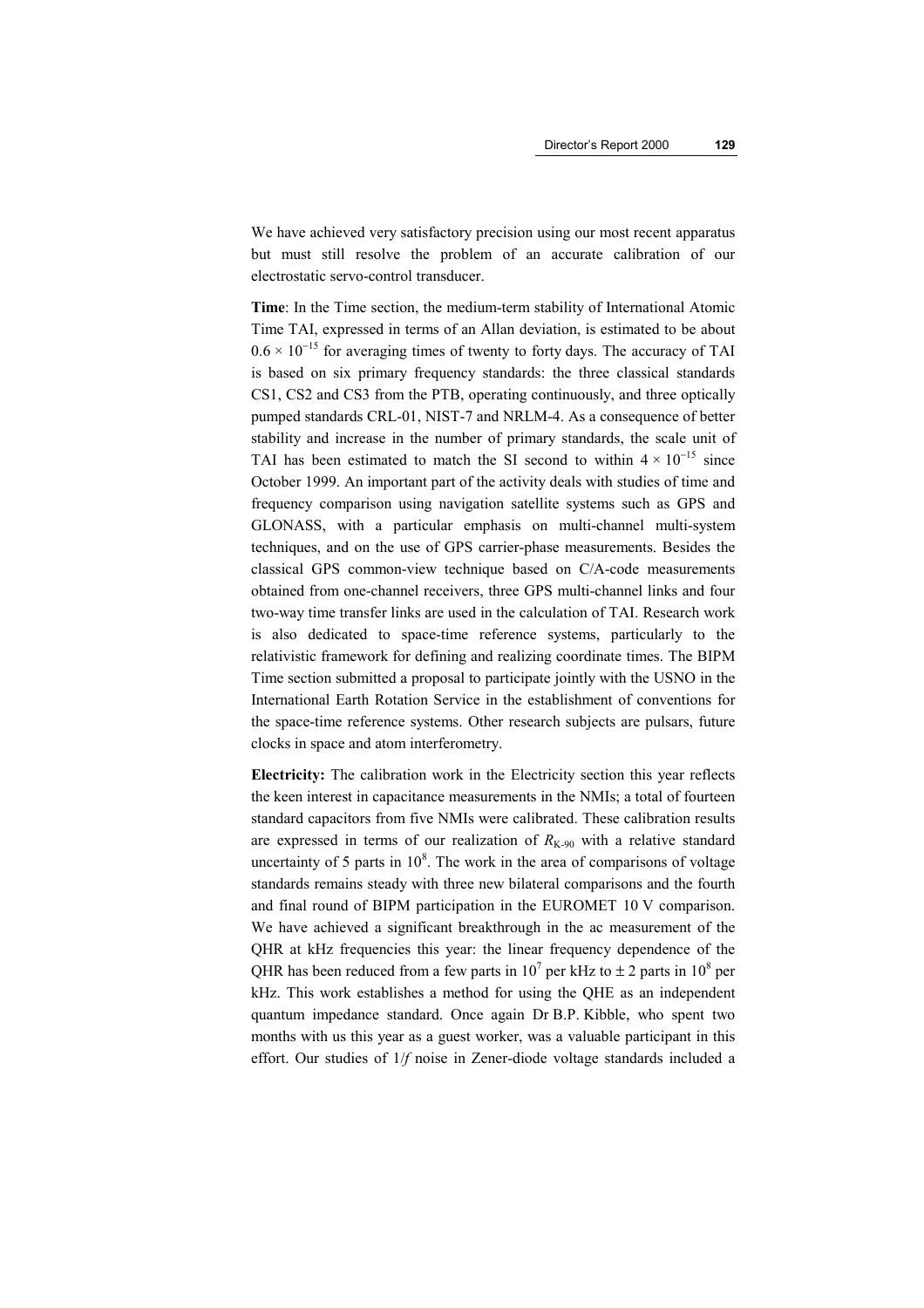We have achieved very satisfactory precision using our most recent apparatus but must still resolve the problem of an accurate calibration of our electrostatic servo-control transducer.

**Time**: In the Time section, the medium-term stability of International Atomic Time TAI, expressed in terms of an Allan deviation, is estimated to be about $0.6 \times 10^{-15}$ for averaging times of twenty to forty days. The accuracy of TAI is based on six primary frequency standards: the three classical standards CS1, CS2 and CS3 from the PTB, operating continuously, and three optically pumped standards CRL-01, NIST-7 and NRLM-4. As a consequence of better stability and increase in the number of primary standards, the scale unit of TAI has been estimated to match the SI second to within $4 \times 10^{-15}$ since October 1999. An important part of the activity deals with studies of time and frequency comparison using navigation satellite systems such as GPS and GLONASS, with a particular emphasis on multi-channel multi-system techniques, and on the use of GPS carrier-phase measurements. Besides the classical GPS common-view technique based on C/A-code measurements obtained from one-channel receivers, three GPS multi-channel links and four two-way time transfer links are used in the calculation of TAI. Research work is also dedicated to space-time reference systems, particularly to the relativistic framework for defining and realizing coordinate times. The BIPM Time section submitted a proposal to participate jointly with the USNO in the International Earth Rotation Service in the establishment of conventions for the space-time reference systems. Other research subjects are pulsars, future clocks in space and atom interferometry.

**Electricity:** The calibration work in the Electricity section this year reflects the keen interest in capacitance measurements in the NMIs; a total of fourteen standard capacitors from five NMIs were calibrated. These calibration results are expressed in terms of our realization of $R_{\text{K-90}}$ with a relative standard uncertainty of 5 parts in $10^8$. The work in the area of comparisons of voltage standards remains steady with three new bilateral comparisons and the fourth and final round of BIPM participation in the EUROMET 10 V comparison. We have achieved a significant breakthrough in the ac measurement of the QHR at kHz frequencies this year: the linear frequency dependence of the QHR has been reduced from a few parts in $10^7$ per kHz to $\pm$ 2 parts in $10^8$ per kHz. This work establishes a method for using the QHE as an independent quantum impedance standard. Once again Dr B.P. Kibble, who spent two months with us this year as a guest worker, was a valuable participant in this effort. Our studies of $1/f$ noise in Zener-diode voltage standards included a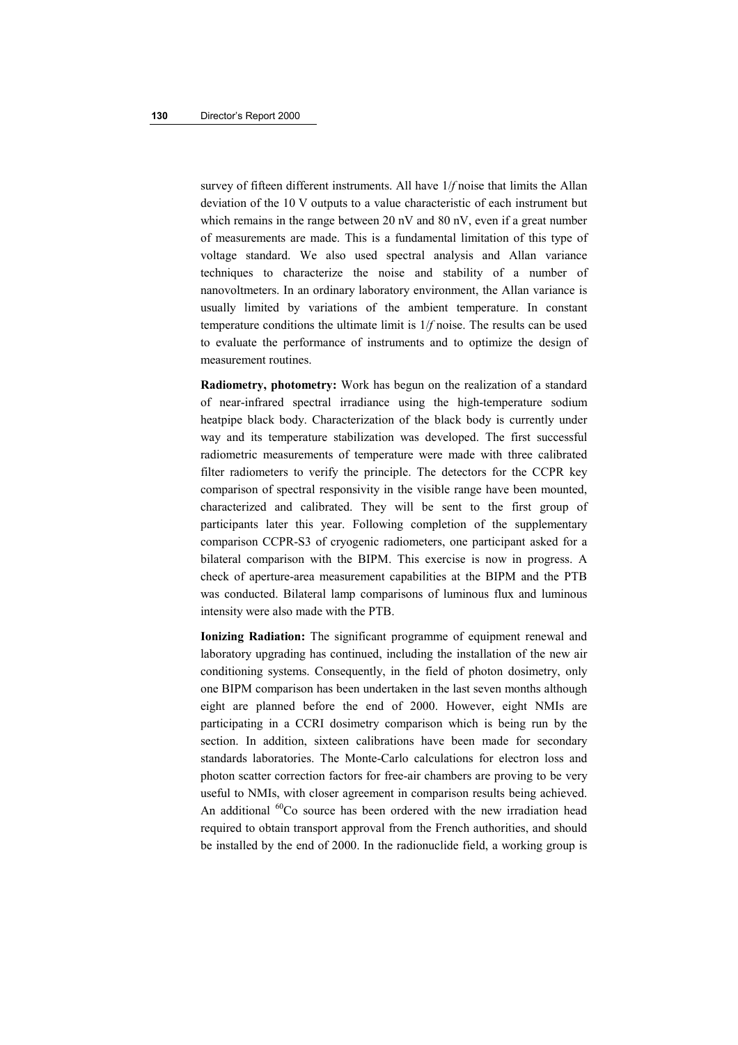survey of fifteen different instruments. All have 1/*f* noise that limits the Allan deviation of the 10 V outputs to a value characteristic of each instrument but which remains in the range between 20 nV and 80 nV, even if a great number of measurements are made. This is a fundamental limitation of this type of voltage standard. We also used spectral analysis and Allan variance techniques to characterize the noise and stability of a number of nanovoltmeters. In an ordinary laboratory environment, the Allan variance is usually limited by variations of the ambient temperature. In constant temperature conditions the ultimate limit is 1/*f* noise. The results can be used to evaluate the performance of instruments and to optimize the design of measurement routines.

**Radiometry, photometry:** Work has begun on the realization of a standard of near-infrared spectral irradiance using the high-temperature sodium heatpipe black body. Characterization of the black body is currently under way and its temperature stabilization was developed. The first successful radiometric measurements of temperature were made with three calibrated filter radiometers to verify the principle. The detectors for the CCPR key comparison of spectral responsivity in the visible range have been mounted, characterized and calibrated. They will be sent to the first group of participants later this year. Following completion of the supplementary comparison CCPR-S3 of cryogenic radiometers, one participant asked for a bilateral comparison with the BIPM. This exercise is now in progress. A check of aperture-area measurement capabilities at the BIPM and the PTB was conducted. Bilateral lamp comparisons of luminous flux and luminous intensity were also made with the PTB.

**Ionizing Radiation:** The significant programme of equipment renewal and laboratory upgrading has continued, including the installation of the new air conditioning systems. Consequently, in the field of photon dosimetry, only one BIPM comparison has been undertaken in the last seven months although eight are planned before the end of 2000. However, eight NMIs are participating in a CCRI dosimetry comparison which is being run by the section. In addition, sixteen calibrations have been made for secondary standards laboratories. The Monte-Carlo calculations for electron loss and photon scatter correction factors for free-air chambers are proving to be very useful to NMIs, with closer agreement in comparison results being achieved. An additional $^{60}$Co source has been ordered with the new irradiation head required to obtain transport approval from the French authorities, and should be installed by the end of 2000. In the radionuclide field, a working group is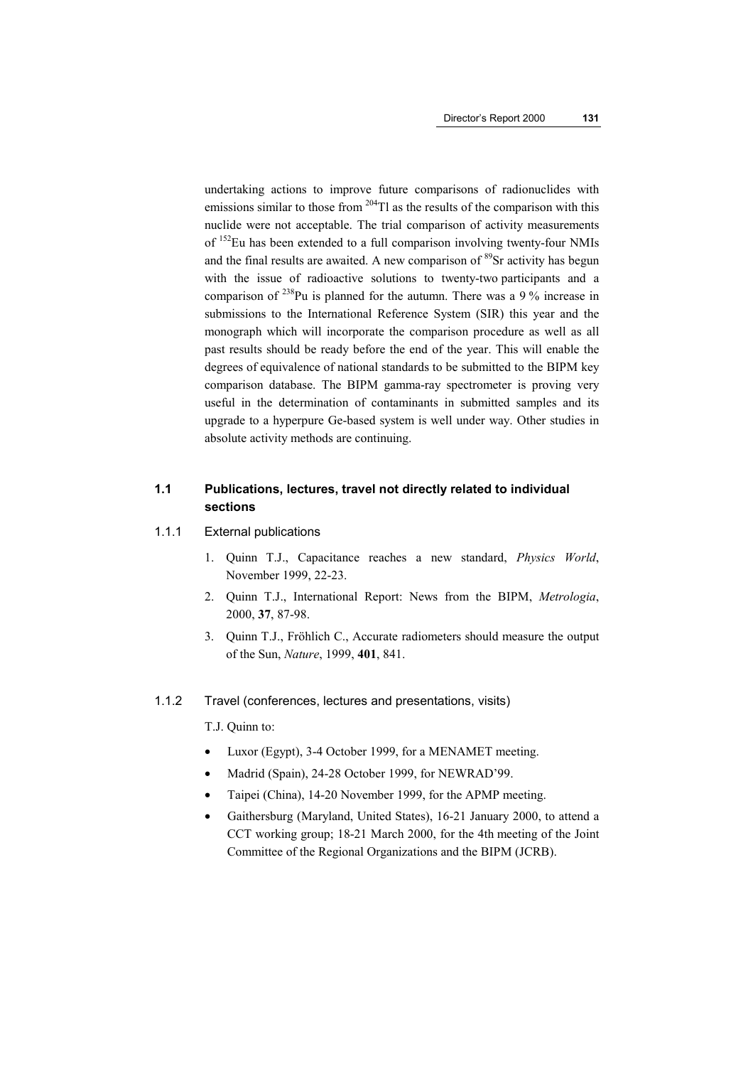undertaking actions to improve future comparisons of radionuclides with emissions similar to those from $^{204}$Tl as the results of the comparison with this nuclide were not acceptable. The trial comparison of activity measurements of $^{152}$Eu has been extended to a full comparison involving twenty-four NMIs and the final results are awaited. A new comparison of $^{89}$Sr activity has begun with the issue of radioactive solutions to twenty-two participants and a comparison of $^{238}$Pu is planned for the autumn. There was a 9 % increase in submissions to the International Reference System (SIR) this year and the monograph which will incorporate the comparison procedure as well as all past results should be ready before the end of the year. This will enable the degrees of equivalence of national standards to be submitted to the BIPM key comparison database. The BIPM gamma-ray spectrometer is proving very useful in the determination of contaminants in submitted samples and its upgrade to a hyperpure Ge-based system is well under way. Other studies in absolute activity methods are continuing.

## 1.1 Publications, lectures, travel not directly related to individual sections

### 1.1.1 External publications

1. Quinn T.J., Capacitance reaches a new standard, *Physics World*, November 1999, 22-23.
2. Quinn T.J., International Report: News from the BIPM, *Metrologia*, 2000, **37**, 87-98.
3. Quinn T.J., Fröhlich C., Accurate radiometers should measure the output of the Sun, *Nature*, 1999, **401**, 841.

### 1.1.2 Travel (conferences, lectures and presentations, visits)

T.J. Quinn to:

- Luxor (Egypt), 3-4 October 1999, for a MENAMET meeting.
- Madrid (Spain), 24-28 October 1999, for NEWRAD'99.
- Taipei (China), 14-20 November 1999, for the APMP meeting.
- Gaithersburg (Maryland, United States), 16-21 January 2000, to attend a CCT working group; 18-21 March 2000, for the 4th meeting of the Joint Committee of the Regional Organizations and the BIPM (JCRB).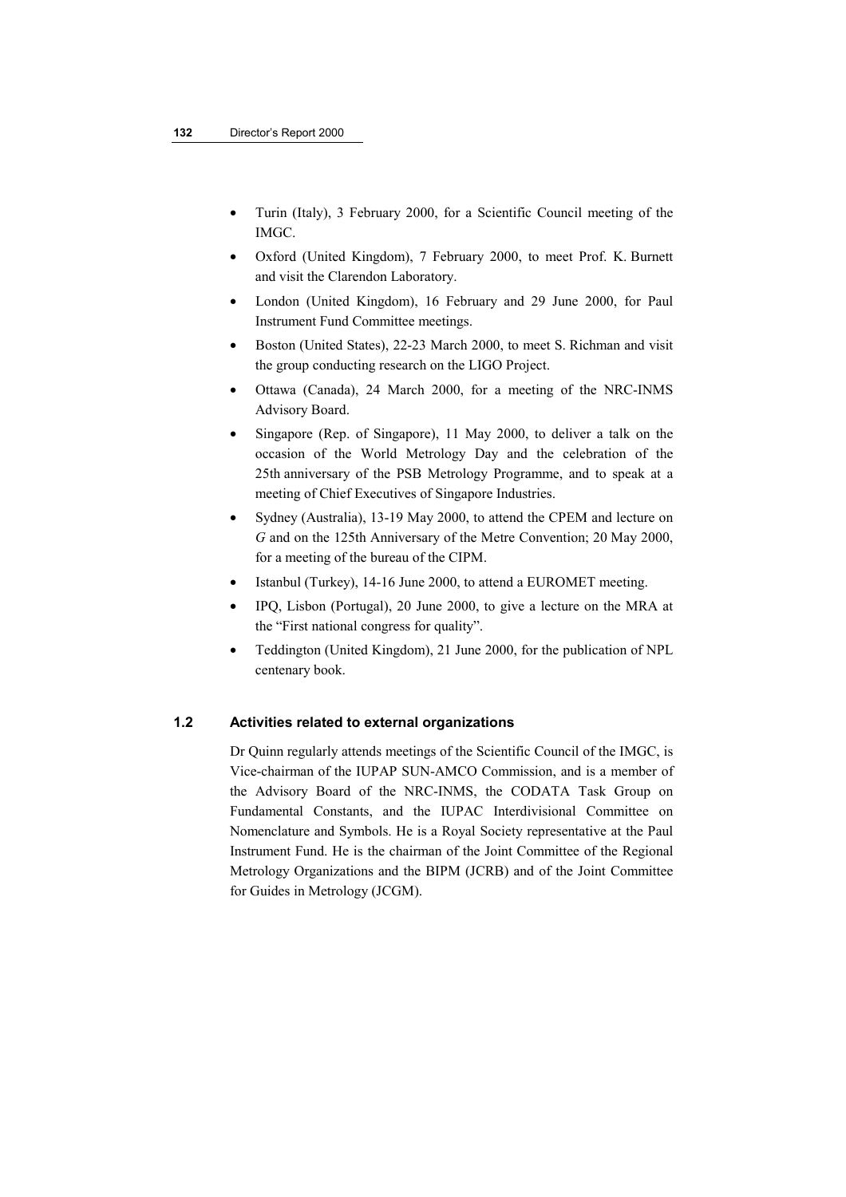- Turin (Italy), 3 February 2000, for a Scientific Council meeting of the IMGC.
- Oxford (United Kingdom), 7 February 2000, to meet Prof. K. Burnett and visit the Clarendon Laboratory.
- London (United Kingdom), 16 February and 29 June 2000, for Paul Instrument Fund Committee meetings.
- Boston (United States), 22-23 March 2000, to meet S. Richman and visit the group conducting research on the LIGO Project.
- Ottawa (Canada), 24 March 2000, for a meeting of the NRC-INMS Advisory Board.
- Singapore (Rep. of Singapore), 11 May 2000, to deliver a talk on the occasion of the World Metrology Day and the celebration of the 25th anniversary of the PSB Metrology Programme, and to speak at a meeting of Chief Executives of Singapore Industries.
- Sydney (Australia), 13-19 May 2000, to attend the CPEM and lecture on $G$ and on the 125th Anniversary of the Metre Convention; 20 May 2000, for a meeting of the bureau of the CIPM.
- Istanbul (Turkey), 14-16 June 2000, to attend a EUROMET meeting.
- IPQ, Lisbon (Portugal), 20 June 2000, to give a lecture on the MRA at the "First national congress for quality".
- Teddington (United Kingdom), 21 June 2000, for the publication of NPL centenary book.

### 1.2 Activities related to external organizations

Dr Quinn regularly attends meetings of the Scientific Council of the IMGC, is Vice-chairman of the IUPAP SUN-AMCO Commission, and is a member of the Advisory Board of the NRC-INMS, the CODATA Task Group on Fundamental Constants, and the IUPAC Interdivisional Committee on Nomenclature and Symbols. He is a Royal Society representative at the Paul Instrument Fund. He is the chairman of the Joint Committee of the Regional Metrology Organizations and the BIPM (JCRB) and of the Joint Committee for Guides in Metrology (JCGM).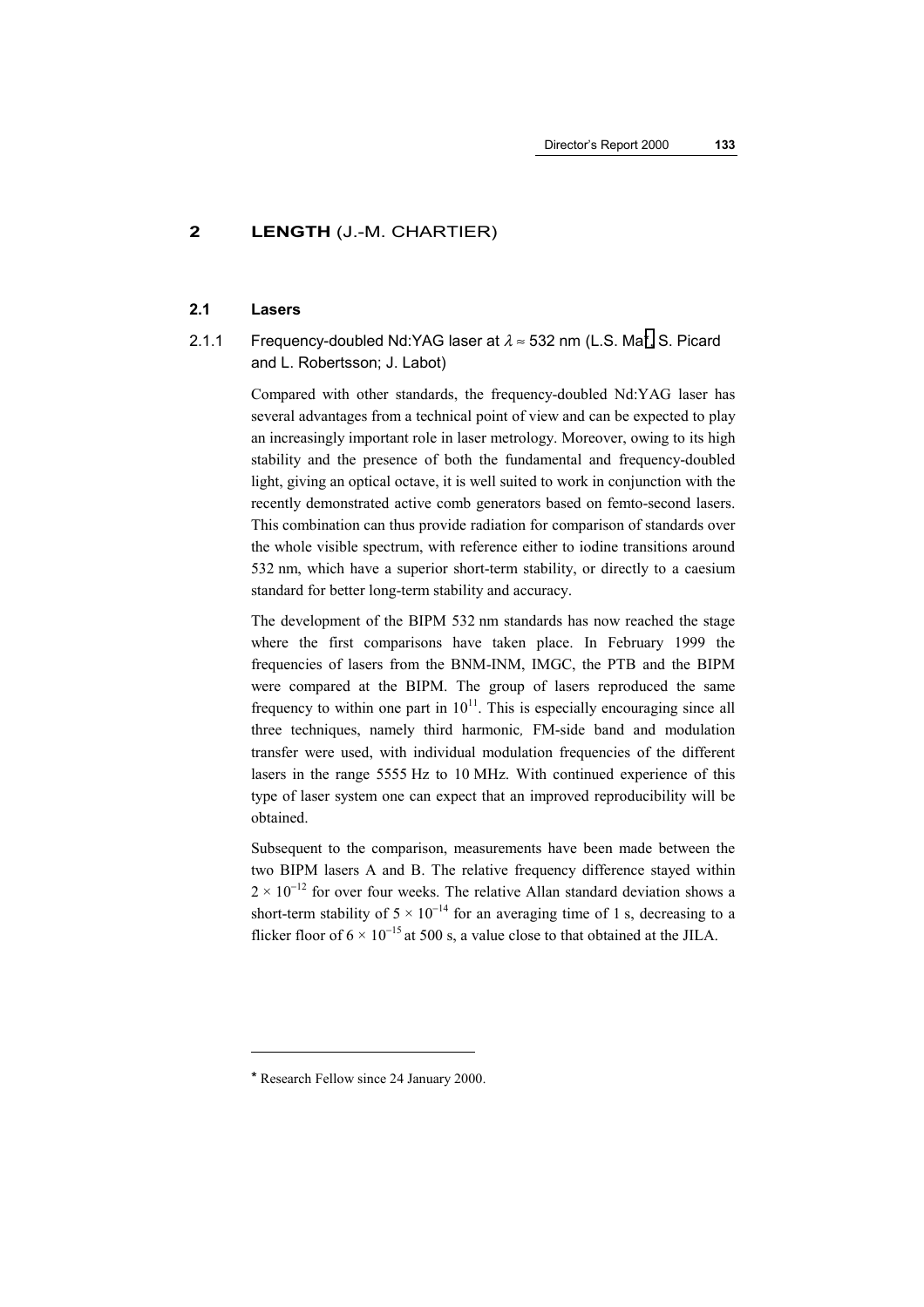## 2 LENGTH (J.-M. CHARTIER)

### 2.1 Lasers

#### 2.1.1 Frequency-doubled Nd:YAG laser at $\lambda \approx 532$ nm (L.S. Ma*, S. Picard and L. Robertsson; J. Labot)

Compared with other standards, the frequency-doubled Nd:YAG laser has several advantages from a technical point of view and can be expected to play an increasingly important role in laser metrology. Moreover, owing to its high stability and the presence of both the fundamental and frequency-doubled light, giving an optical octave, it is well suited to work in conjunction with the recently demonstrated active comb generators based on femto-second lasers. This combination can thus provide radiation for comparison of standards over the whole visible spectrum, with reference either to iodine transitions around 532 nm, which have a superior short-term stability, or directly to a caesium standard for better long-term stability and accuracy.

The development of the BIPM 532 nm standards has now reached the stage where the first comparisons have taken place. In February 1999 the frequencies of lasers from the BNM-INM, IMGC, the PTB and the BIPM were compared at the BIPM. The group of lasers reproduced the same frequency to within one part in $10^{11}$. This is especially encouraging since all three techniques, namely third harmonic*,* FM-side band and modulation transfer were used, with individual modulation frequencies of the different lasers in the range 5555 Hz to 10 MHz. With continued experience of this type of laser system one can expect that an improved reproducibility will be obtained.

Subsequent to the comparison, measurements have been made between the two BIPM lasers A and B. The relative frequency difference stayed within $2 \times 10^{-12}$ for over four weeks. The relative Allan standard deviation shows a short-term stability of $5 \times 10^{-14}$ for an averaging time of 1 s, decreasing to a flicker floor of $6 \times 10^{-15}$ at 500 s, a value close to that obtained at the JILA.

---

* Research Fellow since 24 January 2000.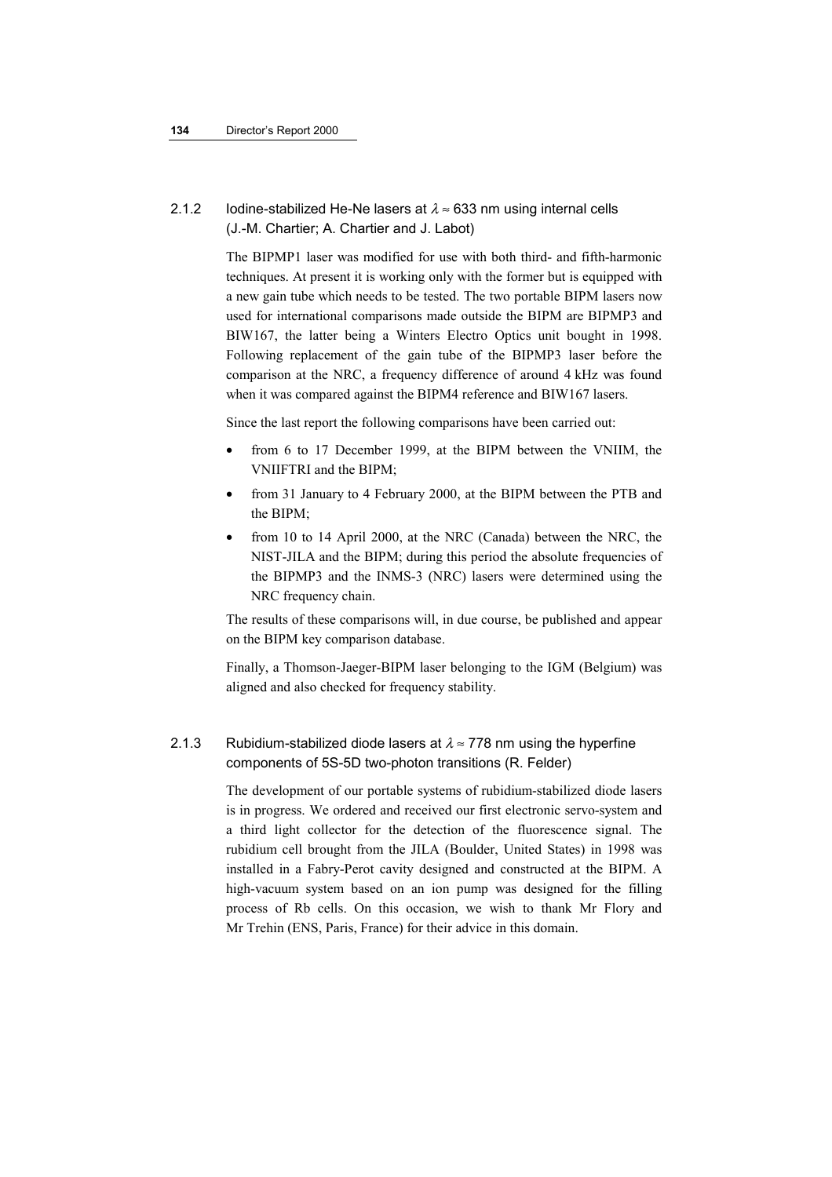### 2.1.2 Iodine-stabilized He-Ne lasers at $\lambda \approx 633$ nm using internal cells (J.-M. Chartier; A. Chartier and J. Labot)

The BIPMP1 laser was modified for use with both third- and fifth-harmonic techniques. At present it is working only with the former but is equipped with a new gain tube which needs to be tested. The two portable BIPM lasers now used for international comparisons made outside the BIPM are BIPMP3 and BIW167, the latter being a Winters Electro Optics unit bought in 1998. Following replacement of the gain tube of the BIPMP3 laser before the comparison at the NRC, a frequency difference of around 4 kHz was found when it was compared against the BIPM4 reference and BIW167 lasers.

Since the last report the following comparisons have been carried out:

- from 6 to 17 December 1999, at the BIPM between the VNIIM, the VNIIFTRI and the BIPM;
- from 31 January to 4 February 2000, at the BIPM between the PTB and the BIPM;
- from 10 to 14 April 2000, at the NRC (Canada) between the NRC, the NIST-JILA and the BIPM; during this period the absolute frequencies of the BIPMP3 and the INMS-3 (NRC) lasers were determined using the NRC frequency chain.

The results of these comparisons will, in due course, be published and appear on the BIPM key comparison database.

Finally, a Thomson-Jaeger-BIPM laser belonging to the IGM (Belgium) was aligned and also checked for frequency stability.

### 2.1.3 Rubidium-stabilized diode lasers at $\lambda \approx 778$ nm using the hyperfine components of 5S-5D two-photon transitions (R. Felder)

The development of our portable systems of rubidium-stabilized diode lasers is in progress. We ordered and received our first electronic servo-system and a third light collector for the detection of the fluorescence signal. The rubidium cell brought from the JILA (Boulder, United States) in 1998 was installed in a Fabry-Perot cavity designed and constructed at the BIPM. A high-vacuum system based on an ion pump was designed for the filling process of Rb cells. On this occasion, we wish to thank Mr Flory and Mr Trehin (ENS, Paris, France) for their advice in this domain.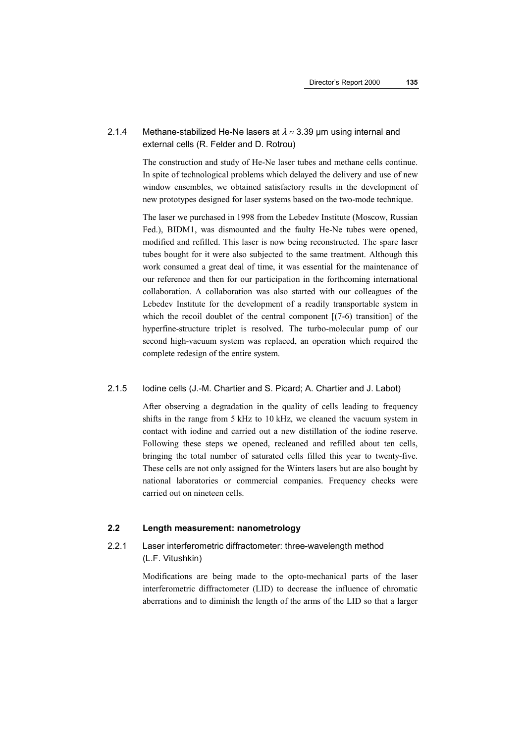### 2.1.4 Methane-stabilized He-Ne lasers at $\lambda \approx 3.39$ µm using internal and external cells (R. Felder and D. Rotrou)

The construction and study of He-Ne laser tubes and methane cells continue. In spite of technological problems which delayed the delivery and use of new window ensembles, we obtained satisfactory results in the development of new prototypes designed for laser systems based on the two-mode technique.

The laser we purchased in 1998 from the Lebedev Institute (Moscow, Russian Fed.), BIDM1, was dismounted and the faulty He-Ne tubes were opened, modified and refilled. This laser is now being reconstructed. The spare laser tubes bought for it were also subjected to the same treatment. Although this work consumed a great deal of time, it was essential for the maintenance of our reference and then for our participation in the forthcoming international collaboration. A collaboration was also started with our colleagues of the Lebedev Institute for the development of a readily transportable system in which the recoil doublet of the central component [(7-6) transition] of the hyperfine-structure triplet is resolved. The turbo-molecular pump of our second high-vacuum system was replaced, an operation which required the complete redesign of the entire system.

### 2.1.5 Iodine cells (J.-M. Chartier and S. Picard; A. Chartier and J. Labot)

After observing a degradation in the quality of cells leading to frequency shifts in the range from 5 kHz to 10 kHz, we cleaned the vacuum system in contact with iodine and carried out a new distillation of the iodine reserve. Following these steps we opened, recleaned and refilled about ten cells, bringing the total number of saturated cells filled this year to twenty-five. These cells are not only assigned for the Winters lasers but are also bought by national laboratories or commercial companies. Frequency checks were carried out on nineteen cells.

## 2.2 Length measurement: nanometrology

### 2.2.1 Laser interferometric diffractometer: three-wavelength method (L.F. Vitushkin)

Modifications are being made to the opto-mechanical parts of the laser interferometric diffractometer (LID) to decrease the influence of chromatic aberrations and to diminish the length of the arms of the LID so that a larger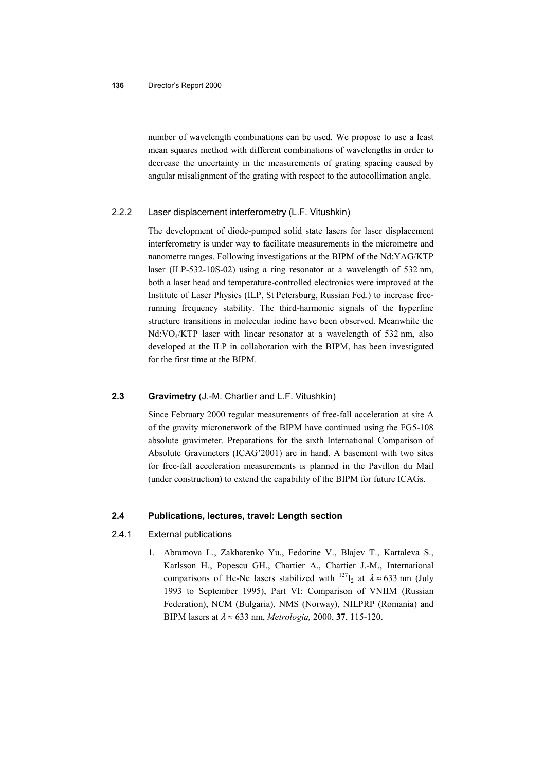number of wavelength combinations can be used. We propose to use a least mean squares method with different combinations of wavelengths in order to decrease the uncertainty in the measurements of grating spacing caused by angular misalignment of the grating with respect to the autocollimation angle.

### 2.2.2 Laser displacement interferometry (L.F. Vitushkin)

The development of diode-pumped solid state lasers for laser displacement interferometry is under way to facilitate measurements in the micrometre and nanometre ranges. Following investigations at the BIPM of the Nd:YAG/KTP laser (ILP-532-10S-02) using a ring resonator at a wavelength of 532 nm, both a laser head and temperature-controlled electronics were improved at the Institute of Laser Physics (ILP, St Petersburg, Russian Fed.) to increase free-running frequency stability. The third-harmonic signals of the hyperfine structure transitions in molecular iodine have been observed. Meanwhile the Nd:$VO_4$/KTP laser with linear resonator at a wavelength of 532 nm, also developed at the ILP in collaboration with the BIPM, has been investigated for the first time at the BIPM.

## 2.3 Gravimetry (J.-M. Chartier and L.F. Vitushkin)

Since February 2000 regular measurements of free-fall acceleration at site A of the gravity micronetwork of the BIPM have continued using the FG5-108 absolute gravimeter. Preparations for the sixth International Comparison of Absolute Gravimeters (ICAG'2001) are in hand. A basement with two sites for free-fall acceleration measurements is planned in the Pavillon du Mail (under construction) to extend the capability of the BIPM for future ICAGs.

## 2.4 Publications, lectures, travel: Length section

### 2.4.1 External publications

1. Abramova L., Zakharenko Yu., Fedorine V., Blajev T., Kartaleva S., Karlsson H., Popescu GH., Chartier A., Chartier J.-M., International comparisons of He-Ne lasers stabilized with $^{127}I_2$ at $\lambda \approx 633$ nm (July 1993 to September 1995), Part VI: Comparison of VNIIM (Russian Federation), NCM (Bulgaria), NMS (Norway), NILPRP (Romania) and BIPM lasers at $\lambda \approx 633$ nm, *Metrologia,* 2000, **37**, 115-120.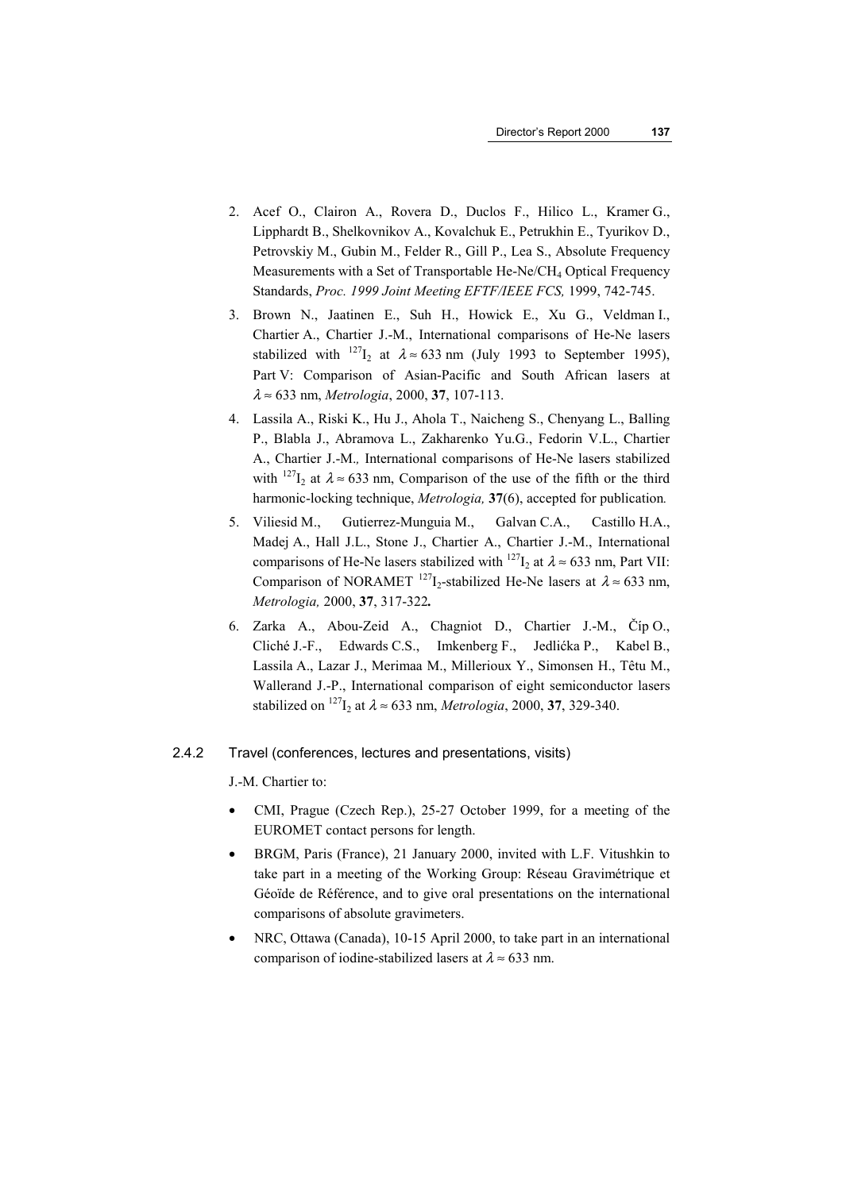2. Acef O., Clairon A., Rovera D., Duclos F., Hilico L., Kramer G., Lipphardt B., Shelkovnikov A., Kovalchuk E., Petrukhin E., Tyurikov D., Petrovskiy M., Gubin M., Felder R., Gill P., Lea S., Absolute Frequency Measurements with a Set of Transportable He-Ne/$CH_4$ Optical Frequency Standards, *Proc. 1999 Joint Meeting EFTF/IEEE FCS,* 1999, 742-745.
3. Brown N., Jaatinen E., Suh H., Howick E., Xu G., Veldman I., Chartier A., Chartier J.-M., International comparisons of He-Ne lasers stabilized with $^{127}I_2$ at $\lambda \approx 633$ nm (July 1993 to September 1995), Part V: Comparison of Asian-Pacific and South African lasers at $\lambda \approx 633$ nm, *Metrologia*, 2000, **37**, 107-113.
4. Lassila A., Riski K., Hu J., Ahola T., Naicheng S., Chenyang L., Balling P., Blabla J., Abramova L., Zakharenko Yu.G., Fedorin V.L., Chartier A., Chartier J.-M., International comparisons of He-Ne lasers stabilized with $^{127}I_2$ at $\lambda \approx 633$ nm, Comparison of the use of the fifth or the third harmonic-locking technique, *Metrologia,* **37**(6), accepted for publication*.*
5. Viliesid M., Gutierrez-Munguia M., Galvan C.A., Castillo H.A., Madej A., Hall J.L., Stone J., Chartier A., Chartier J.-M., International comparisons of He-Ne lasers stabilized with $^{127}I_2$ at $\lambda \approx 633$ nm, Part VII: Comparison of NORAMET $^{127}I_2$-stabilized He-Ne lasers at $\lambda \approx 633$ nm, *Metrologia,* 2000, **37**, 317-322**.**
6. Zarka A., Abou-Zeid A., Chagniot D., Chartier J.-M., Číp O., Cliché J.-F., Edwards C.S., Imkenberg F., Jedlićka P., Kabel B., Lassila A., Lazar J., Merimaa M., Millerioux Y., Simonsen H., Têtu M., Wallerand J.-P., International comparison of eight semiconductor lasers stabilized on $^{127}I_2$ at $\lambda \approx 633$ nm, *Metrologia*, 2000, **37**, 329-340.

### 2.4.2 Travel (conferences, lectures and presentations, visits)

J.-M. Chartier to:

- CMI, Prague (Czech Rep.), 25-27 October 1999, for a meeting of the EUROMET contact persons for length.
- BRGM, Paris (France), 21 January 2000, invited with L.F. Vitushkin to take part in a meeting of the Working Group: Réseau Gravimétrique et Géoïde de Référence, and to give oral presentations on the international comparisons of absolute gravimeters.
- NRC, Ottawa (Canada), 10-15 April 2000, to take part in an international comparison of iodine-stabilized lasers at $\lambda \approx 633$ nm.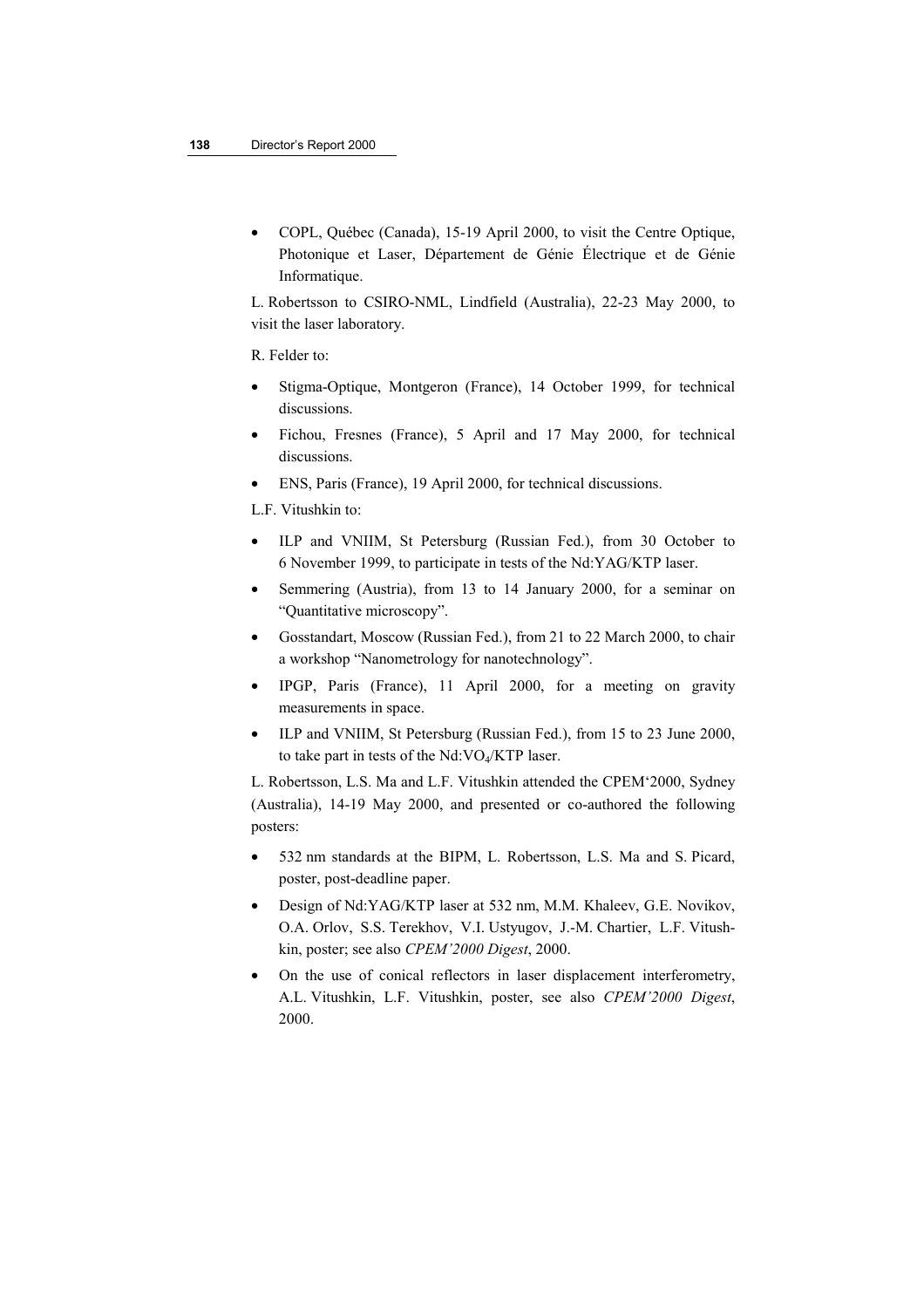- COPL, Québec (Canada), 15-19 April 2000, to visit the Centre Optique, Photonique et Laser, Département de Génie Électrique et de Génie Informatique.

L. Robertsson to CSIRO-NML, Lindfield (Australia), 22-23 May 2000, to visit the laser laboratory.

R. Felder to:

- Stigma-Optique, Montgeron (France), 14 October 1999, for technical discussions.
- Fichou, Fresnes (France), 5 April and 17 May 2000, for technical discussions.
- ENS, Paris (France), 19 April 2000, for technical discussions.

L.F. Vitushkin to:

- ILP and VNIIM, St Petersburg (Russian Fed.), from 30 October to 6 November 1999, to participate in tests of the Nd:YAG/KTP laser.
- Semmering (Austria), from 13 to 14 January 2000, for a seminar on "Quantitative microscopy".
- Gosstandart, Moscow (Russian Fed.), from 21 to 22 March 2000, to chair a workshop "Nanometrology for nanotechnology".
- IPGP, Paris (France), 11 April 2000, for a meeting on gravity measurements in space.
- ILP and VNIIM, St Petersburg (Russian Fed.), from 15 to 23 June 2000, to take part in tests of the Nd:$VO_4$/KTP laser.

L. Robertsson, L.S. Ma and L.F. Vitushkin attended the CPEM'2000, Sydney (Australia), 14-19 May 2000, and presented or co-authored the following posters:

- 532 nm standards at the BIPM, L. Robertsson, L.S. Ma and S. Picard, poster, post-deadline paper.
- Design of Nd:YAG/KTP laser at 532 nm, M.M. Khaleev, G.E. Novikov, O.A. Orlov, S.S. Terekhov, V.I. Ustyugov, J.-M. Chartier, L.F. Vitushkin, poster; see also *CPEM'2000 Digest*, 2000.
- On the use of conical reflectors in laser displacement interferometry, A.L. Vitushkin, L.F. Vitushkin, poster, see also *CPEM'2000 Digest*, 2000.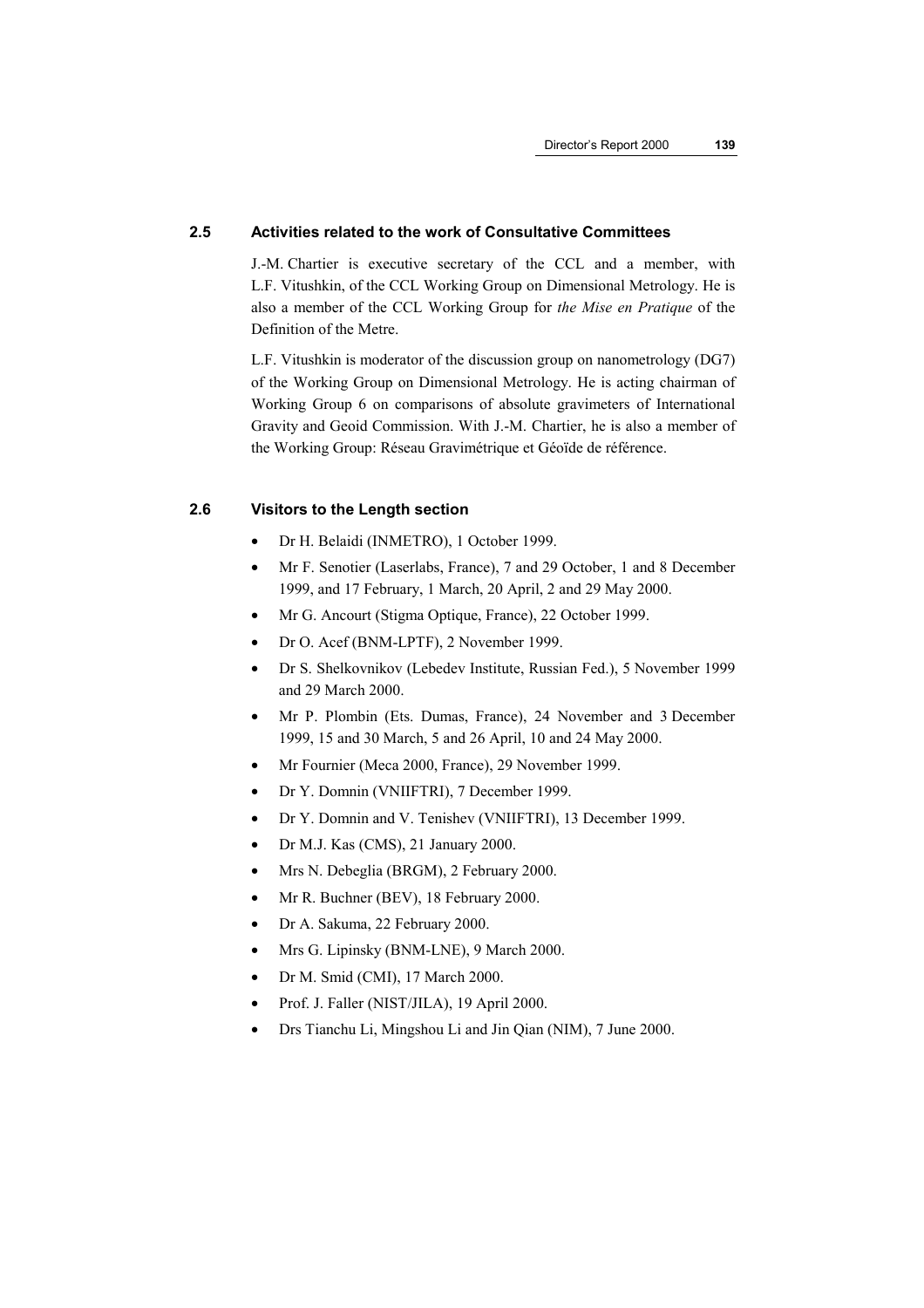## 2.5 Activities related to the work of Consultative Committees

J.-M. Chartier is executive secretary of the CCL and a member, with L.F. Vitushkin, of the CCL Working Group on Dimensional Metrology. He is also a member of the CCL Working Group for *the Mise en Pratique* of the Definition of the Metre.

L.F. Vitushkin is moderator of the discussion group on nanometrology (DG7) of the Working Group on Dimensional Metrology. He is acting chairman of Working Group 6 on comparisons of absolute gravimeters of International Gravity and Geoid Commission. With J.-M. Chartier, he is also a member of the Working Group: Réseau Gravimétrique et Géoïde de référence.

## 2.6 Visitors to the Length section

- Dr H. Belaidi (INMETRO), 1 October 1999.
- Mr F. Senotier (Laserlabs, France), 7 and 29 October, 1 and 8 December 1999, and 17 February, 1 March, 20 April, 2 and 29 May 2000.
- Mr G. Ancourt (Stigma Optique, France), 22 October 1999.
- Dr O. Acef (BNM-LPTF), 2 November 1999.
- Dr S. Shelkovnikov (Lebedev Institute, Russian Fed.), 5 November 1999 and 29 March 2000.
- Mr P. Plombin (Ets. Dumas, France), 24 November and 3 December 1999, 15 and 30 March, 5 and 26 April, 10 and 24 May 2000.
- Mr Fournier (Meca 2000, France), 29 November 1999.
- Dr Y. Domnin (VNIIFTRI), 7 December 1999.
- Dr Y. Domnin and V. Tenishev (VNIIFTRI), 13 December 1999.
- Dr M.J. Kas (CMS), 21 January 2000.
- Mrs N. Debeglia (BRGM), 2 February 2000.
- Mr R. Buchner (BEV), 18 February 2000.
- Dr A. Sakuma, 22 February 2000.
- Mrs G. Lipinsky (BNM-LNE), 9 March 2000.
- Dr M. Smid (CMI), 17 March 2000.
- Prof. J. Faller (NIST/JILA), 19 April 2000.
- Drs Tianchu Li, Mingshou Li and Jin Qian (NIM), 7 June 2000.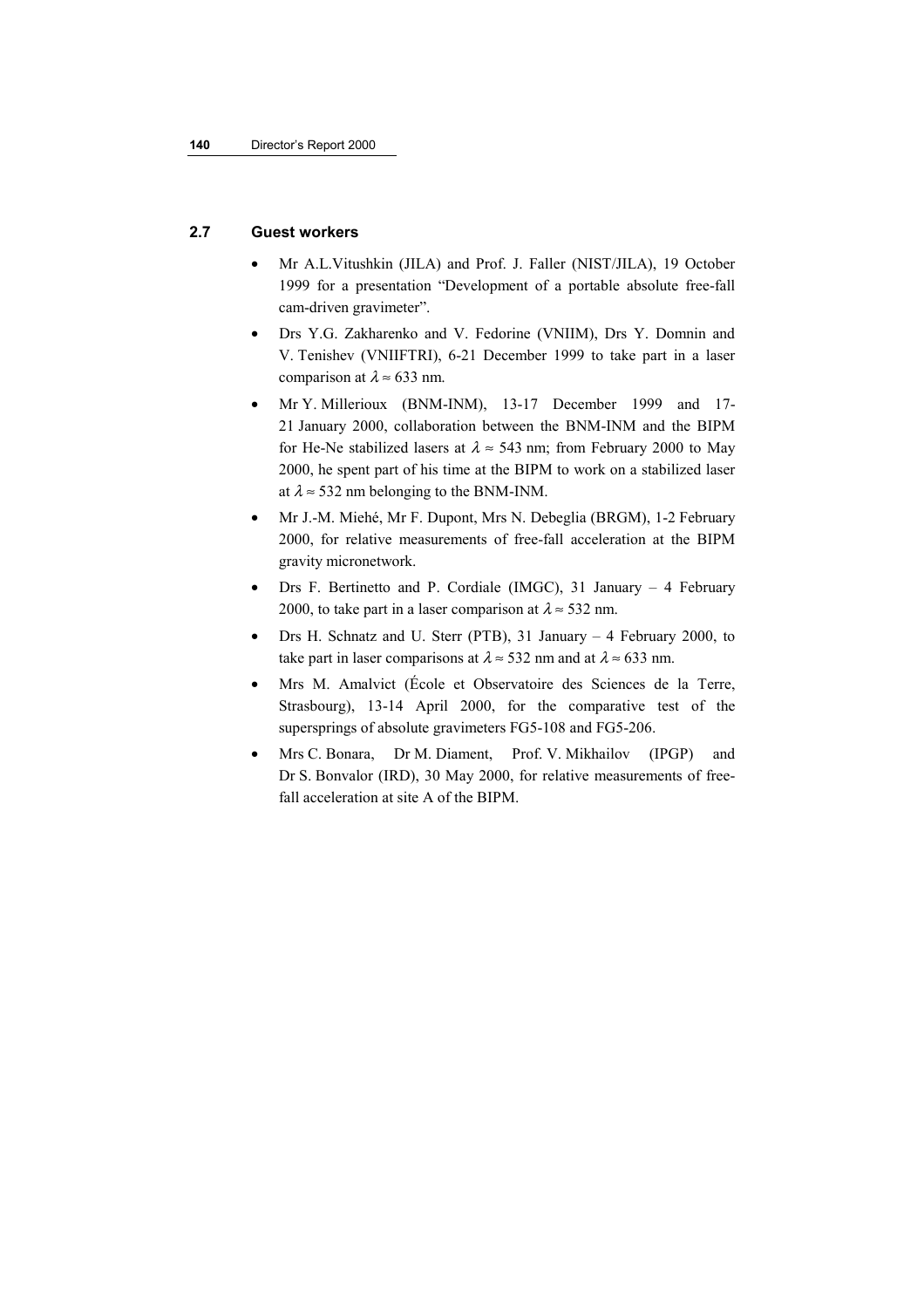## 2.7 Guest workers

- Mr A.L.Vitushkin (JILA) and Prof. J. Faller (NIST/JILA), 19 October 1999 for a presentation "Development of a portable absolute free-fall cam-driven gravimeter".
- Drs Y.G. Zakharenko and V. Fedorine (VNIIM), Drs Y. Domnin and V. Tenishev (VNIIFTRI), 6-21 December 1999 to take part in a laser comparison at $\lambda \approx 633$ nm.
- Mr Y. Millerioux (BNM-INM), 13-17 December 1999 and 17-21 January 2000, collaboration between the BNM-INM and the BIPM for He-Ne stabilized lasers at $\lambda \approx 543$ nm; from February 2000 to May 2000, he spent part of his time at the BIPM to work on a stabilized laser at $\lambda \approx 532$ nm belonging to the BNM-INM.
- Mr J.-M. Miehé, Mr F. Dupont, Mrs N. Debeglia (BRGM), 1-2 February 2000, for relative measurements of free-fall acceleration at the BIPM gravity micronetwork.
- Drs F. Bertinetto and P. Cordiale (IMGC), 31 January – 4 February 2000, to take part in a laser comparison at $\lambda \approx 532$ nm.
- Drs H. Schnatz and U. Sterr (PTB), 31 January – 4 February 2000, to take part in laser comparisons at $\lambda \approx 532$ nm and at $\lambda \approx 633$ nm.
- Mrs M. Amalvict (École et Observatoire des Sciences de la Terre, Strasbourg), 13-14 April 2000, for the comparative test of the supersprings of absolute gravimeters FG5-108 and FG5-206.
- Mrs C. Bonara, Dr M. Diament, Prof. V. Mikhailov (IPGP) and Dr S. Bonvalor (IRD), 30 May 2000, for relative measurements of free-fall acceleration at site A of the BIPM.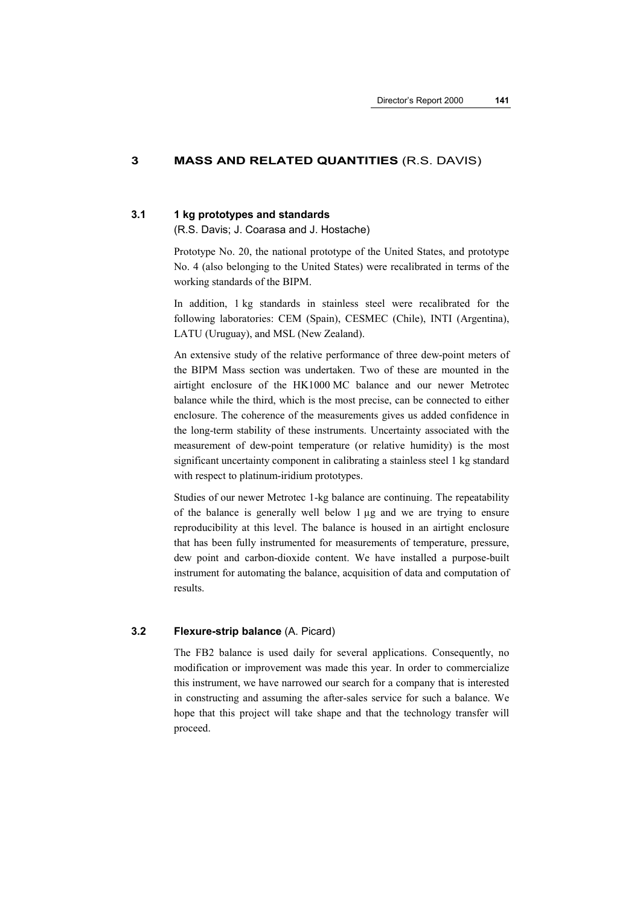## 3 MASS AND RELATED QUANTITIES (R.S. DAVIS)

### 3.1 1 kg prototypes and standards

(R.S. Davis; J. Coarasa and J. Hostache)

Prototype No. 20, the national prototype of the United States, and prototype No. 4 (also belonging to the United States) were recalibrated in terms of the working standards of the BIPM.

In addition, 1 kg standards in stainless steel were recalibrated for the following laboratories: CEM (Spain), CESMEC (Chile), INTI (Argentina), LATU (Uruguay), and MSL (New Zealand).

An extensive study of the relative performance of three dew-point meters of the BIPM Mass section was undertaken. Two of these are mounted in the airtight enclosure of the HK1000 MC balance and our newer Metrotec balance while the third, which is the most precise, can be connected to either enclosure. The coherence of the measurements gives us added confidence in the long-term stability of these instruments. Uncertainty associated with the measurement of dew-point temperature (or relative humidity) is the most significant uncertainty component in calibrating a stainless steel 1 kg standard with respect to platinum-iridium prototypes.

Studies of our newer Metrotec 1-kg balance are continuing. The repeatability of the balance is generally well below 1 µg and we are trying to ensure reproducibility at this level. The balance is housed in an airtight enclosure that has been fully instrumented for measurements of temperature, pressure, dew point and carbon-dioxide content. We have installed a purpose-built instrument for automating the balance, acquisition of data and computation of results.

### 3.2 Flexure-strip balance (A. Picard)

The FB2 balance is used daily for several applications. Consequently, no modification or improvement was made this year. In order to commercialize this instrument, we have narrowed our search for a company that is interested in constructing and assuming the after-sales service for such a balance. We hope that this project will take shape and that the technology transfer will proceed.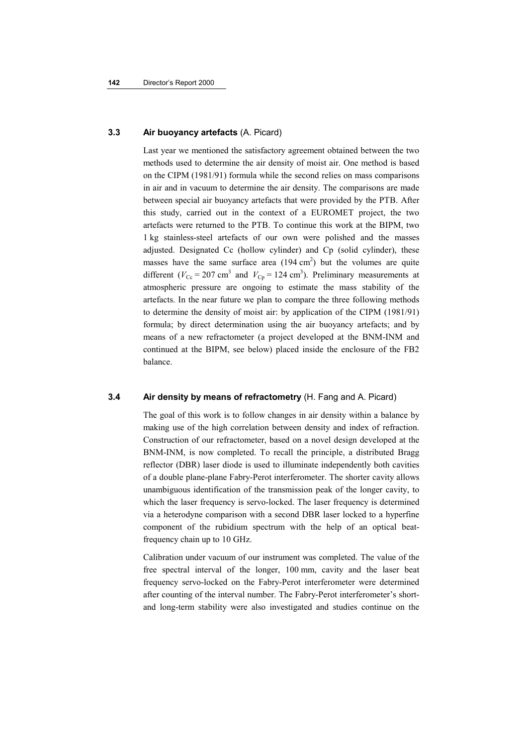### 3.3 **Air buoyancy artefacts** (A. Picard)

Last year we mentioned the satisfactory agreement obtained between the two methods used to determine the air density of moist air. One method is based on the CIPM (1981/91) formula while the second relies on mass comparisons in air and in vacuum to determine the air density. The comparisons are made between special air buoyancy artefacts that were provided by the PTB. After this study, carried out in the context of a EUROMET project, the two artefacts were returned to the PTB. To continue this work at the BIPM, two 1 kg stainless-steel artefacts of our own were polished and the masses adjusted. Designated Cc (hollow cylinder) and Cp (solid cylinder), these masses have the same surface area (194 $cm^2$) but the volumes are quite different ($V_{Cc} = 207$ $cm^3$ and $V_{Cp} = 124$ $cm^3$). Preliminary measurements at atmospheric pressure are ongoing to estimate the mass stability of the artefacts. In the near future we plan to compare the three following methods to determine the density of moist air: by application of the CIPM (1981/91) formula; by direct determination using the air buoyancy artefacts; and by means of a new refractometer (a project developed at the BNM-INM and continued at the BIPM, see below) placed inside the enclosure of the FB2 balance.

### 3.4 **Air density by means of refractometry** (H. Fang and A. Picard)

The goal of this work is to follow changes in air density within a balance by making use of the high correlation between density and index of refraction. Construction of our refractometer, based on a novel design developed at the BNM-INM, is now completed. To recall the principle, a distributed Bragg reflector (DBR) laser diode is used to illuminate independently both cavities of a double plane-plane Fabry-Perot interferometer. The shorter cavity allows unambiguous identification of the transmission peak of the longer cavity, to which the laser frequency is servo-locked. The laser frequency is determined via a heterodyne comparison with a second DBR laser locked to a hyperfine component of the rubidium spectrum with the help of an optical beat-frequency chain up to 10 GHz.

Calibration under vacuum of our instrument was completed. The value of the free spectral interval of the longer, 100 mm, cavity and the laser beat frequency servo-locked on the Fabry-Perot interferometer were determined after counting of the interval number. The Fabry-Perot interferometer's short- and long-term stability were also investigated and studies continue on the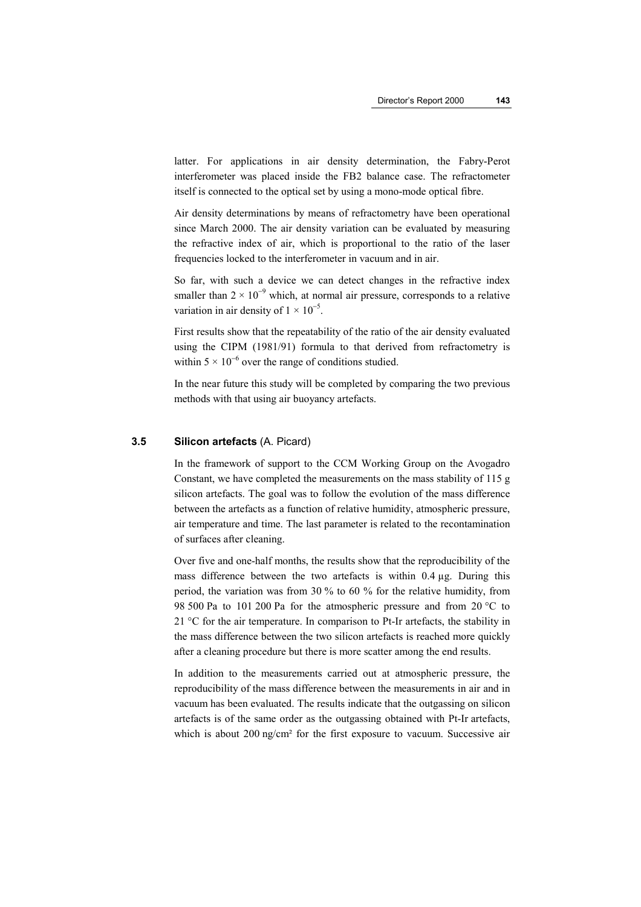latter. For applications in air density determination, the Fabry-Perot interferometer was placed inside the FB2 balance case. The refractometer itself is connected to the optical set by using a mono-mode optical fibre.

Air density determinations by means of refractometry have been operational since March 2000. The air density variation can be evaluated by measuring the refractive index of air, which is proportional to the ratio of the laser frequencies locked to the interferometer in vacuum and in air.

So far, with such a device we can detect changes in the refractive index smaller than $2 \times 10^{-9}$ which, at normal air pressure, corresponds to a relative variation in air density of $1 \times 10^{-5}$.

First results show that the repeatability of the ratio of the air density evaluated using the CIPM (1981/91) formula to that derived from refractometry is within $5 \times 10^{-6}$ over the range of conditions studied.

In the near future this study will be completed by comparing the two previous methods with that using air buoyancy artefacts.

### 3.5 Silicon artefacts (A. Picard)

In the framework of support to the CCM Working Group on the Avogadro Constant, we have completed the measurements on the mass stability of 115 g silicon artefacts. The goal was to follow the evolution of the mass difference between the artefacts as a function of relative humidity, atmospheric pressure, air temperature and time. The last parameter is related to the recontamination of surfaces after cleaning.

Over five and one-half months, the results show that the reproducibility of the mass difference between the two artefacts is within 0.4 µg. During this period, the variation was from 30 % to 60 % for the relative humidity, from 98 500 Pa to 101 200 Pa for the atmospheric pressure and from 20 °C to 21 °C for the air temperature. In comparison to Pt-Ir artefacts, the stability in the mass difference between the two silicon artefacts is reached more quickly after a cleaning procedure but there is more scatter among the end results.

In addition to the measurements carried out at atmospheric pressure, the reproducibility of the mass difference between the measurements in air and in vacuum has been evaluated. The results indicate that the outgassing on silicon artefacts is of the same order as the outgassing obtained with Pt-Ir artefacts, which is about 200 ng/cm² for the first exposure to vacuum. Successive air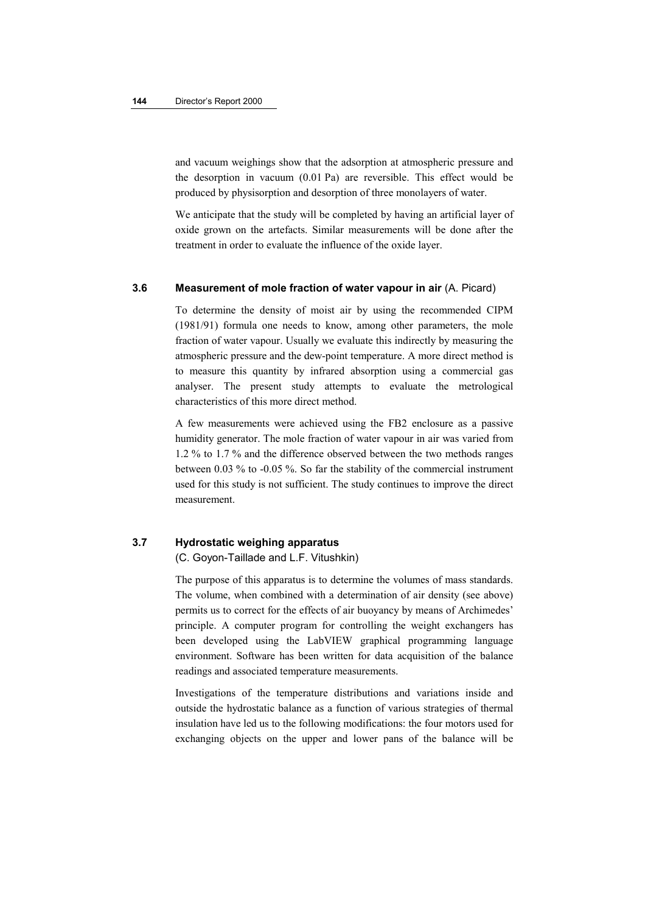and vacuum weighings show that the adsorption at atmospheric pressure and the desorption in vacuum (0.01 Pa) are reversible. This effect would be produced by physisorption and desorption of three monolayers of water.

We anticipate that the study will be completed by having an artificial layer of oxide grown on the artefacts. Similar measurements will be done after the treatment in order to evaluate the influence of the oxide layer.

### 3.6 Measurement of mole fraction of water vapour in air (A. Picard)

To determine the density of moist air by using the recommended CIPM (1981/91) formula one needs to know, among other parameters, the mole fraction of water vapour. Usually we evaluate this indirectly by measuring the atmospheric pressure and the dew-point temperature. A more direct method is to measure this quantity by infrared absorption using a commercial gas analyser. The present study attempts to evaluate the metrological characteristics of this more direct method.

A few measurements were achieved using the FB2 enclosure as a passive humidity generator. The mole fraction of water vapour in air was varied from 1.2 % to 1.7 % and the difference observed between the two methods ranges between 0.03 % to -0.05 %. So far the stability of the commercial instrument used for this study is not sufficient. The study continues to improve the direct measurement.

### 3.7 Hydrostatic weighing apparatus

(C. Goyon-Taillade and L.F. Vitushkin)

The purpose of this apparatus is to determine the volumes of mass standards. The volume, when combined with a determination of air density (see above) permits us to correct for the effects of air buoyancy by means of Archimedes' principle. A computer program for controlling the weight exchangers has been developed using the LabVIEW graphical programming language environment. Software has been written for data acquisition of the balance readings and associated temperature measurements.

Investigations of the temperature distributions and variations inside and outside the hydrostatic balance as a function of various strategies of thermal insulation have led us to the following modifications: the four motors used for exchanging objects on the upper and lower pans of the balance will be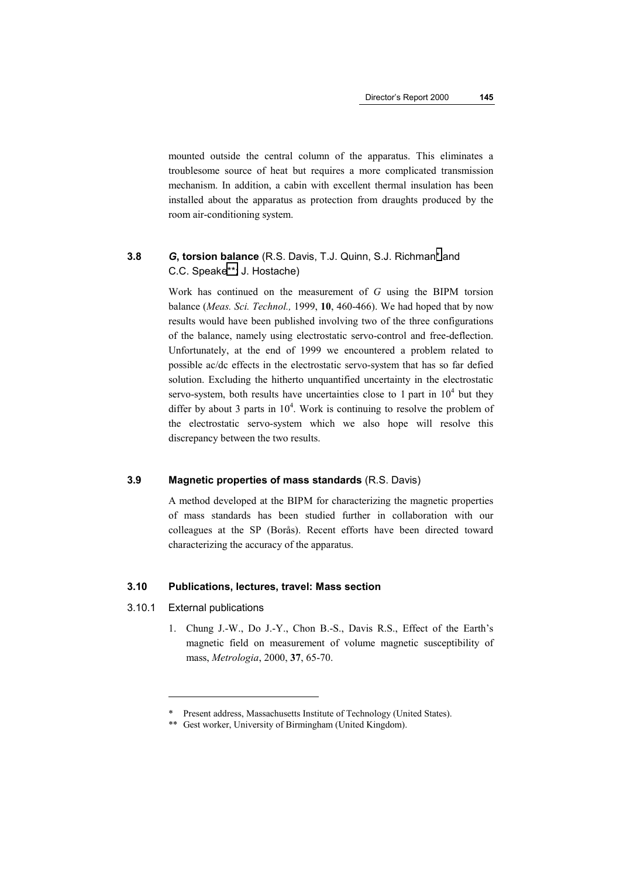mounted outside the central column of the apparatus. This eliminates a troublesome source of heat but requires a more complicated transmission mechanism. In addition, a cabin with excellent thermal insulation has been installed about the apparatus as protection from draughts produced by the room air-conditioning system.

## 3.8 *G*, torsion balance (R.S. Davis, T.J. Quinn, S.J. Richman* and C.C. Speake**, J. Hostache)

Work has continued on the measurement of *G* using the BIPM torsion balance (*Meas. Sci. Technol.,* 1999, **10**, 460-466). We had hoped that by now results would have been published involving two of the three configurations of the balance, namely using electrostatic servo-control and free-deflection. Unfortunately, at the end of 1999 we encountered a problem related to possible ac/dc effects in the electrostatic servo-system that has so far defied solution. Excluding the hitherto unquantified uncertainty in the electrostatic servo-system, both results have uncertainties close to 1 part in $10^4$ but they differ by about 3 parts in $10^4$. Work is continuing to resolve the problem of the electrostatic servo-system which we also hope will resolve this discrepancy between the two results.

## 3.9 Magnetic properties of mass standards (R.S. Davis)

A method developed at the BIPM for characterizing the magnetic properties of mass standards has been studied further in collaboration with our colleagues at the SP (Borås). Recent efforts have been directed toward characterizing the accuracy of the apparatus.

## 3.10 Publications, lectures, travel: Mass section

### 3.10.1 External publications

1. Chung J.-W., Do J.-Y., Chon B.-S., Davis R.S., Effect of the Earth's magnetic field on measurement of volume magnetic susceptibility of mass, *Metrologia*, 2000, **37**, 65-70.

---

\* Present address, Massachusetts Institute of Technology (United States).

\** Gest worker, University of Birmingham (United Kingdom).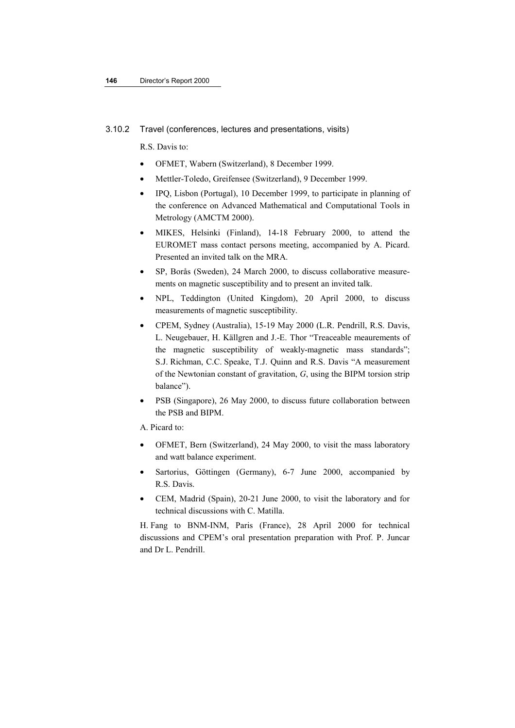### 3.10.2 Travel (conferences, lectures and presentations, visits)

R.S. Davis to:

- OFMET, Wabern (Switzerland), 8 December 1999.
- Mettler-Toledo, Greifensee (Switzerland), 9 December 1999.
- IPQ, Lisbon (Portugal), 10 December 1999, to participate in planning of the conference on Advanced Mathematical and Computational Tools in Metrology (AMCTM 2000).
- MIKES, Helsinki (Finland), 14-18 February 2000, to attend the EUROMET mass contact persons meeting, accompanied by A. Picard. Presented an invited talk on the MRA.
- SP, Borås (Sweden), 24 March 2000, to discuss collaborative measurements on magnetic susceptibility and to present an invited talk.
- NPL, Teddington (United Kingdom), 20 April 2000, to discuss measurements of magnetic susceptibility.
- CPEM, Sydney (Australia), 15-19 May 2000 (L.R. Pendrill, R.S. Davis, L. Neugebauer, H. Källgren and J.-E. Thor "Treaceable meaurements of the magnetic susceptibility of weakly-magnetic mass standards"; S.J. Richman, C.C. Speake, T.J. Quinn and R.S. Davis "A measurement of the Newtonian constant of gravitation, *G*, using the BIPM torsion strip balance").
- PSB (Singapore), 26 May 2000, to discuss future collaboration between the PSB and BIPM.

A. Picard to:

- OFMET, Bern (Switzerland), 24 May 2000, to visit the mass laboratory and watt balance experiment.
- Sartorius, Göttingen (Germany), 6-7 June 2000, accompanied by R.S. Davis.
- CEM, Madrid (Spain), 20-21 June 2000, to visit the laboratory and for technical discussions with C. Matilla.

H. Fang to BNM-INM, Paris (France), 28 April 2000 for technical discussions and CPEM's oral presentation preparation with Prof. P. Juncar and Dr L. Pendrill.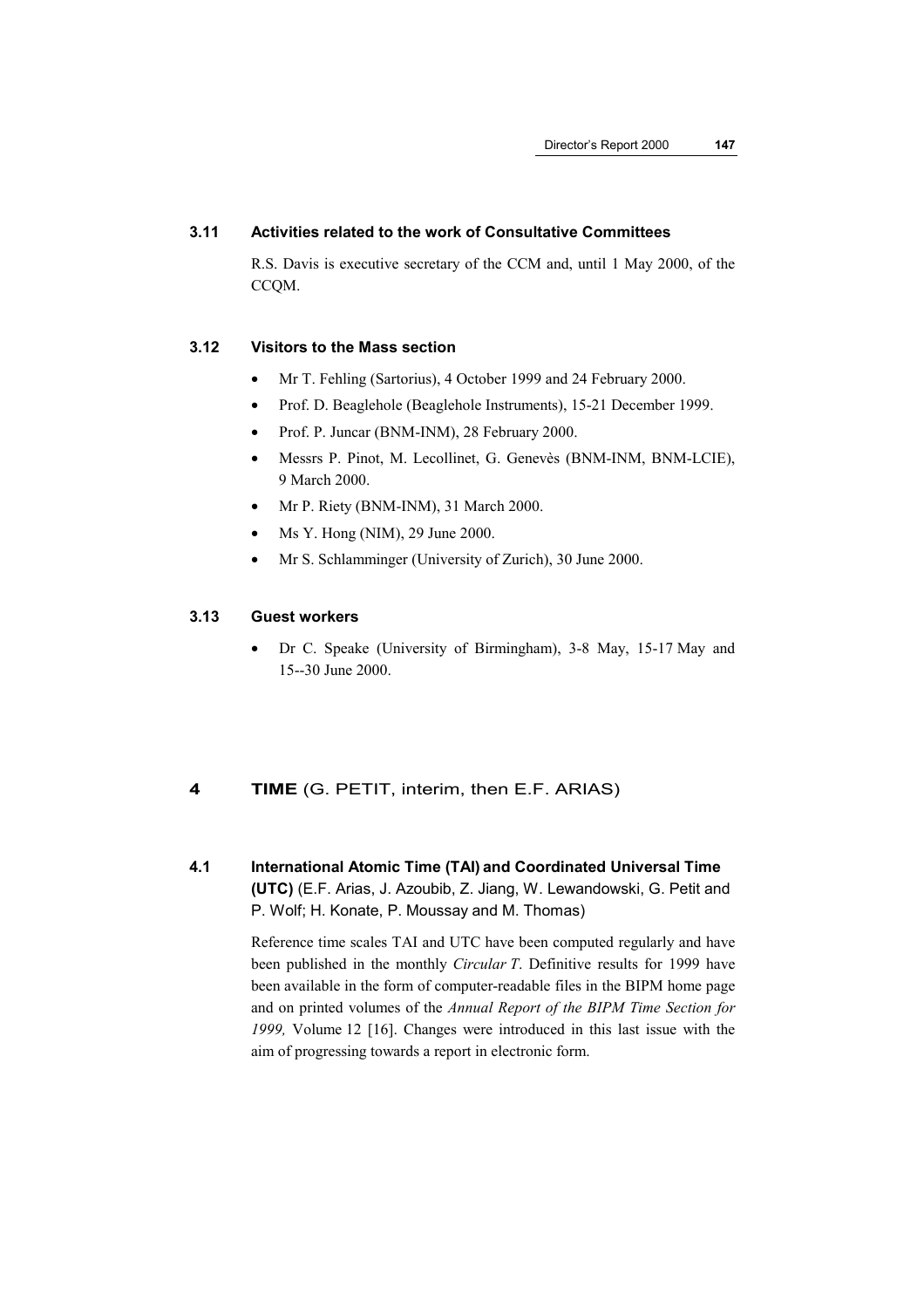### 3.11 Activities related to the work of Consultative Committees

R.S. Davis is executive secretary of the CCM and, until 1 May 2000, of the CCQM.

### 3.12 Visitors to the Mass section

- Mr T. Fehling (Sartorius), 4 October 1999 and 24 February 2000.
- Prof. D. Beaglehole (Beaglehole Instruments), 15-21 December 1999.
- Prof. P. Juncar (BNM-INM), 28 February 2000.
- Messrs P. Pinot, M. Lecollinet, G. Genevès (BNM-INM, BNM-LCIE), 9 March 2000.
- Mr P. Riety (BNM-INM), 31 March 2000.
- Ms Y. Hong (NIM), 29 June 2000.
- Mr S. Schlamminger (University of Zurich), 30 June 2000.

### 3.13 Guest workers

- Dr C. Speake (University of Birmingham), 3-8 May, 15-17 May and 15--30 June 2000.

## 4 TIME (G. PETIT, interim, then E.F. ARIAS)

### 4.1 International Atomic Time (TAI) and Coordinated Universal Time (UTC) (E.F. Arias, J. Azoubib, Z. Jiang, W. Lewandowski, G. Petit and P. Wolf; H. Konate, P. Moussay and M. Thomas)

Reference time scales TAI and UTC have been computed regularly and have been published in the monthly *Circular T*. Definitive results for 1999 have been available in the form of computer-readable files in the BIPM home page and on printed volumes of the *Annual Report of the BIPM Time Section for 1999,* Volume 12 [16]. Changes were introduced in this last issue with the aim of progressing towards a report in electronic form.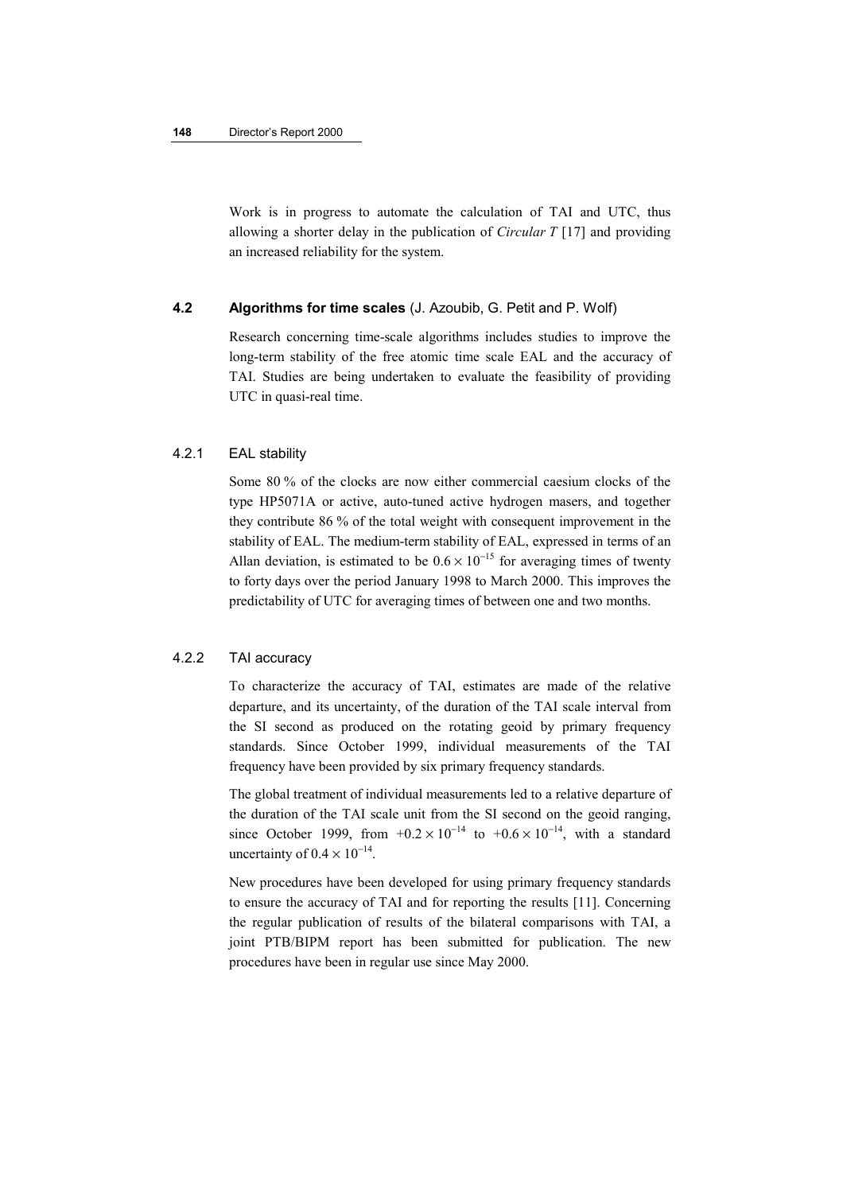Work is in progress to automate the calculation of TAI and UTC, thus allowing a shorter delay in the publication of *Circular T* [17] and providing an increased reliability for the system.

### 4.2 **Algorithms for time scales** (J. Azoubib, G. Petit and P. Wolf)

Research concerning time-scale algorithms includes studies to improve the long-term stability of the free atomic time scale EAL and the accuracy of TAI. Studies are being undertaken to evaluate the feasibility of providing UTC in quasi-real time.

#### 4.2.1 EAL stability

Some 80 % of the clocks are now either commercial caesium clocks of the type HP5071A or active, auto-tuned active hydrogen masers, and together they contribute 86 % of the total weight with consequent improvement in the stability of EAL. The medium-term stability of EAL, expressed in terms of an Allan deviation, is estimated to be $0.6 \times 10^{-15}$ for averaging times of twenty to forty days over the period January 1998 to March 2000. This improves the predictability of UTC for averaging times of between one and two months.

#### 4.2.2 TAI accuracy

To characterize the accuracy of TAI, estimates are made of the relative departure, and its uncertainty, of the duration of the TAI scale interval from the SI second as produced on the rotating geoid by primary frequency standards. Since October 1999, individual measurements of the TAI frequency have been provided by six primary frequency standards.

The global treatment of individual measurements led to a relative departure of the duration of the TAI scale unit from the SI second on the geoid ranging, since October 1999, from $+0.2 \times 10^{-14}$ to $+0.6 \times 10^{-14}$, with a standard uncertainty of $0.4 \times 10^{-14}$.

New procedures have been developed for using primary frequency standards to ensure the accuracy of TAI and for reporting the results [11]. Concerning the regular publication of results of the bilateral comparisons with TAI, a joint PTB/BIPM report has been submitted for publication. The new procedures have been in regular use since May 2000.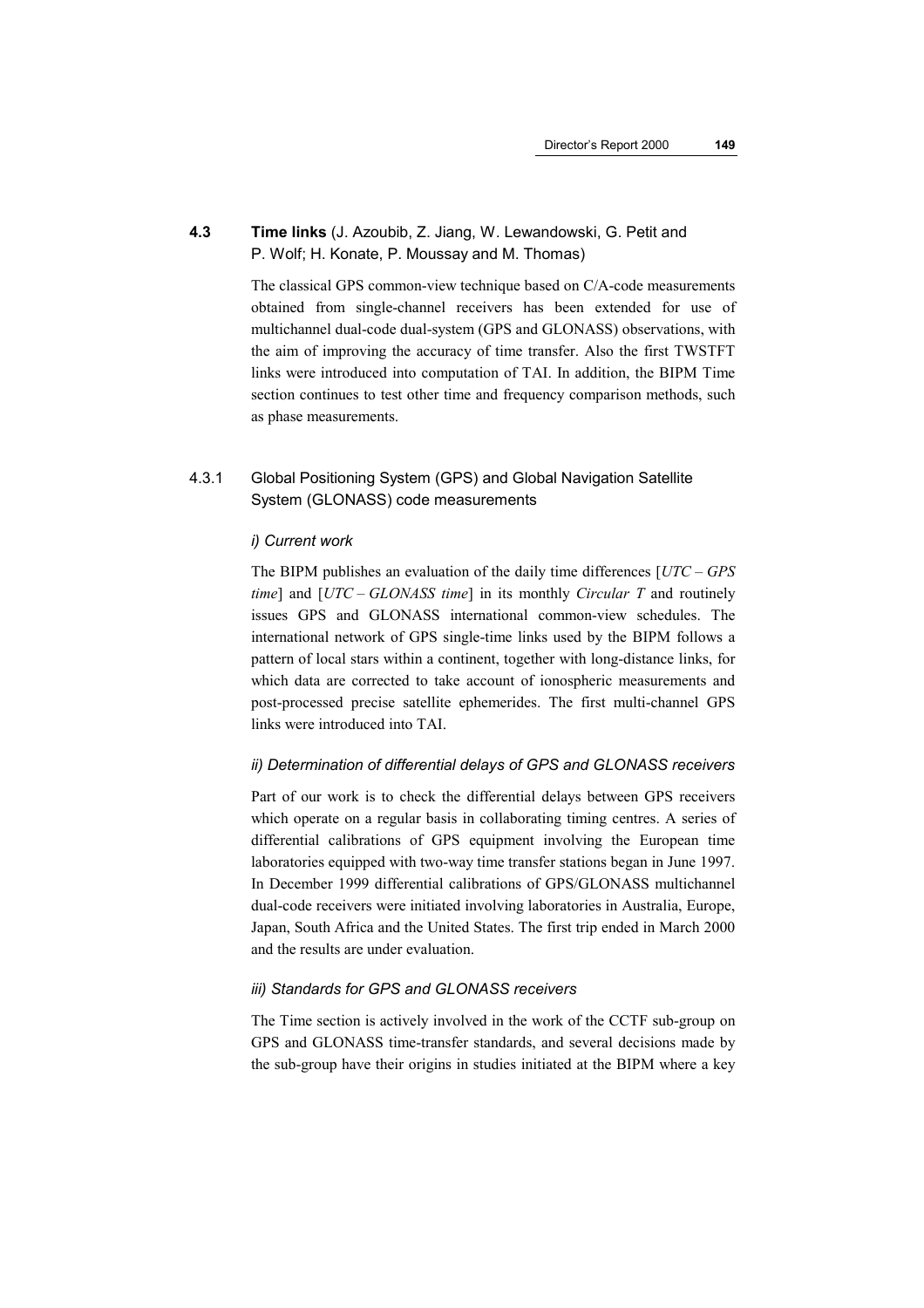### 4.3 **Time links** (J. Azoubib, Z. Jiang, W. Lewandowski, G. Petit and P. Wolf; H. Konate, P. Moussay and M. Thomas)

The classical GPS common-view technique based on C/A-code measurements obtained from single-channel receivers has been extended for use of multichannel dual-code dual-system (GPS and GLONASS) observations, with the aim of improving the accuracy of time transfer. Also the first TWSTFT links were introduced into computation of TAI. In addition, the BIPM Time section continues to test other time and frequency comparison methods, such as phase measurements.

#### 4.3.1 Global Positioning System (GPS) and Global Navigation Satellite System (GLONASS) code measurements

*i) Current work*

The BIPM publishes an evaluation of the daily time differences [*UTC – GPS time*] and [*UTC – GLONASS time*] in its monthly *Circular T* and routinely issues GPS and GLONASS international common-view schedules. The international network of GPS single-time links used by the BIPM follows a pattern of local stars within a continent, together with long-distance links, for which data are corrected to take account of ionospheric measurements and post-processed precise satellite ephemerides. The first multi-channel GPS links were introduced into TAI.

*ii) Determination of differential delays of GPS and GLONASS receivers*

Part of our work is to check the differential delays between GPS receivers which operate on a regular basis in collaborating timing centres. A series of differential calibrations of GPS equipment involving the European time laboratories equipped with two-way time transfer stations began in June 1997. In December 1999 differential calibrations of GPS/GLONASS multichannel dual-code receivers were initiated involving laboratories in Australia, Europe, Japan, South Africa and the United States. The first trip ended in March 2000 and the results are under evaluation.

*iii) Standards for GPS and GLONASS receivers*

The Time section is actively involved in the work of the CCTF sub-group on GPS and GLONASS time-transfer standards, and several decisions made by the sub-group have their origins in studies initiated at the BIPM where a key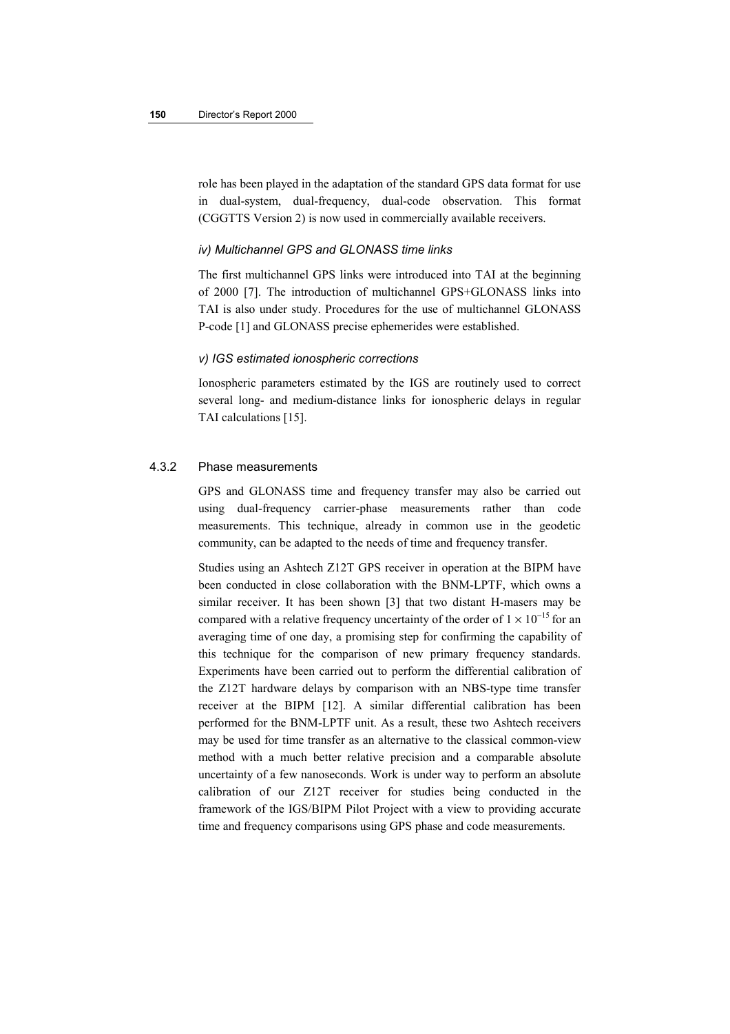role has been played in the adaptation of the standard GPS data format for use in dual-system, dual-frequency, dual-code observation. This format (CGGTTS Version 2) is now used in commercially available receivers.

*iv) Multichannel GPS and GLONASS time links*

The first multichannel GPS links were introduced into TAI at the beginning of 2000 [7]. The introduction of multichannel GPS+GLONASS links into TAI is also under study. Procedures for the use of multichannel GLONASS P-code [1] and GLONASS precise ephemerides were established.

*v) IGS estimated ionospheric corrections*

Ionospheric parameters estimated by the IGS are routinely used to correct several long- and medium-distance links for ionospheric delays in regular TAI calculations [15].

### 4.3.2 Phase measurements

GPS and GLONASS time and frequency transfer may also be carried out using dual-frequency carrier-phase measurements rather than code measurements. This technique, already in common use in the geodetic community, can be adapted to the needs of time and frequency transfer.

Studies using an Ashtech Z12T GPS receiver in operation at the BIPM have been conducted in close collaboration with the BNM-LPTF, which owns a similar receiver. It has been shown [3] that two distant H-masers may be compared with a relative frequency uncertainty of the order of $1 \times 10^{-15}$ for an averaging time of one day, a promising step for confirming the capability of this technique for the comparison of new primary frequency standards. Experiments have been carried out to perform the differential calibration of the Z12T hardware delays by comparison with an NBS-type time transfer receiver at the BIPM [12]. A similar differential calibration has been performed for the BNM-LPTF unit. As a result, these two Ashtech receivers may be used for time transfer as an alternative to the classical common-view method with a much better relative precision and a comparable absolute uncertainty of a few nanoseconds. Work is under way to perform an absolute calibration of our Z12T receiver for studies being conducted in the framework of the IGS/BIPM Pilot Project with a view to providing accurate time and frequency comparisons using GPS phase and code measurements.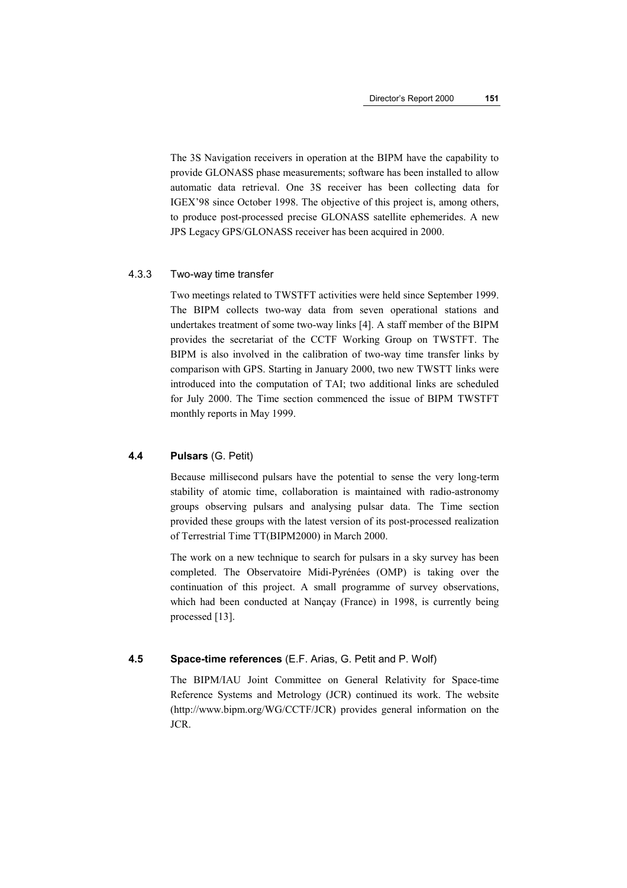The 3S Navigation receivers in operation at the BIPM have the capability to provide GLONASS phase measurements; software has been installed to allow automatic data retrieval. One 3S receiver has been collecting data for IGEX'98 since October 1998. The objective of this project is, among others, to produce post-processed precise GLONASS satellite ephemerides. A new JPS Legacy GPS/GLONASS receiver has been acquired in 2000.

#### 4.3.3 Two-way time transfer

Two meetings related to TWSTFT activities were held since September 1999. The BIPM collects two-way data from seven operational stations and undertakes treatment of some two-way links [4]. A staff member of the BIPM provides the secretariat of the CCTF Working Group on TWSTFT. The BIPM is also involved in the calibration of two-way time transfer links by comparison with GPS. Starting in January 2000, two new TWSTT links were introduced into the computation of TAI; two additional links are scheduled for July 2000. The Time section commenced the issue of BIPM TWSTFT monthly reports in May 1999.

### 4.4 **Pulsars** (G. Petit)

Because millisecond pulsars have the potential to sense the very long-term stability of atomic time, collaboration is maintained with radio-astronomy groups observing pulsars and analysing pulsar data. The Time section provided these groups with the latest version of its post-processed realization of Terrestrial Time TT(BIPM2000) in March 2000.

The work on a new technique to search for pulsars in a sky survey has been completed. The Observatoire Midi-Pyrénées (OMP) is taking over the continuation of this project. A small programme of survey observations, which had been conducted at Nançay (France) in 1998, is currently being processed [13].

### 4.5 **Space-time references** (E.F. Arias, G. Petit and P. Wolf)

The BIPM/IAU Joint Committee on General Relativity for Space-time Reference Systems and Metrology (JCR) continued its work. The website (http://www.bipm.org/WG/CCTF/JCR) provides general information on the JCR.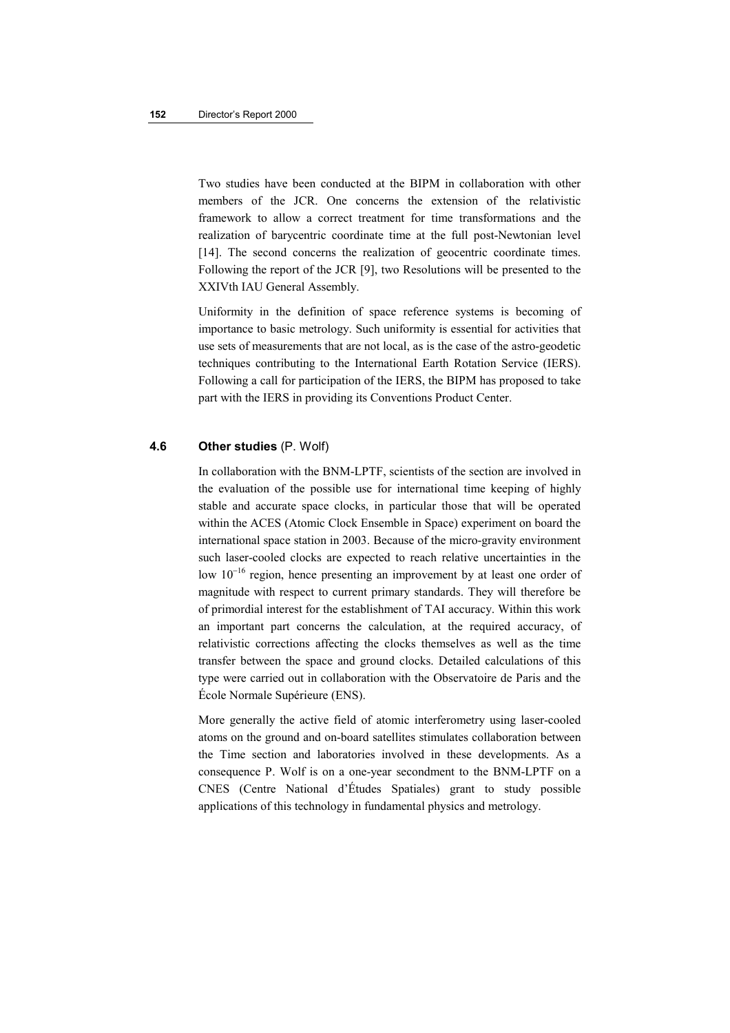Two studies have been conducted at the BIPM in collaboration with other members of the JCR. One concerns the extension of the relativistic framework to allow a correct treatment for time transformations and the realization of barycentric coordinate time at the full post-Newtonian level [14]. The second concerns the realization of geocentric coordinate times. Following the report of the JCR [9], two Resolutions will be presented to the XXIVth IAU General Assembly.

Uniformity in the definition of space reference systems is becoming of importance to basic metrology. Such uniformity is essential for activities that use sets of measurements that are not local, as is the case of the astro-geodetic techniques contributing to the International Earth Rotation Service (IERS). Following a call for participation of the IERS, the BIPM has proposed to take part with the IERS in providing its Conventions Product Center.

### 4.6 **Other studies** (P. Wolf)

In collaboration with the BNM-LPTF, scientists of the section are involved in the evaluation of the possible use for international time keeping of highly stable and accurate space clocks, in particular those that will be operated within the ACES (Atomic Clock Ensemble in Space) experiment on board the international space station in 2003. Because of the micro-gravity environment such laser-cooled clocks are expected to reach relative uncertainties in the low $10^{-16}$ region, hence presenting an improvement by at least one order of magnitude with respect to current primary standards. They will therefore be of primordial interest for the establishment of TAI accuracy. Within this work an important part concerns the calculation, at the required accuracy, of relativistic corrections affecting the clocks themselves as well as the time transfer between the space and ground clocks. Detailed calculations of this type were carried out in collaboration with the Observatoire de Paris and the École Normale Supérieure (ENS).

More generally the active field of atomic interferometry using laser-cooled atoms on the ground and on-board satellites stimulates collaboration between the Time section and laboratories involved in these developments. As a consequence P. Wolf is on a one-year secondment to the BNM-LPTF on a CNES (Centre National d'Études Spatiales) grant to study possible applications of this technology in fundamental physics and metrology.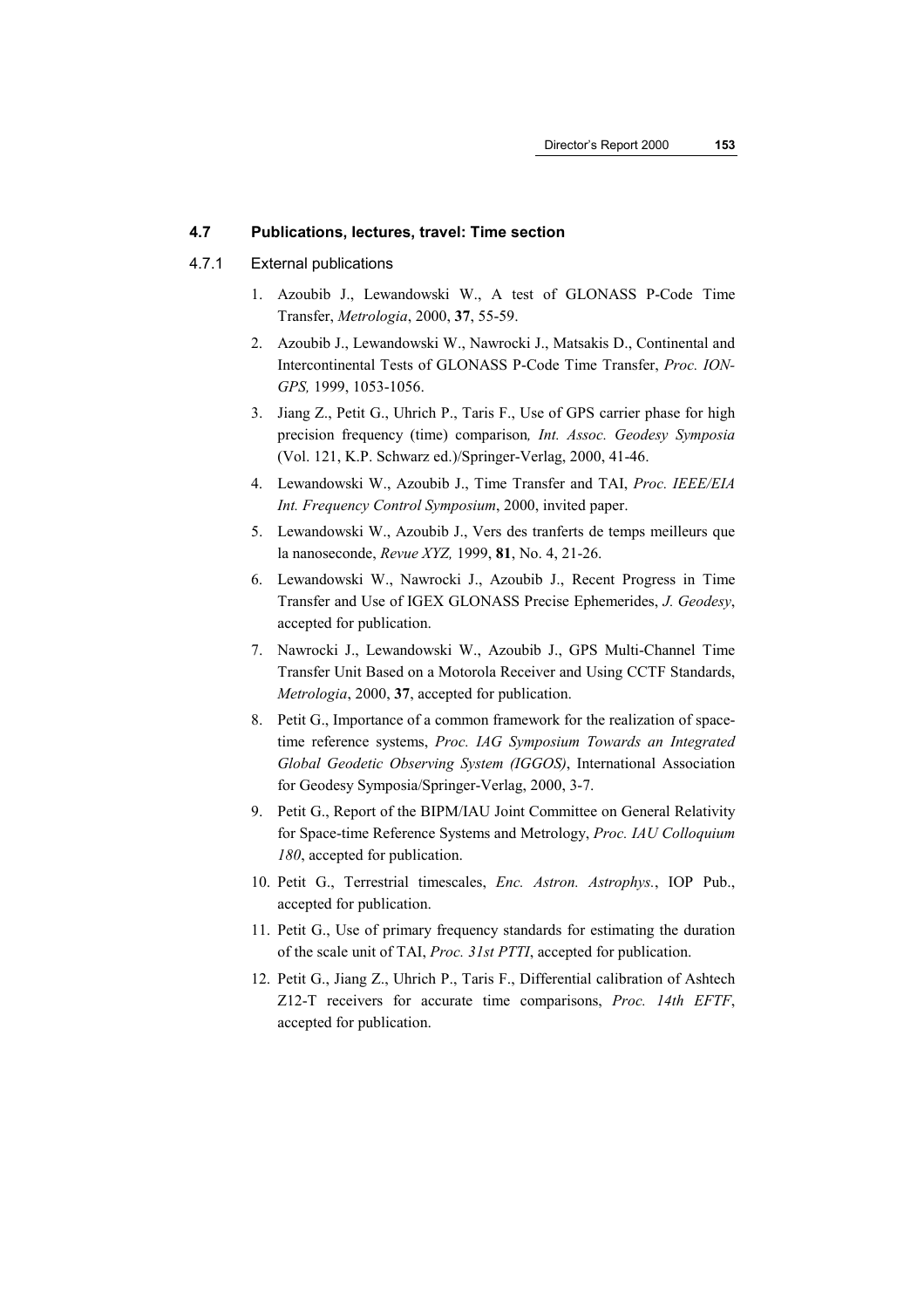## 4.7 Publications, lectures, travel: Time section

### 4.7.1 External publications

1. Azoubib J., Lewandowski W., A test of GLONASS P-Code Time Transfer, *Metrologia*, 2000, **37**, 55-59.
2. Azoubib J., Lewandowski W., Nawrocki J., Matsakis D., Continental and Intercontinental Tests of GLONASS P-Code Time Transfer, *Proc. ION-GPS,* 1999, 1053-1056.
3. Jiang Z., Petit G., Uhrich P., Taris F., Use of GPS carrier phase for high precision frequency (time) comparison*, Int. Assoc. Geodesy Symposia* (Vol. 121, K.P. Schwarz ed.)/Springer-Verlag, 2000, 41-46.
4. Lewandowski W., Azoubib J., Time Transfer and TAI, *Proc. IEEE/EIA Int. Frequency Control Symposium*, 2000, invited paper.
5. Lewandowski W., Azoubib J., Vers des tranferts de temps meilleurs que la nanoseconde, *Revue XYZ,* 1999, **81**, No. 4, 21-26.
6. Lewandowski W., Nawrocki J., Azoubib J., Recent Progress in Time Transfer and Use of IGEX GLONASS Precise Ephemerides, *J. Geodesy*, accepted for publication.
7. Nawrocki J., Lewandowski W., Azoubib J., GPS Multi-Channel Time Transfer Unit Based on a Motorola Receiver and Using CCTF Standards, *Metrologia*, 2000, **37**, accepted for publication.
8. Petit G., Importance of a common framework for the realization of space-time reference systems, *Proc. IAG Symposium Towards an Integrated Global Geodetic Observing System (IGGOS)*, International Association for Geodesy Symposia/Springer-Verlag, 2000, 3-7.
9. Petit G., Report of the BIPM/IAU Joint Committee on General Relativity for Space-time Reference Systems and Metrology, *Proc. IAU Colloquium 180*, accepted for publication.
10. Petit G., Terrestrial timescales, *Enc. Astron. Astrophys.*, IOP Pub., accepted for publication.
11. Petit G., Use of primary frequency standards for estimating the duration of the scale unit of TAI, *Proc. 31st PTTI*, accepted for publication.
12. Petit G., Jiang Z., Uhrich P., Taris F., Differential calibration of Ashtech Z12-T receivers for accurate time comparisons, *Proc. 14th EFTF*, accepted for publication.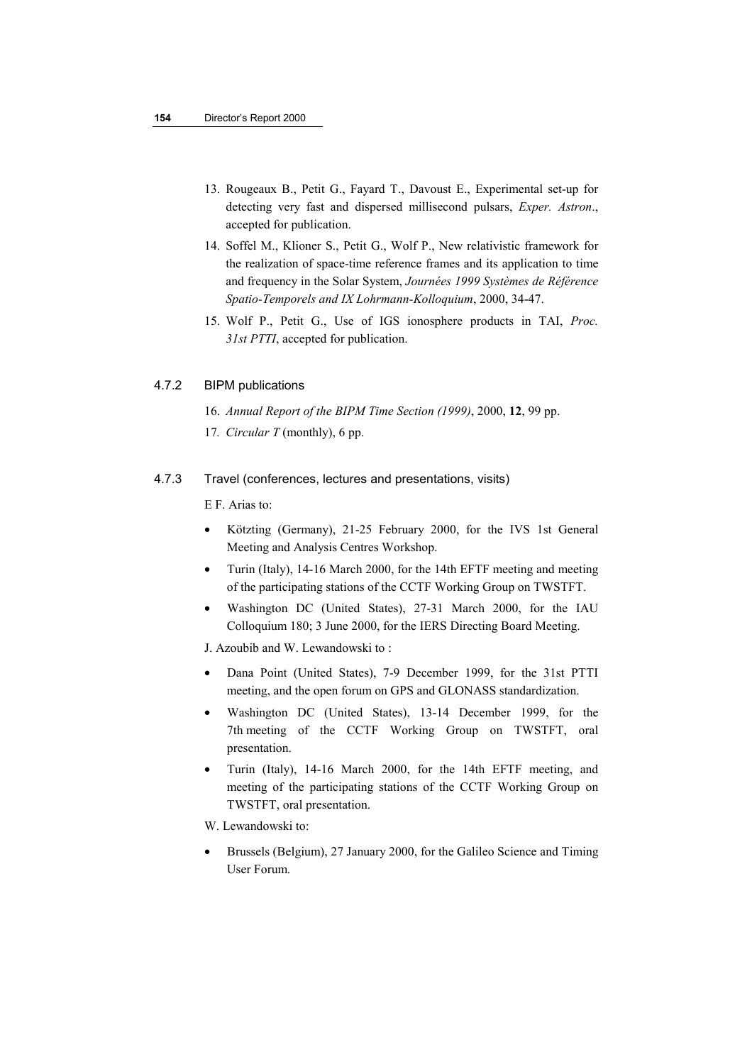13. Rougeaux B., Petit G., Fayard T., Davoust E., Experimental set-up for detecting very fast and dispersed millisecond pulsars, *Exper. Astron*., accepted for publication.
14. Soffel M., Klioner S., Petit G., Wolf P., New relativistic framework for the realization of space-time reference frames and its application to time and frequency in the Solar System, *Journées 1999 Systèmes de Référence Spatio-Temporels and IX Lohrmann-Kolloquium*, 2000, 34-47.
15. Wolf P., Petit G., Use of IGS ionosphere products in TAI, *Proc. 31st PTTI*, accepted for publication.

### 4.7.2 BIPM publications

16. *Annual Report of the BIPM Time Section (1999)*, 2000, **12**, 99 pp.
17. *Circular T* (monthly), 6 pp.

### 4.7.3 Travel (conferences, lectures and presentations, visits)

E F. Arias to:

- Kötzting (Germany), 21-25 February 2000, for the IVS 1st General Meeting and Analysis Centres Workshop.
- Turin (Italy), 14-16 March 2000, for the 14th EFTF meeting and meeting of the participating stations of the CCTF Working Group on TWSTFT.
- Washington DC (United States), 27-31 March 2000, for the IAU Colloquium 180; 3 June 2000, for the IERS Directing Board Meeting.

J. Azoubib and W. Lewandowski to :

- Dana Point (United States), 7-9 December 1999, for the 31st PTTI meeting, and the open forum on GPS and GLONASS standardization.
- Washington DC (United States), 13-14 December 1999, for the 7th meeting of the CCTF Working Group on TWSTFT, oral presentation.
- Turin (Italy), 14-16 March 2000, for the 14th EFTF meeting, and meeting of the participating stations of the CCTF Working Group on TWSTFT, oral presentation.

W. Lewandowski to:

- Brussels (Belgium), 27 January 2000, for the Galileo Science and Timing User Forum.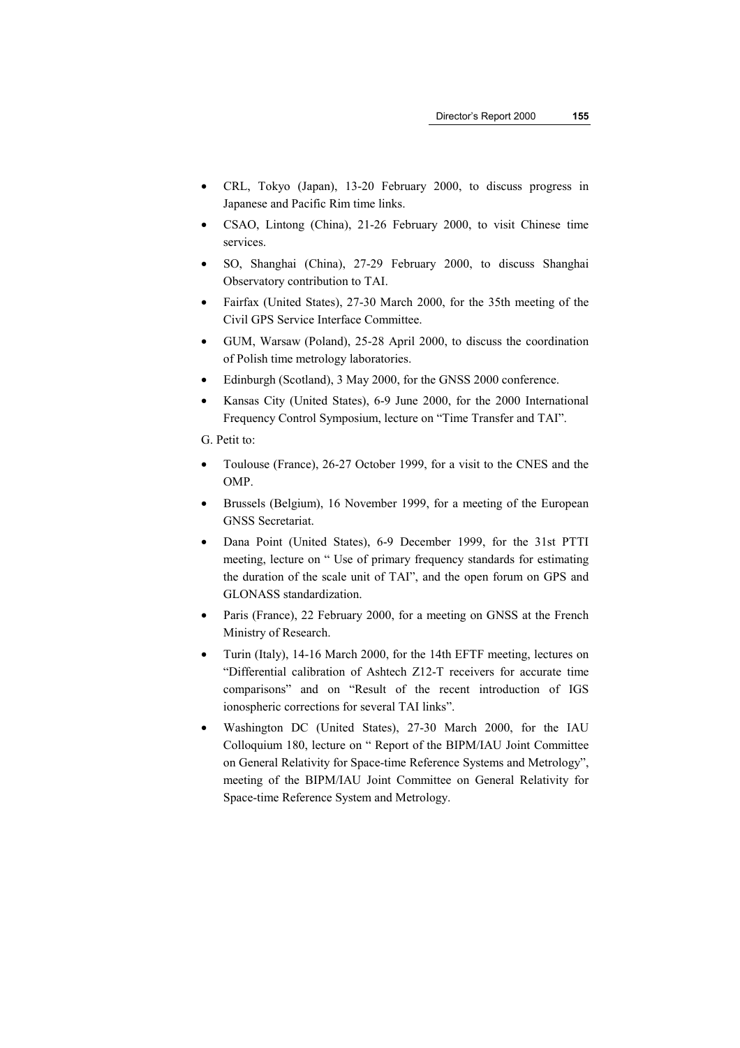- CRL, Tokyo (Japan), 13-20 February 2000, to discuss progress in Japanese and Pacific Rim time links.
- CSAO, Lintong (China), 21-26 February 2000, to visit Chinese time services.
- SO, Shanghai (China), 27-29 February 2000, to discuss Shanghai Observatory contribution to TAI.
- Fairfax (United States), 27-30 March 2000, for the 35th meeting of the Civil GPS Service Interface Committee.
- GUM, Warsaw (Poland), 25-28 April 2000, to discuss the coordination of Polish time metrology laboratories.
- Edinburgh (Scotland), 3 May 2000, for the GNSS 2000 conference.
- Kansas City (United States), 6-9 June 2000, for the 2000 International Frequency Control Symposium, lecture on "Time Transfer and TAI".

G. Petit to:

- Toulouse (France), 26-27 October 1999, for a visit to the CNES and the OMP.
- Brussels (Belgium), 16 November 1999, for a meeting of the European GNSS Secretariat.
- Dana Point (United States), 6-9 December 1999, for the 31st PTTI meeting, lecture on " Use of primary frequency standards for estimating the duration of the scale unit of TAI", and the open forum on GPS and GLONASS standardization.
- Paris (France), 22 February 2000, for a meeting on GNSS at the French Ministry of Research.
- Turin (Italy), 14-16 March 2000, for the 14th EFTF meeting, lectures on "Differential calibration of Ashtech Z12-T receivers for accurate time comparisons" and on "Result of the recent introduction of IGS ionospheric corrections for several TAI links".
- Washington DC (United States), 27-30 March 2000, for the IAU Colloquium 180, lecture on " Report of the BIPM/IAU Joint Committee on General Relativity for Space-time Reference Systems and Metrology", meeting of the BIPM/IAU Joint Committee on General Relativity for Space-time Reference System and Metrology.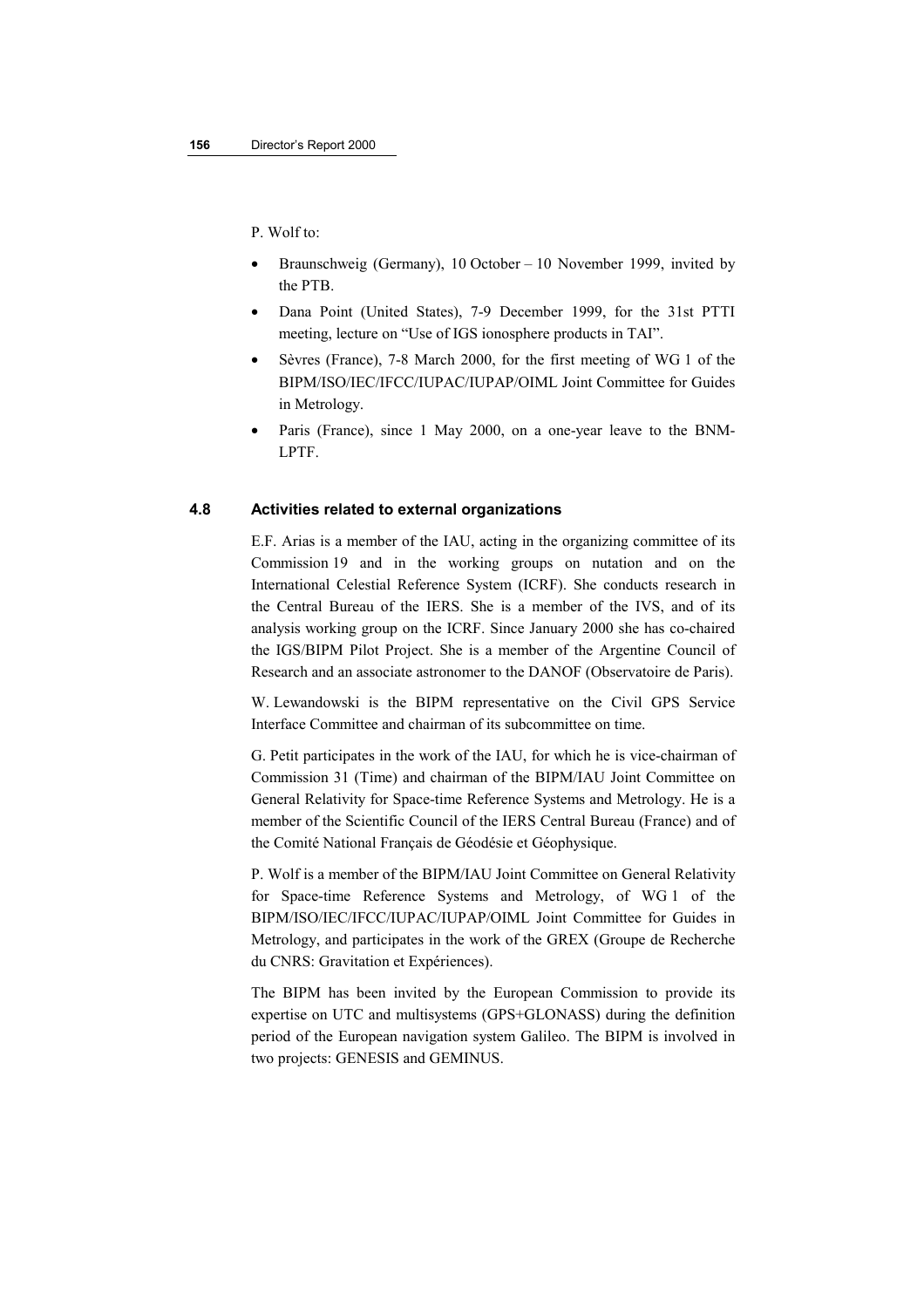P. Wolf to:

- Braunschweig (Germany), 10 October – 10 November 1999, invited by the PTB.
- Dana Point (United States), 7-9 December 1999, for the 31st PTTI meeting, lecture on "Use of IGS ionosphere products in TAI".
- Sèvres (France), 7-8 March 2000, for the first meeting of WG 1 of the BIPM/ISO/IEC/IFCC/IUPAC/IUPAP/OIML Joint Committee for Guides in Metrology.
- Paris (France), since 1 May 2000, on a one-year leave to the BNM-LPTF.

### 4.8 Activities related to external organizations

E.F. Arias is a member of the IAU, acting in the organizing committee of its Commission 19 and in the working groups on nutation and on the International Celestial Reference System (ICRF). She conducts research in the Central Bureau of the IERS. She is a member of the IVS, and of its analysis working group on the ICRF. Since January 2000 she has co-chaired the IGS/BIPM Pilot Project. She is a member of the Argentine Council of Research and an associate astronomer to the DANOF (Observatoire de Paris).

W. Lewandowski is the BIPM representative on the Civil GPS Service Interface Committee and chairman of its subcommittee on time.

G. Petit participates in the work of the IAU, for which he is vice-chairman of Commission 31 (Time) and chairman of the BIPM/IAU Joint Committee on General Relativity for Space-time Reference Systems and Metrology. He is a member of the Scientific Council of the IERS Central Bureau (France) and of the Comité National Français de Géodésie et Géophysique.

P. Wolf is a member of the BIPM/IAU Joint Committee on General Relativity for Space-time Reference Systems and Metrology, of WG 1 of the BIPM/ISO/IEC/IFCC/IUPAC/IUPAP/OIML Joint Committee for Guides in Metrology, and participates in the work of the GREX (Groupe de Recherche du CNRS: Gravitation et Expériences).

The BIPM has been invited by the European Commission to provide its expertise on UTC and multisystems (GPS+GLONASS) during the definition period of the European navigation system Galileo. The BIPM is involved in two projects: GENESIS and GEMINUS.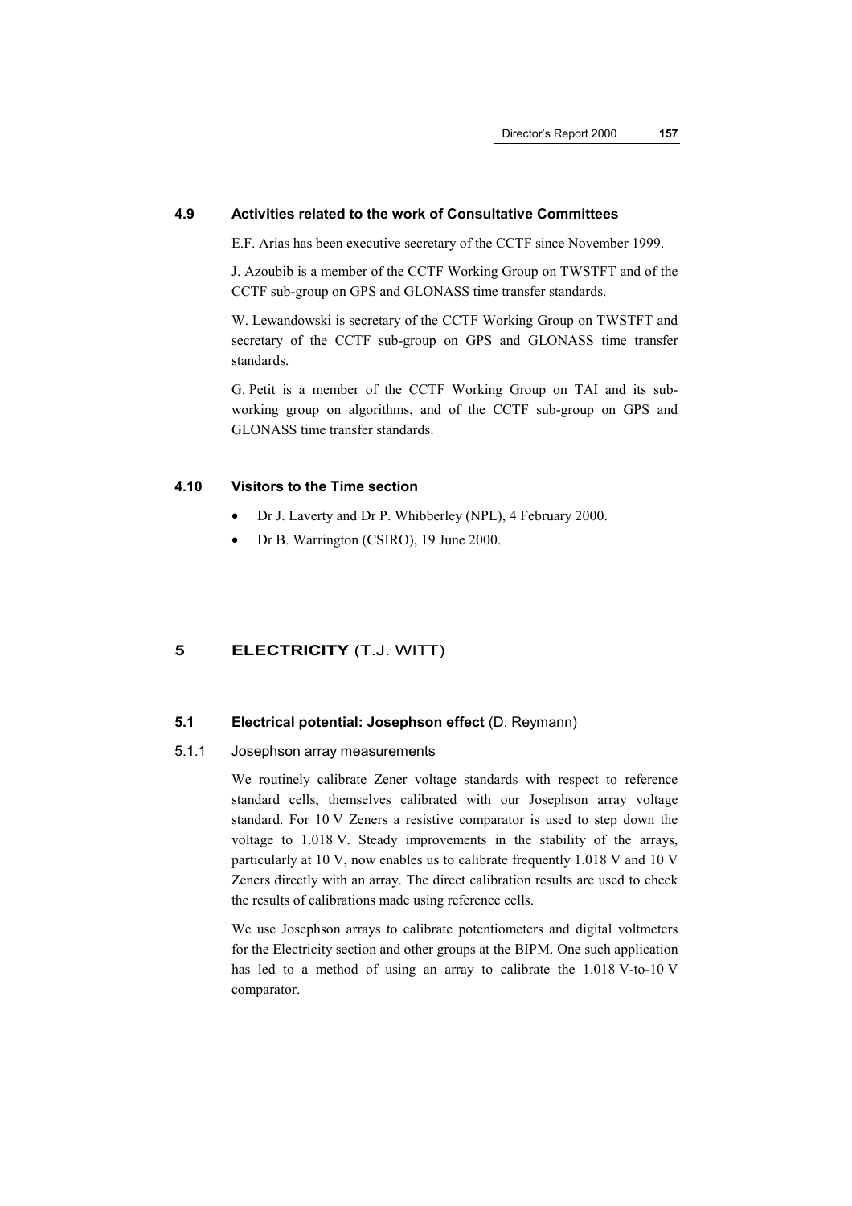### 4.9 Activities related to the work of Consultative Committees

E.F. Arias has been executive secretary of the CCTF since November 1999.

J. Azoubib is a member of the CCTF Working Group on TWSTFT and of the CCTF sub-group on GPS and GLONASS time transfer standards.

W. Lewandowski is secretary of the CCTF Working Group on TWSTFT and secretary of the CCTF sub-group on GPS and GLONASS time transfer standards.

G. Petit is a member of the CCTF Working Group on TAI and its sub-working group on algorithms, and of the CCTF sub-group on GPS and GLONASS time transfer standards.

### 4.10 Visitors to the Time section

- Dr J. Laverty and Dr P. Whibberley (NPL), 4 February 2000.
- Dr B. Warrington (CSIRO), 19 June 2000.

## 5 ELECTRICITY (T.J. WITT)

### 5.1 Electrical potential: Josephson effect (D. Reymann)

#### 5.1.1 Josephson array measurements

We routinely calibrate Zener voltage standards with respect to reference standard cells, themselves calibrated with our Josephson array voltage standard. For 10 V Zeners a resistive comparator is used to step down the voltage to 1.018 V. Steady improvements in the stability of the arrays, particularly at 10 V, now enables us to calibrate frequently 1.018 V and 10 V Zeners directly with an array. The direct calibration results are used to check the results of calibrations made using reference cells.

We use Josephson arrays to calibrate potentiometers and digital voltmeters for the Electricity section and other groups at the BIPM. One such application has led to a method of using an array to calibrate the 1.018 V-to-10 V comparator.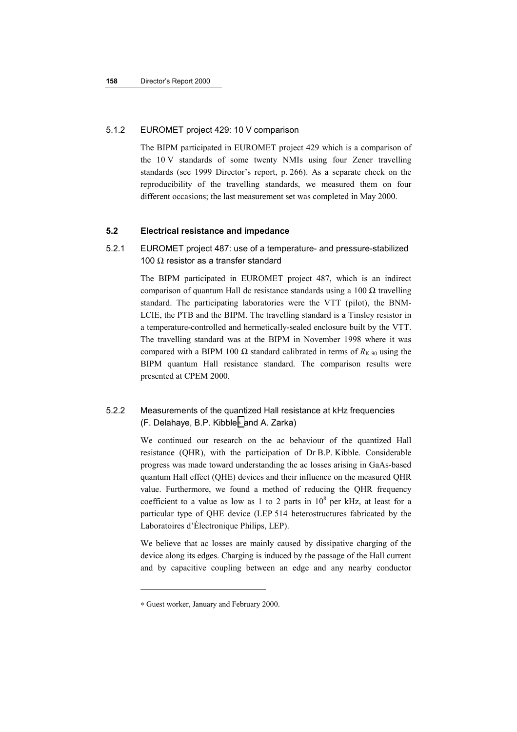### 5.1.2 EUROMET project 429: 10 V comparison

The BIPM participated in EUROMET project 429 which is a comparison of the 10 V standards of some twenty NMIs using four Zener travelling standards (see 1999 Director's report, p. 266). As a separate check on the reproducibility of the travelling standards, we measured them on four different occasions; the last measurement set was completed in May 2000.

## 5.2 Electrical resistance and impedance

### 5.2.1 EUROMET project 487: use of a temperature- and pressure-stabilized 100 Ω resistor as a transfer standard

The BIPM participated in EUROMET project 487, which is an indirect comparison of quantum Hall dc resistance standards using a 100 Ω travelling standard. The participating laboratories were the VTT (pilot), the BNM-LCIE, the PTB and the BIPM. The travelling standard is a Tinsley resistor in a temperature-controlled and hermetically-sealed enclosure built by the VTT. The travelling standard was at the BIPM in November 1998 where it was compared with a BIPM 100 Ω standard calibrated in terms of $R_{K-90}$ using the BIPM quantum Hall resistance standard. The comparison results were presented at CPEM 2000.

### 5.2.2 Measurements of the quantized Hall resistance at kHz frequencies (F. Delahaye, B.P. Kibble* and A. Zarka)

We continued our research on the ac behaviour of the quantized Hall resistance (QHR), with the participation of Dr B.P. Kibble. Considerable progress was made toward understanding the ac losses arising in GaAs-based quantum Hall effect (QHE) devices and their influence on the measured QHR value. Furthermore, we found a method of reducing the QHR frequency coefficient to a value as low as 1 to 2 parts in $10^8$ per kHz, at least for a particular type of QHE device (LEP 514 heterostructures fabricated by the Laboratoires d'Électronique Philips, LEP).

We believe that ac losses are mainly caused by dissipative charging of the device along its edges. Charging is induced by the passage of the Hall current and by capacitive coupling between an edge and any nearby conductor

---

* Guest worker, January and February 2000.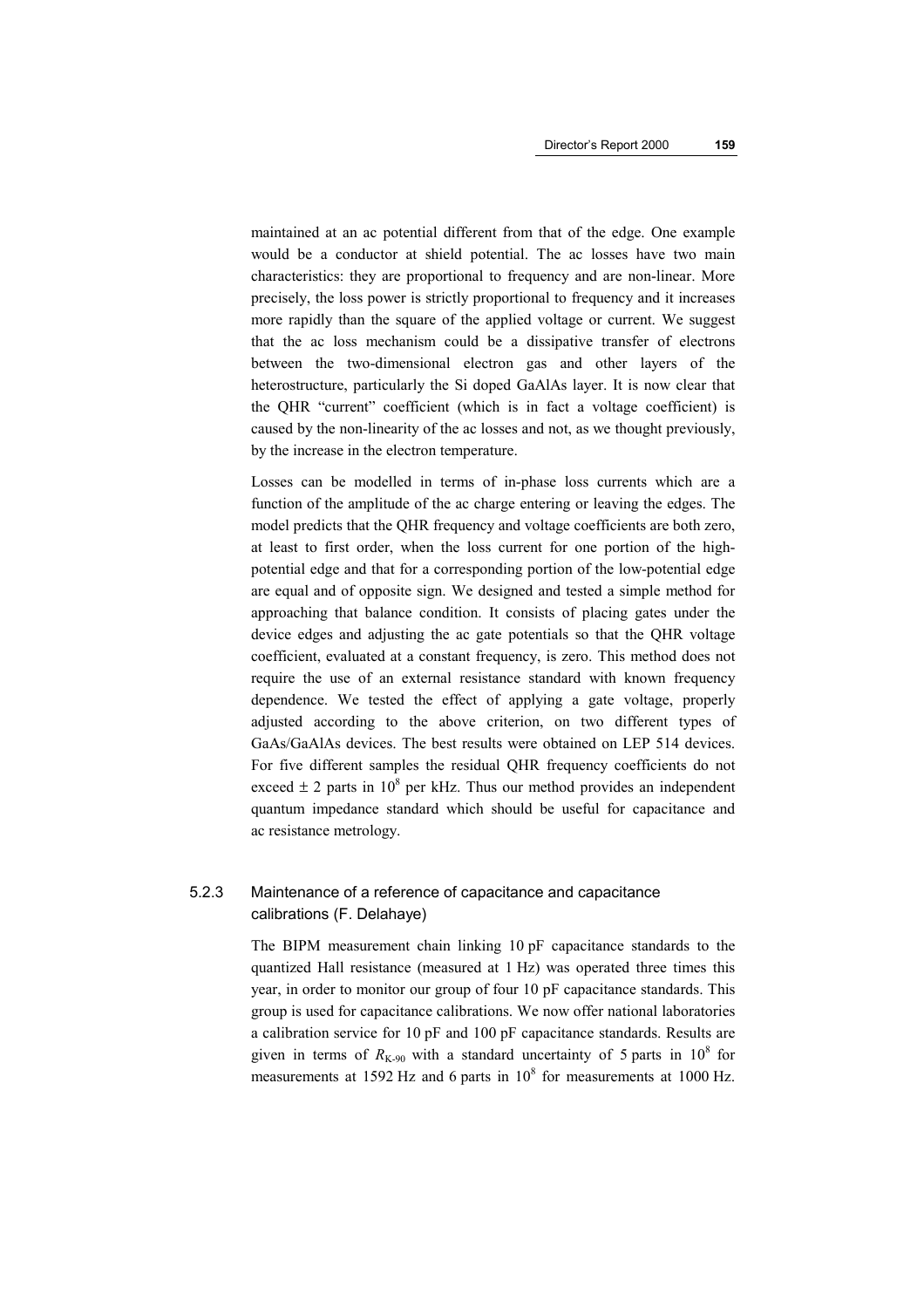maintained at an ac potential different from that of the edge. One example would be a conductor at shield potential. The ac losses have two main characteristics: they are proportional to frequency and are non-linear. More precisely, the loss power is strictly proportional to frequency and it increases more rapidly than the square of the applied voltage or current. We suggest that the ac loss mechanism could be a dissipative transfer of electrons between the two-dimensional electron gas and other layers of the heterostructure, particularly the Si doped GaAlAs layer. It is now clear that the QHR "current" coefficient (which is in fact a voltage coefficient) is caused by the non-linearity of the ac losses and not, as we thought previously, by the increase in the electron temperature.

Losses can be modelled in terms of in-phase loss currents which are a function of the amplitude of the ac charge entering or leaving the edges. The model predicts that the QHR frequency and voltage coefficients are both zero, at least to first order, when the loss current for one portion of the high-potential edge and that for a corresponding portion of the low-potential edge are equal and of opposite sign. We designed and tested a simple method for approaching that balance condition. It consists of placing gates under the device edges and adjusting the ac gate potentials so that the QHR voltage coefficient, evaluated at a constant frequency, is zero. This method does not require the use of an external resistance standard with known frequency dependence. We tested the effect of applying a gate voltage, properly adjusted according to the above criterion, on two different types of GaAs/GaAlAs devices. The best results were obtained on LEP 514 devices. For five different samples the residual QHR frequency coefficients do not exceed $\pm$ 2 parts in $10^8$ per kHz. Thus our method provides an independent quantum impedance standard which should be useful for capacitance and ac resistance metrology.

### 5.2.3 Maintenance of a reference of capacitance and capacitance calibrations (F. Delahaye)

The BIPM measurement chain linking 10 pF capacitance standards to the quantized Hall resistance (measured at 1 Hz) was operated three times this year, in order to monitor our group of four 10 pF capacitance standards. This group is used for capacitance calibrations. We now offer national laboratories a calibration service for 10 pF and 100 pF capacitance standards. Results are given in terms of $R_{K-90}$ with a standard uncertainty of 5 parts in $10^8$ for measurements at 1592 Hz and 6 parts in $10^8$ for measurements at 1000 Hz.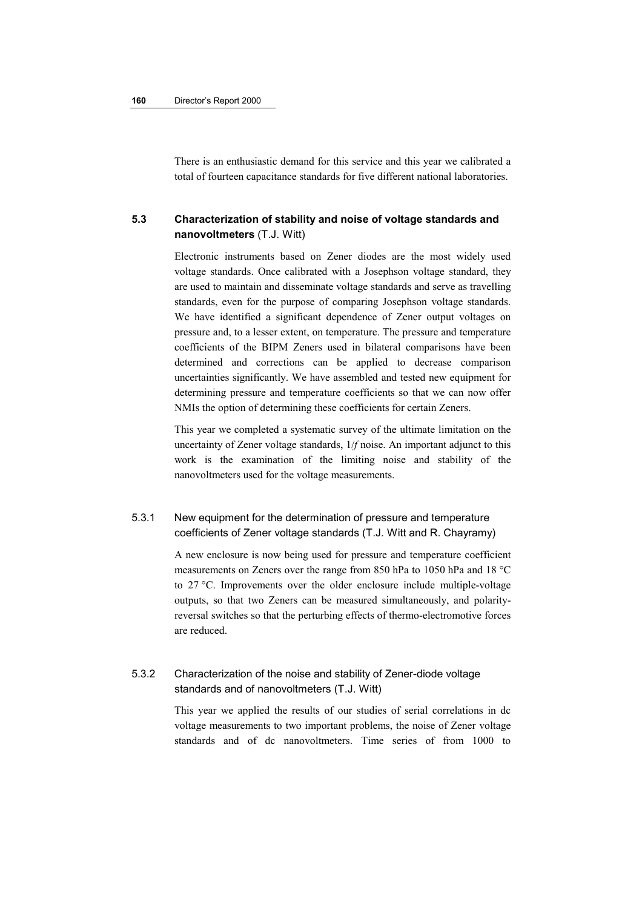There is an enthusiastic demand for this service and this year we calibrated a total of fourteen capacitance standards for five different national laboratories.

### 5.3 Characterization of stability and noise of voltage standards and nanovoltmeters (T.J. Witt)

Electronic instruments based on Zener diodes are the most widely used voltage standards. Once calibrated with a Josephson voltage standard, they are used to maintain and disseminate voltage standards and serve as travelling standards, even for the purpose of comparing Josephson voltage standards. We have identified a significant dependence of Zener output voltages on pressure and, to a lesser extent, on temperature. The pressure and temperature coefficients of the BIPM Zeners used in bilateral comparisons have been determined and corrections can be applied to decrease comparison uncertainties significantly. We have assembled and tested new equipment for determining pressure and temperature coefficients so that we can now offer NMIs the option of determining these coefficients for certain Zeners.

This year we completed a systematic survey of the ultimate limitation on the uncertainty of Zener voltage standards, $1/f$ noise. An important adjunct to this work is the examination of the limiting noise and stability of the nanovoltmeters used for the voltage measurements.

#### 5.3.1 New equipment for the determination of pressure and temperature coefficients of Zener voltage standards (T.J. Witt and R. Chayramy)

A new enclosure is now being used for pressure and temperature coefficient measurements on Zeners over the range from 850 hPa to 1050 hPa and 18 °C to 27 °C. Improvements over the older enclosure include multiple-voltage outputs, so that two Zeners can be measured simultaneously, and polarity-reversal switches so that the perturbing effects of thermo-electromotive forces are reduced.

#### 5.3.2 Characterization of the noise and stability of Zener-diode voltage standards and of nanovoltmeters (T.J. Witt)

This year we applied the results of our studies of serial correlations in dc voltage measurements to two important problems, the noise of Zener voltage standards and of dc nanovoltmeters. Time series of from 1000 to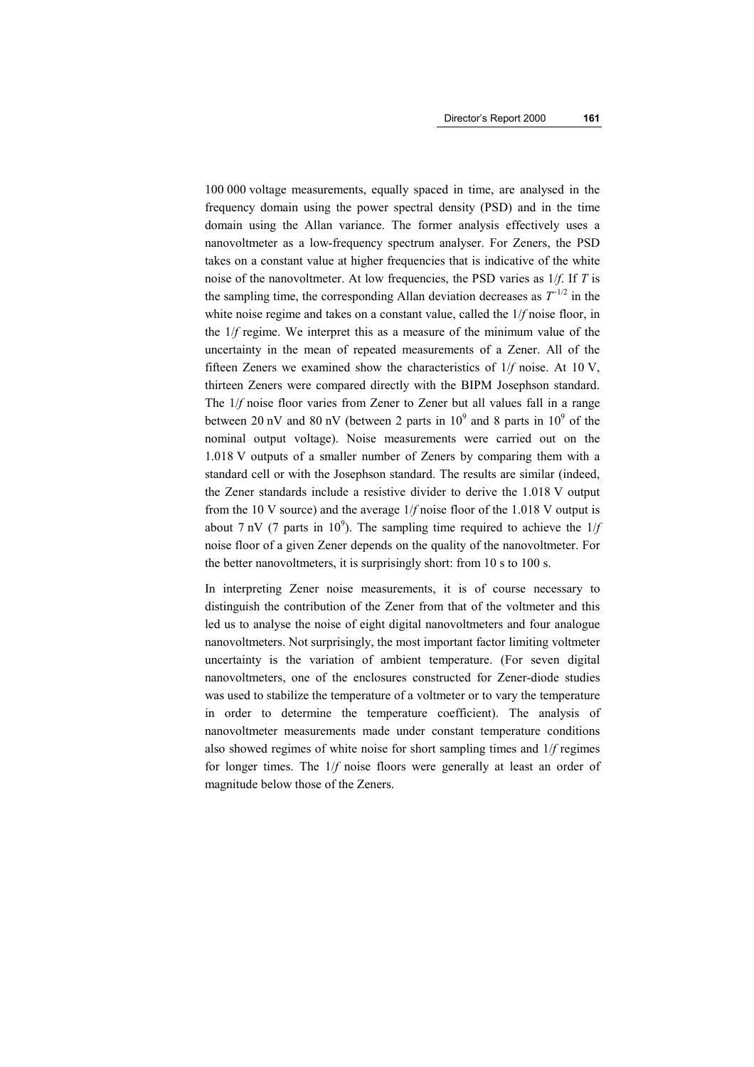100 000 voltage measurements, equally spaced in time, are analysed in the frequency domain using the power spectral density (PSD) and in the time domain using the Allan variance. The former analysis effectively uses a nanovoltmeter as a low-frequency spectrum analyser. For Zeners, the PSD takes on a constant value at higher frequencies that is indicative of the white noise of the nanovoltmeter. At low frequencies, the PSD varies as $1/f$. If $T$ is the sampling time, the corresponding Allan deviation decreases as $T^{-1/2}$ in the white noise regime and takes on a constant value, called the $1/f$ noise floor, in the $1/f$ regime. We interpret this as a measure of the minimum value of the uncertainty in the mean of repeated measurements of a Zener. All of the fifteen Zeners we examined show the characteristics of $1/f$ noise. At 10 V, thirteen Zeners were compared directly with the BIPM Josephson standard. The $1/f$ noise floor varies from Zener to Zener but all values fall in a range between 20 nV and 80 nV (between 2 parts in $10^9$ and 8 parts in $10^9$ of the nominal output voltage). Noise measurements were carried out on the 1.018 V outputs of a smaller number of Zeners by comparing them with a standard cell or with the Josephson standard. The results are similar (indeed, the Zener standards include a resistive divider to derive the 1.018 V output from the 10 V source) and the average $1/f$ noise floor of the 1.018 V output is about 7 nV (7 parts in $10^9$). The sampling time required to achieve the $1/f$ noise floor of a given Zener depends on the quality of the nanovoltmeter. For the better nanovoltmeters, it is surprisingly short: from 10 s to 100 s.

In interpreting Zener noise measurements, it is of course necessary to distinguish the contribution of the Zener from that of the voltmeter and this led us to analyse the noise of eight digital nanovoltmeters and four analogue nanovoltmeters. Not surprisingly, the most important factor limiting voltmeter uncertainty is the variation of ambient temperature. (For seven digital nanovoltmeters, one of the enclosures constructed for Zener-diode studies was used to stabilize the temperature of a voltmeter or to vary the temperature in order to determine the temperature coefficient). The analysis of nanovoltmeter measurements made under constant temperature conditions also showed regimes of white noise for short sampling times and $1/f$ regimes for longer times. The $1/f$ noise floors were generally at least an order of magnitude below those of the Zeners.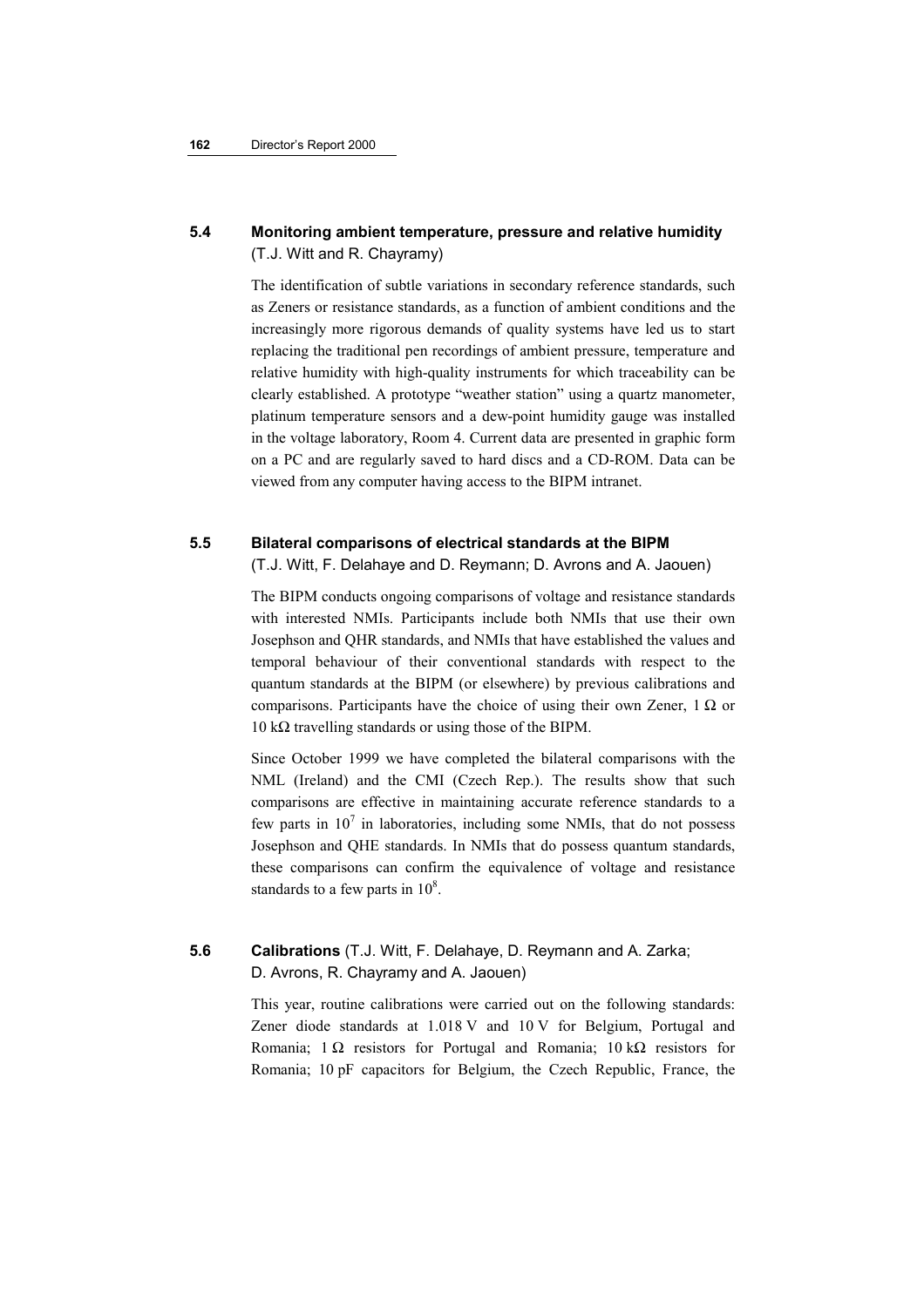### 5.4 Monitoring ambient temperature, pressure and relative humidity
(T.J. Witt and R. Chayramy)

The identification of subtle variations in secondary reference standards, such as Zeners or resistance standards, as a function of ambient conditions and the increasingly more rigorous demands of quality systems have led us to start replacing the traditional pen recordings of ambient pressure, temperature and relative humidity with high-quality instruments for which traceability can be clearly established. A prototype "weather station" using a quartz manometer, platinum temperature sensors and a dew-point humidity gauge was installed in the voltage laboratory, Room 4. Current data are presented in graphic form on a PC and are regularly saved to hard discs and a CD-ROM. Data can be viewed from any computer having access to the BIPM intranet.

### 5.5 Bilateral comparisons of electrical standards at the BIPM
(T.J. Witt, F. Delahaye and D. Reymann; D. Avrons and A. Jaouen)

The BIPM conducts ongoing comparisons of voltage and resistance standards with interested NMIs. Participants include both NMIs that use their own Josephson and QHR standards, and NMIs that have established the values and temporal behaviour of their conventional standards with respect to the quantum standards at the BIPM (or elsewhere) by previous calibrations and comparisons. Participants have the choice of using their own Zener, 1 Ω or 10 kΩ travelling standards or using those of the BIPM.

Since October 1999 we have completed the bilateral comparisons with the NML (Ireland) and the CMI (Czech Rep.). The results show that such comparisons are effective in maintaining accurate reference standards to a few parts in $10^7$ in laboratories, including some NMIs, that do not possess Josephson and QHE standards. In NMIs that do possess quantum standards, these comparisons can confirm the equivalence of voltage and resistance standards to a few parts in $10^8$.

### 5.6 Calibrations (T.J. Witt, F. Delahaye, D. Reymann and A. Zarka; D. Avrons, R. Chayramy and A. Jaouen)

This year, routine calibrations were carried out on the following standards: Zener diode standards at 1.018 V and 10 V for Belgium, Portugal and Romania; 1 Ω resistors for Portugal and Romania; 10 kΩ resistors for Romania; 10 pF capacitors for Belgium, the Czech Republic, France, the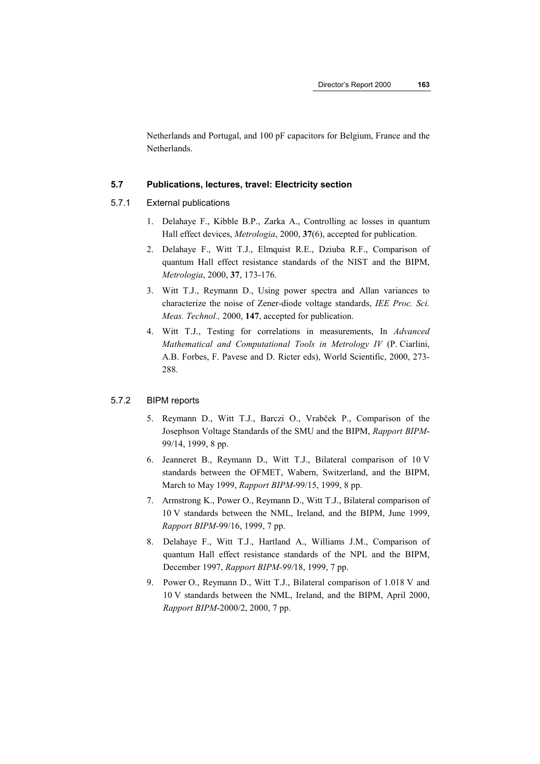Netherlands and Portugal, and 100 pF capacitors for Belgium, France and the Netherlands.

## 5.7 Publications, lectures, travel: Electricity section

### 5.7.1 External publications

1. Delahaye F., Kibble B.P., Zarka A., Controlling ac losses in quantum Hall effect devices, *Metrologia*, 2000, **37**(6), accepted for publication.
2. Delahaye F., Witt T.J., Elmquist R.E., Dziuba R.F., Comparison of quantum Hall effect resistance standards of the NIST and the BIPM, *Metrologia*, 2000, **37**, 173-176.
3. Witt T.J., Reymann D., Using power spectra and Allan variances to characterize the noise of Zener-diode voltage standards, *IEE Proc. Sci. Meas. Technol.,* 2000, **147**, accepted for publication.
4. Witt T.J., Testing for correlations in measurements, In *Advanced Mathematical and Computational Tools in Metrology IV* (P. Ciarlini, A.B. Forbes, F. Pavese and D. Ricter eds), World Scientific, 2000, 273-288.

### 5.7.2 BIPM reports

5. Reymann D., Witt T.J., Barczi O., Vrabček P., Comparison of the Josephson Voltage Standards of the SMU and the BIPM, *Rapport BIPM*-99/14, 1999, 8 pp.
6. Jeanneret B., Reymann D., Witt T.J., Bilateral comparison of 10 V standards between the OFMET, Wabern, Switzerland, and the BIPM, March to May 1999, *Rapport BIPM*-99/15, 1999, 8 pp.
7. Armstrong K., Power O., Reymann D., Witt T.J., Bilateral comparison of 10 V standards between the NML, Ireland, and the BIPM, June 1999, *Rapport BIPM*-99/16, 1999, 7 pp.
8. Delahaye F., Witt T.J., Hartland A., Williams J.M., Comparison of quantum Hall effect resistance standards of the NPL and the BIPM, December 1997, *Rapport BIPM-99/*18, 1999, 7 pp.
9. Power O., Reymann D., Witt T.J., Bilateral comparison of 1.018 V and 10 V standards between the NML, Ireland, and the BIPM, April 2000, *Rapport BIPM*-2000/2, 2000, 7 pp.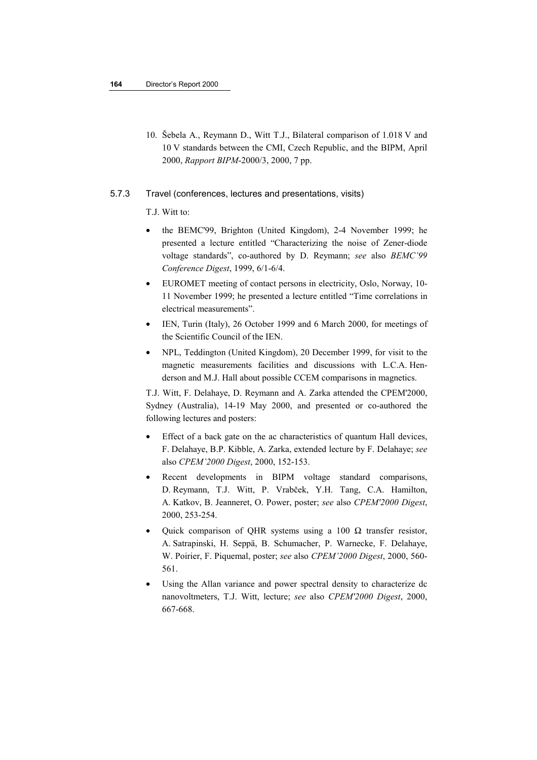10. Šebela A., Reymann D., Witt T.J., Bilateral comparison of 1.018 V and 10 V standards between the CMI, Czech Republic, and the BIPM, April 2000, *Rapport BIPM*-2000/3, 2000, 7 pp.

### 5.7.3 Travel (conferences, lectures and presentations, visits)

T.J. Witt to:

- the BEMC'99, Brighton (United Kingdom), 2-4 November 1999; he presented a lecture entitled "Characterizing the noise of Zener-diode voltage standards", co-authored by D. Reymann; *see* also *BEMC'99 Conference Digest*, 1999, 6/1-6/4.
- EUROMET meeting of contact persons in electricity, Oslo, Norway, 10-11 November 1999; he presented a lecture entitled "Time correlations in electrical measurements".
- IEN, Turin (Italy), 26 October 1999 and 6 March 2000, for meetings of the Scientific Council of the IEN.
- NPL, Teddington (United Kingdom), 20 December 1999, for visit to the magnetic measurements facilities and discussions with L.C.A. Henderson and M.J. Hall about possible CCEM comparisons in magnetics.

T.J. Witt, F. Delahaye, D. Reymann and A. Zarka attended the CPEM'2000, Sydney (Australia), 14-19 May 2000, and presented or co-authored the following lectures and posters:

- Effect of a back gate on the ac characteristics of quantum Hall devices, F. Delahaye, B.P. Kibble, A. Zarka, extended lecture by F. Delahaye; *see* also *CPEM'2000 Digest*, 2000, 152-153.
- Recent developments in BIPM voltage standard comparisons, D. Reymann, T.J. Witt, P. Vrabček, Y.H. Tang, C.A. Hamilton, A. Katkov, B. Jeanneret, O. Power, poster; *see* also *CPEM'2000 Digest*, 2000, 253-254.
- Quick comparison of QHR systems using a 100 Ω transfer resistor, A. Satrapinski, H. Seppä, B. Schumacher, P. Warnecke, F. Delahaye, W. Poirier, F. Piquemal, poster; *see* also *CPEM'2000 Digest*, 2000, 560-561.
- Using the Allan variance and power spectral density to characterize dc nanovoltmeters, T.J. Witt, lecture; *see* also *CPEM'2000 Digest*, 2000, 667-668.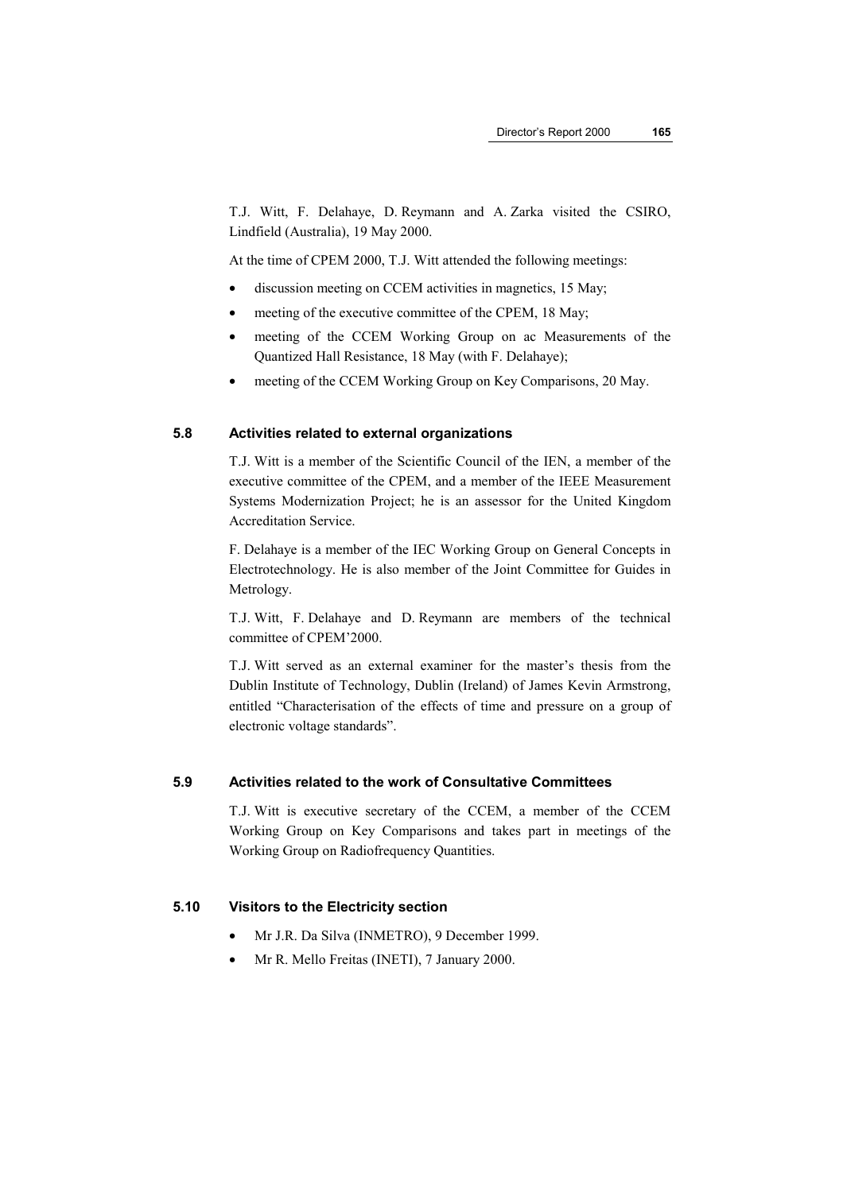T.J. Witt, F. Delahaye, D. Reymann and A. Zarka visited the CSIRO, Lindfield (Australia), 19 May 2000.

At the time of CPEM 2000, T.J. Witt attended the following meetings:

- discussion meeting on CCEM activities in magnetics, 15 May;
- meeting of the executive committee of the CPEM, 18 May;
- meeting of the CCEM Working Group on ac Measurements of the Quantized Hall Resistance, 18 May (with F. Delahaye);
- meeting of the CCEM Working Group on Key Comparisons, 20 May.

### 5.8 Activities related to external organizations

T.J. Witt is a member of the Scientific Council of the IEN, a member of the executive committee of the CPEM, and a member of the IEEE Measurement Systems Modernization Project; he is an assessor for the United Kingdom Accreditation Service.

F. Delahaye is a member of the IEC Working Group on General Concepts in Electrotechnology. He is also member of the Joint Committee for Guides in Metrology.

T.J. Witt, F. Delahaye and D. Reymann are members of the technical committee of CPEM'2000.

T.J. Witt served as an external examiner for the master's thesis from the Dublin Institute of Technology, Dublin (Ireland) of James Kevin Armstrong, entitled "Characterisation of the effects of time and pressure on a group of electronic voltage standards".

### 5.9 Activities related to the work of Consultative Committees

T.J. Witt is executive secretary of the CCEM, a member of the CCEM Working Group on Key Comparisons and takes part in meetings of the Working Group on Radiofrequency Quantities.

### 5.10 Visitors to the Electricity section

- Mr J.R. Da Silva (INMETRO), 9 December 1999.
- Mr R. Mello Freitas (INETI), 7 January 2000.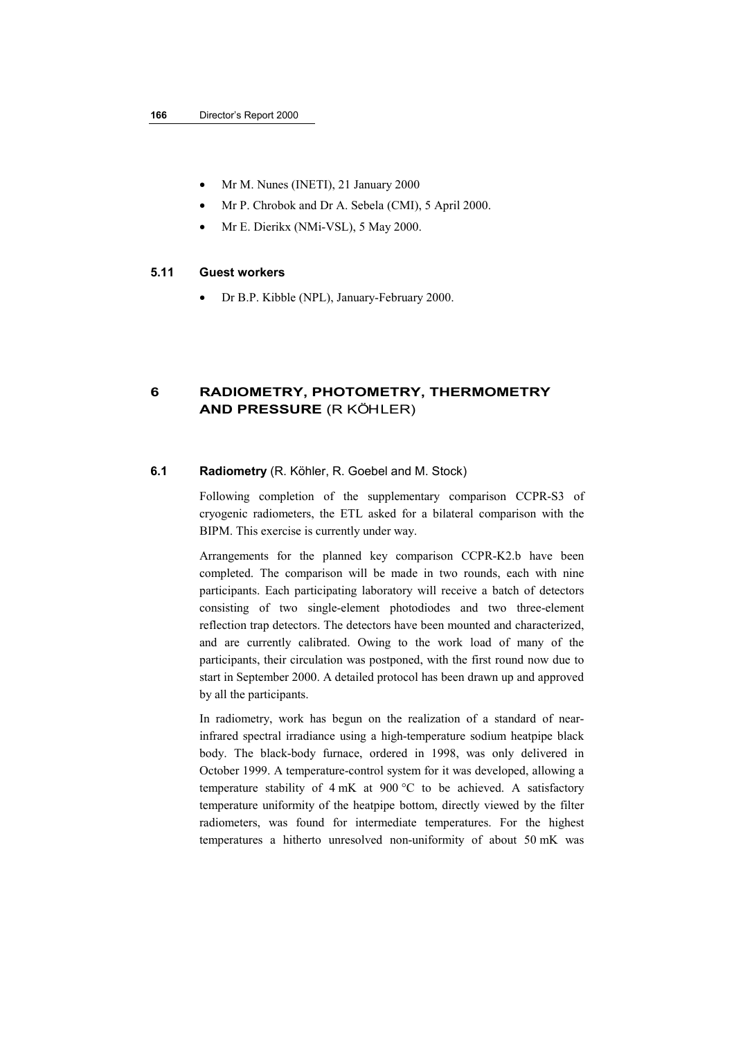- Mr M. Nunes (INETI), 21 January 2000
- Mr P. Chrobok and Dr A. Sebela (CMI), 5 April 2000.
- Mr E. Dierikx (NMi-VSL), 5 May 2000.

### 5.11 Guest workers

- Dr B.P. Kibble (NPL), January-February 2000.

## 6 RADIOMETRY, PHOTOMETRY, THERMOMETRY AND PRESSURE (R KÖHLER)

### 6.1 Radiometry (R. Köhler, R. Goebel and M. Stock)

Following completion of the supplementary comparison CCPR-S3 of cryogenic radiometers, the ETL asked for a bilateral comparison with the BIPM. This exercise is currently under way.

Arrangements for the planned key comparison CCPR-K2.b have been completed. The comparison will be made in two rounds, each with nine participants. Each participating laboratory will receive a batch of detectors consisting of two single-element photodiodes and two three-element reflection trap detectors. The detectors have been mounted and characterized, and are currently calibrated. Owing to the work load of many of the participants, their circulation was postponed, with the first round now due to start in September 2000. A detailed protocol has been drawn up and approved by all the participants.

In radiometry, work has begun on the realization of a standard of near-infrared spectral irradiance using a high-temperature sodium heatpipe black body. The black-body furnace, ordered in 1998, was only delivered in October 1999. A temperature-control system for it was developed, allowing a temperature stability of 4 mK at 900 °C to be achieved. A satisfactory temperature uniformity of the heatpipe bottom, directly viewed by the filter radiometers, was found for intermediate temperatures. For the highest temperatures a hitherto unresolved non-uniformity of about 50 mK was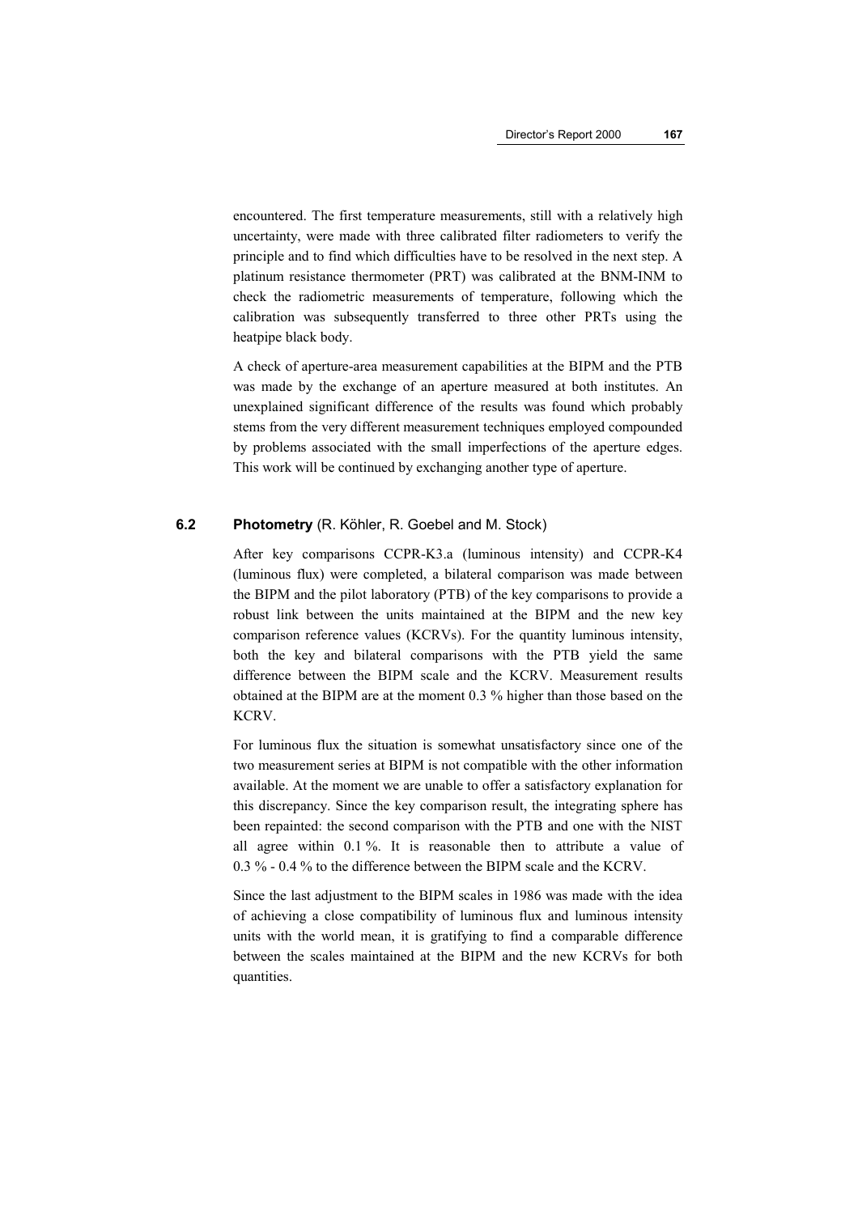encountered. The first temperature measurements, still with a relatively high uncertainty, were made with three calibrated filter radiometers to verify the principle and to find which difficulties have to be resolved in the next step. A platinum resistance thermometer (PRT) was calibrated at the BNM-INM to check the radiometric measurements of temperature, following which the calibration was subsequently transferred to three other PRTs using the heatpipe black body.

A check of aperture-area measurement capabilities at the BIPM and the PTB was made by the exchange of an aperture measured at both institutes. An unexplained significant difference of the results was found which probably stems from the very different measurement techniques employed compounded by problems associated with the small imperfections of the aperture edges. This work will be continued by exchanging another type of aperture.

## 6.2 Photometry (R. Köhler, R. Goebel and M. Stock)

After key comparisons CCPR-K3.a (luminous intensity) and CCPR-K4 (luminous flux) were completed, a bilateral comparison was made between the BIPM and the pilot laboratory (PTB) of the key comparisons to provide a robust link between the units maintained at the BIPM and the new key comparison reference values (KCRVs). For the quantity luminous intensity, both the key and bilateral comparisons with the PTB yield the same difference between the BIPM scale and the KCRV. Measurement results obtained at the BIPM are at the moment 0.3 % higher than those based on the KCRV.

For luminous flux the situation is somewhat unsatisfactory since one of the two measurement series at BIPM is not compatible with the other information available. At the moment we are unable to offer a satisfactory explanation for this discrepancy. Since the key comparison result, the integrating sphere has been repainted: the second comparison with the PTB and one with the NIST all agree within 0.1 %. It is reasonable then to attribute a value of 0.3 % - 0.4 % to the difference between the BIPM scale and the KCRV.

Since the last adjustment to the BIPM scales in 1986 was made with the idea of achieving a close compatibility of luminous flux and luminous intensity units with the world mean, it is gratifying to find a comparable difference between the scales maintained at the BIPM and the new KCRVs for both quantities.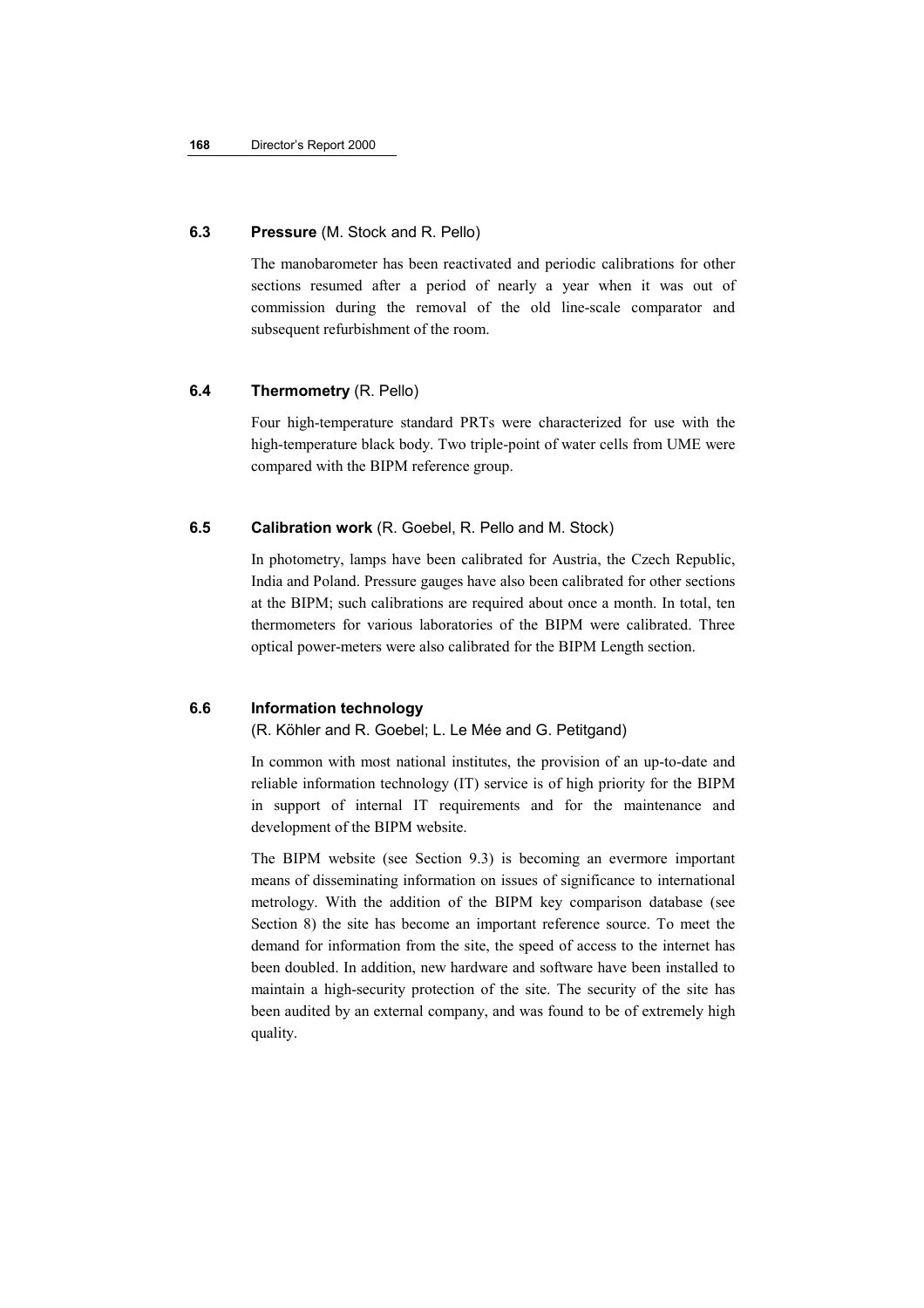### 6.3 **Pressure** (M. Stock and R. Pello)

The manobarometer has been reactivated and periodic calibrations for other sections resumed after a period of nearly a year when it was out of commission during the removal of the old line-scale comparator and subsequent refurbishment of the room.

### 6.4 **Thermometry** (R. Pello)

Four high-temperature standard PRTs were characterized for use with the high-temperature black body. Two triple-point of water cells from UME were compared with the BIPM reference group.

### 6.5 **Calibration work** (R. Goebel, R. Pello and M. Stock)

In photometry, lamps have been calibrated for Austria, the Czech Republic, India and Poland. Pressure gauges have also been calibrated for other sections at the BIPM; such calibrations are required about once a month. In total, ten thermometers for various laboratories of the BIPM were calibrated. Three optical power-meters were also calibrated for the BIPM Length section.

### 6.6 **Information technology**

(R. Köhler and R. Goebel; L. Le Mée and G. Petitgand)

In common with most national institutes, the provision of an up-to-date and reliable information technology (IT) service is of high priority for the BIPM in support of internal IT requirements and for the maintenance and development of the BIPM website.

The BIPM website (see Section 9.3) is becoming an evermore important means of disseminating information on issues of significance to international metrology. With the addition of the BIPM key comparison database (see Section 8) the site has become an important reference source. To meet the demand for information from the site, the speed of access to the internet has been doubled. In addition, new hardware and software have been installed to maintain a high-security protection of the site. The security of the site has been audited by an external company, and was found to be of extremely high quality.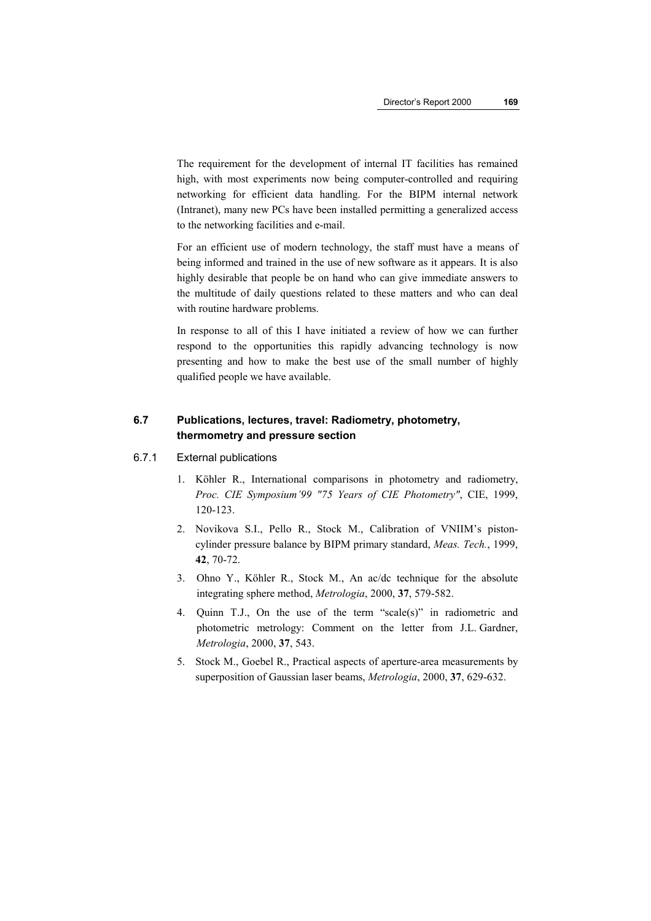The requirement for the development of internal IT facilities has remained high, with most experiments now being computer-controlled and requiring networking for efficient data handling. For the BIPM internal network (Intranet), many new PCs have been installed permitting a generalized access to the networking facilities and e-mail.

For an efficient use of modern technology, the staff must have a means of being informed and trained in the use of new software as it appears. It is also highly desirable that people be on hand who can give immediate answers to the multitude of daily questions related to these matters and who can deal with routine hardware problems.

In response to all of this I have initiated a review of how we can further respond to the opportunities this rapidly advancing technology is now presenting and how to make the best use of the small number of highly qualified people we have available.

## 6.7 Publications, lectures, travel: Radiometry, photometry, thermometry and pressure section

### 6.7.1 External publications

1. Köhler R., International comparisons in photometry and radiometry, *Proc. CIE Symposium'99 "75 Years of CIE Photometry"*, CIE, 1999, 120-123.
2. Novikova S.I., Pello R., Stock M., Calibration of VNIIM's piston-cylinder pressure balance by BIPM primary standard, *Meas. Tech.*, 1999, **42**, 70-72.
3. Ohno Y., Köhler R., Stock M., An ac/dc technique for the absolute integrating sphere method, *Metrologia*, 2000, **37**, 579-582.
4. Quinn T.J., On the use of the term "scale(s)" in radiometric and photometric metrology: Comment on the letter from J.L. Gardner, *Metrologia*, 2000, **37**, 543.
5. Stock M., Goebel R., Practical aspects of aperture-area measurements by superposition of Gaussian laser beams, *Metrologia*, 2000, **37**, 629-632.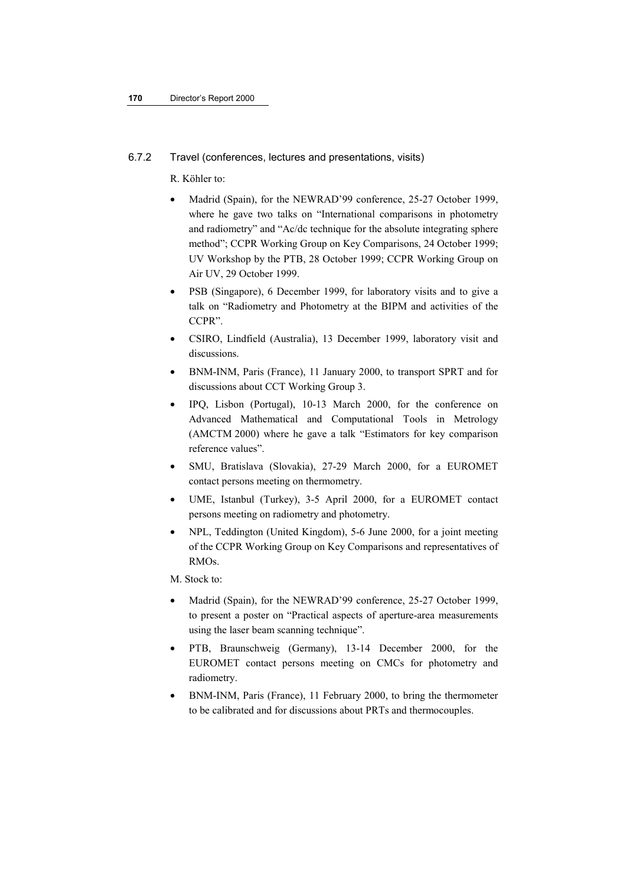### 6.7.2 Travel (conferences, lectures and presentations, visits)

R. Köhler to:

- Madrid (Spain), for the NEWRAD'99 conference, 25-27 October 1999, where he gave two talks on "International comparisons in photometry and radiometry" and "Ac/dc technique for the absolute integrating sphere method"; CCPR Working Group on Key Comparisons, 24 October 1999; UV Workshop by the PTB, 28 October 1999; CCPR Working Group on Air UV, 29 October 1999.
- PSB (Singapore), 6 December 1999, for laboratory visits and to give a talk on "Radiometry and Photometry at the BIPM and activities of the CCPR".
- CSIRO, Lindfield (Australia), 13 December 1999, laboratory visit and discussions.
- BNM-INM, Paris (France), 11 January 2000, to transport SPRT and for discussions about CCT Working Group 3.
- IPQ, Lisbon (Portugal), 10-13 March 2000, for the conference on Advanced Mathematical and Computational Tools in Metrology (AMCTM 2000) where he gave a talk "Estimators for key comparison reference values".
- SMU, Bratislava (Slovakia), 27-29 March 2000, for a EUROMET contact persons meeting on thermometry.
- UME, Istanbul (Turkey), 3-5 April 2000, for a EUROMET contact persons meeting on radiometry and photometry.
- NPL, Teddington (United Kingdom), 5-6 June 2000, for a joint meeting of the CCPR Working Group on Key Comparisons and representatives of RMOs.

M. Stock to:

- Madrid (Spain), for the NEWRAD'99 conference, 25-27 October 1999, to present a poster on "Practical aspects of aperture-area measurements using the laser beam scanning technique".
- PTB, Braunschweig (Germany), 13-14 December 2000, for the EUROMET contact persons meeting on CMCs for photometry and radiometry.
- BNM-INM, Paris (France), 11 February 2000, to bring the thermometer to be calibrated and for discussions about PRTs and thermocouples.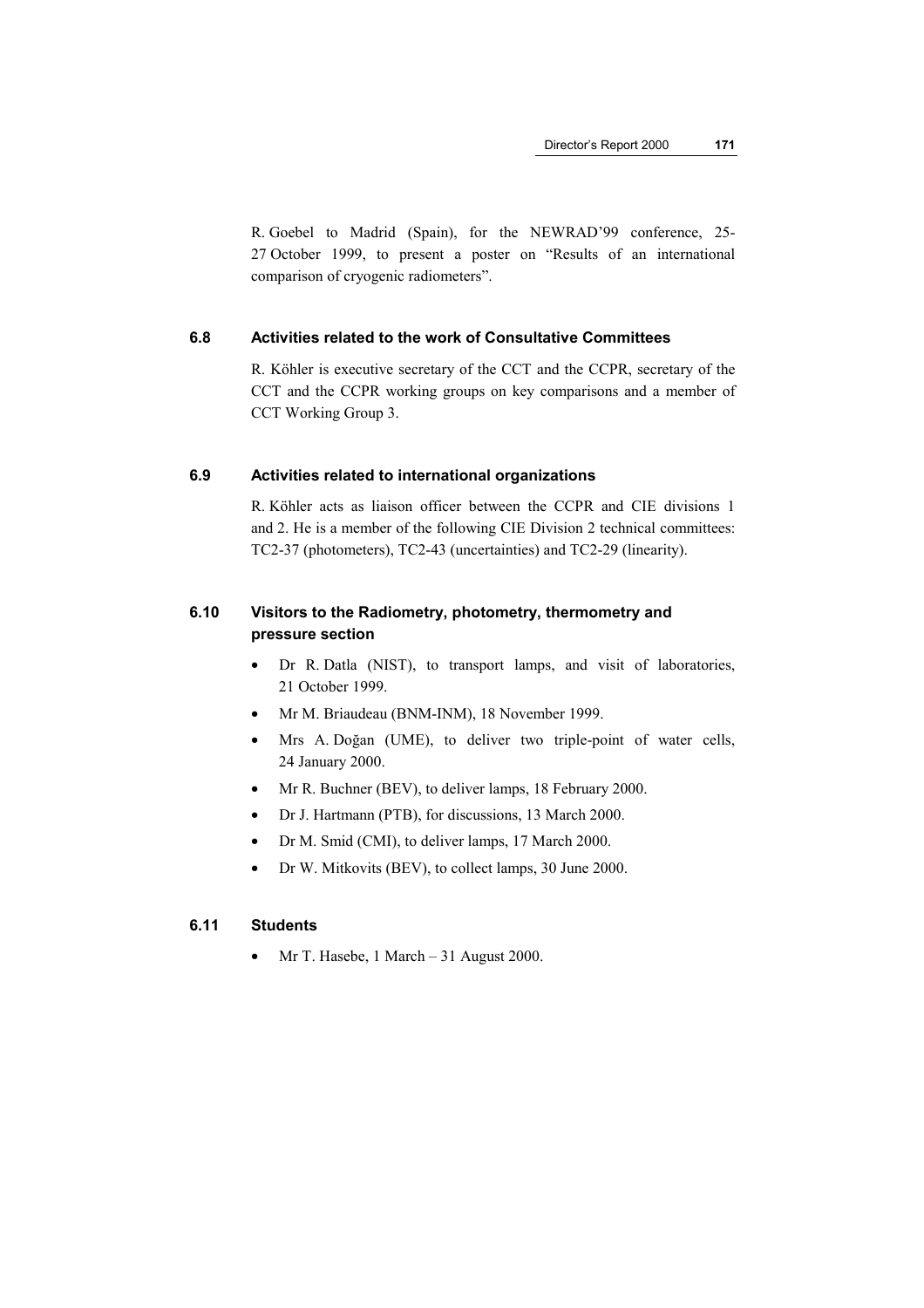R. Goebel to Madrid (Spain), for the NEWRAD'99 conference, 25-27 October 1999, to present a poster on "Results of an international comparison of cryogenic radiometers".

### 6.8 Activities related to the work of Consultative Committees

R. Köhler is executive secretary of the CCT and the CCPR, secretary of the CCT and the CCPR working groups on key comparisons and a member of CCT Working Group 3.

### 6.9 Activities related to international organizations

R. Köhler acts as liaison officer between the CCPR and CIE divisions 1 and 2. He is a member of the following CIE Division 2 technical committees: TC2-37 (photometers), TC2-43 (uncertainties) and TC2-29 (linearity).

### 6.10 Visitors to the Radiometry, photometry, thermometry and pressure section

- Dr R. Datla (NIST), to transport lamps, and visit of laboratories, 21 October 1999.
- Mr M. Briaudeau (BNM-INM), 18 November 1999.
- Mrs A. Doğan (UME), to deliver two triple-point of water cells, 24 January 2000.
- Mr R. Buchner (BEV), to deliver lamps, 18 February 2000.
- Dr J. Hartmann (PTB), for discussions, 13 March 2000.
- Dr M. Smid (CMI), to deliver lamps, 17 March 2000.
- Dr W. Mitkovits (BEV), to collect lamps, 30 June 2000.

### 6.11 Students

- Mr T. Hasebe, 1 March – 31 August 2000.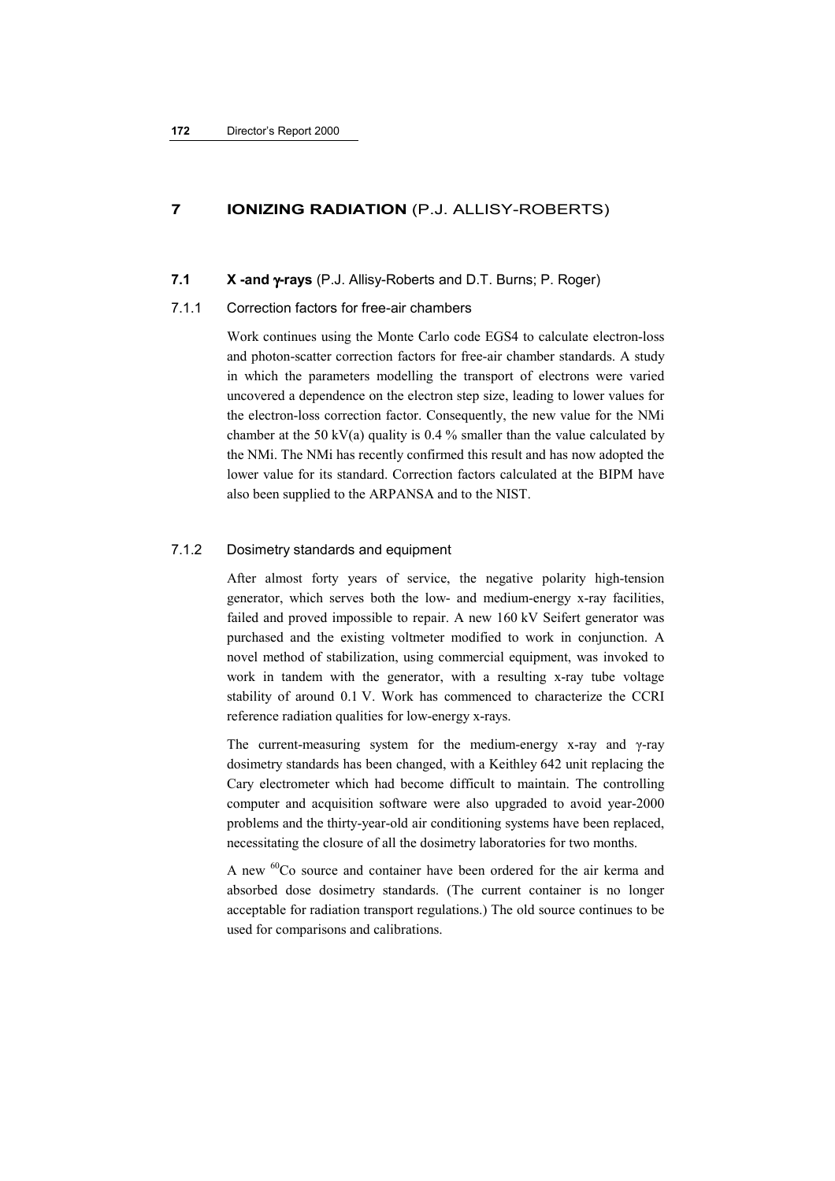## 7 IONIZING RADIATION (P.J. ALLISY-ROBERTS)

### 7.1 X -and γ-rays (P.J. Allisy-Roberts and D.T. Burns; P. Roger)

#### 7.1.1 Correction factors for free-air chambers

Work continues using the Monte Carlo code EGS4 to calculate electron-loss and photon-scatter correction factors for free-air chamber standards. A study in which the parameters modelling the transport of electrons were varied uncovered a dependence on the electron step size, leading to lower values for the electron-loss correction factor. Consequently, the new value for the NMi chamber at the 50 kV(a) quality is 0.4 % smaller than the value calculated by the NMi. The NMi has recently confirmed this result and has now adopted the lower value for its standard. Correction factors calculated at the BIPM have also been supplied to the ARPANSA and to the NIST.

#### 7.1.2 Dosimetry standards and equipment

After almost forty years of service, the negative polarity high-tension generator, which serves both the low- and medium-energy x-ray facilities, failed and proved impossible to repair. A new 160 kV Seifert generator was purchased and the existing voltmeter modified to work in conjunction. A novel method of stabilization, using commercial equipment, was invoked to work in tandem with the generator, with a resulting x-ray tube voltage stability of around 0.1 V. Work has commenced to characterize the CCRI reference radiation qualities for low-energy x-rays.

The current-measuring system for the medium-energy x-ray and γ-ray dosimetry standards has been changed, with a Keithley 642 unit replacing the Cary electrometer which had become difficult to maintain. The controlling computer and acquisition software were also upgraded to avoid year-2000 problems and the thirty-year-old air conditioning systems have been replaced, necessitating the closure of all the dosimetry laboratories for two months.

A new $^{60}$Co source and container have been ordered for the air kerma and absorbed dose dosimetry standards. (The current container is no longer acceptable for radiation transport regulations.) The old source continues to be used for comparisons and calibrations.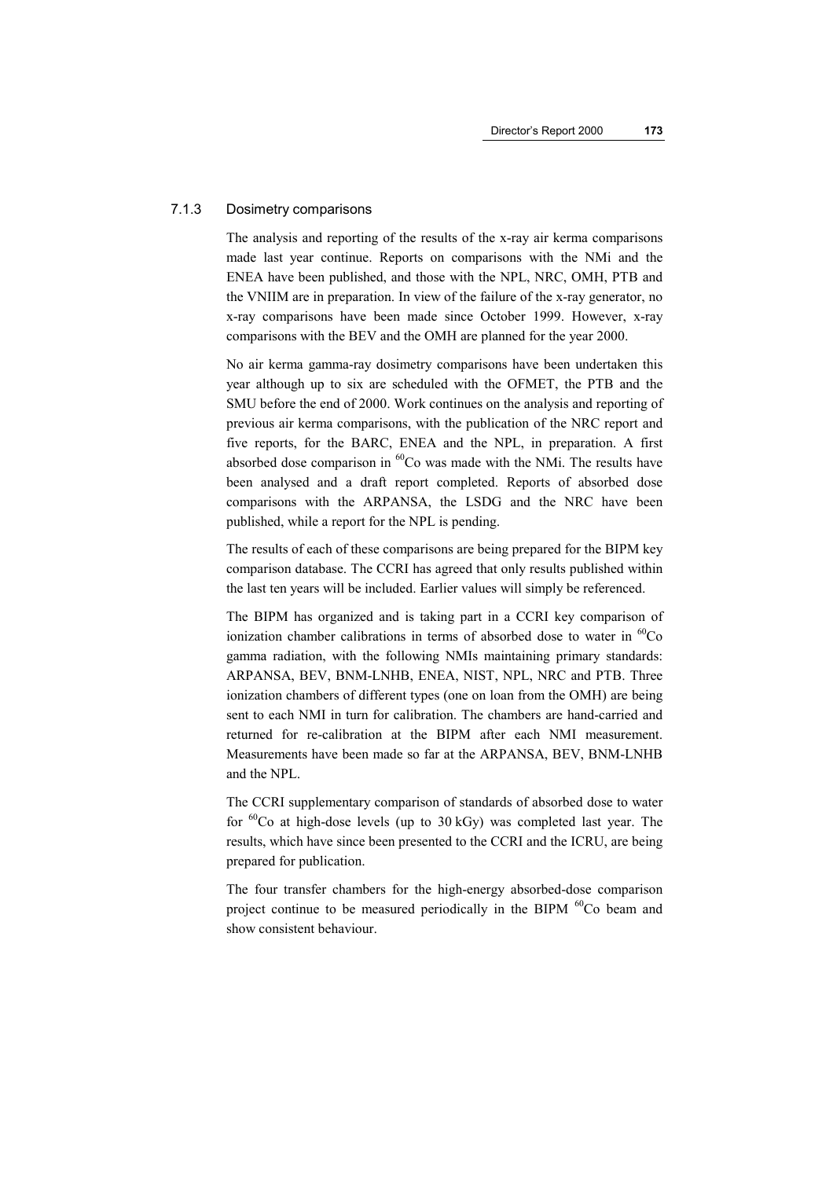### 7.1.3 Dosimetry comparisons

The analysis and reporting of the results of the x-ray air kerma comparisons made last year continue. Reports on comparisons with the NMi and the ENEA have been published, and those with the NPL, NRC, OMH, PTB and the VNIIM are in preparation. In view of the failure of the x-ray generator, no x-ray comparisons have been made since October 1999. However, x-ray comparisons with the BEV and the OMH are planned for the year 2000.

No air kerma gamma-ray dosimetry comparisons have been undertaken this year although up to six are scheduled with the OFMET, the PTB and the SMU before the end of 2000. Work continues on the analysis and reporting of previous air kerma comparisons, with the publication of the NRC report and five reports, for the BARC, ENEA and the NPL, in preparation. A first absorbed dose comparison in $^{60}$Co was made with the NMi. The results have been analysed and a draft report completed. Reports of absorbed dose comparisons with the ARPANSA, the LSDG and the NRC have been published, while a report for the NPL is pending.

The results of each of these comparisons are being prepared for the BIPM key comparison database. The CCRI has agreed that only results published within the last ten years will be included. Earlier values will simply be referenced.

The BIPM has organized and is taking part in a CCRI key comparison of ionization chamber calibrations in terms of absorbed dose to water in $^{60}$Co gamma radiation, with the following NMIs maintaining primary standards: ARPANSA, BEV, BNM-LNHB, ENEA, NIST, NPL, NRC and PTB. Three ionization chambers of different types (one on loan from the OMH) are being sent to each NMI in turn for calibration. The chambers are hand-carried and returned for re-calibration at the BIPM after each NMI measurement. Measurements have been made so far at the ARPANSA, BEV, BNM-LNHB and the NPL.

The CCRI supplementary comparison of standards of absorbed dose to water for $^{60}$Co at high-dose levels (up to 30 kGy) was completed last year. The results, which have since been presented to the CCRI and the ICRU, are being prepared for publication.

The four transfer chambers for the high-energy absorbed-dose comparison project continue to be measured periodically in the BIPM $^{60}$Co beam and show consistent behaviour.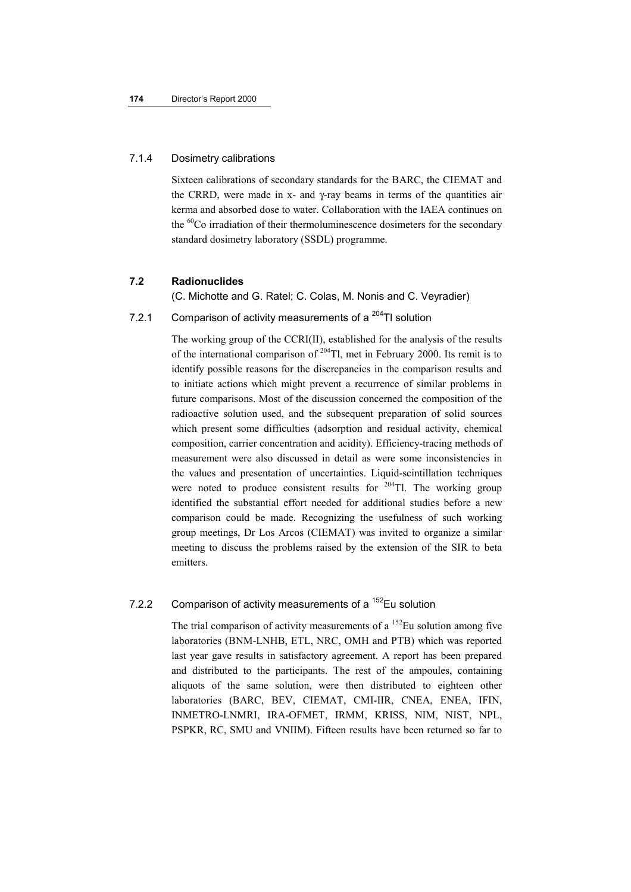### 7.1.4 Dosimetry calibrations

Sixteen calibrations of secondary standards for the BARC, the CIEMAT and the CRRD, were made in x- and γ-ray beams in terms of the quantities air kerma and absorbed dose to water. Collaboration with the IAEA continues on the $^{60}$Co irradiation of their thermoluminescence dosimeters for the secondary standard dosimetry laboratory (SSDL) programme.

## 7.2 Radionuclides

(C. Michotte and G. Ratel; C. Colas, M. Nonis and C. Veyradier)

### 7.2.1 Comparison of activity measurements of a $^{204}$Tl solution

The working group of the CCRI(II), established for the analysis of the results of the international comparison of $^{204}$Tl, met in February 2000. Its remit is to identify possible reasons for the discrepancies in the comparison results and to initiate actions which might prevent a recurrence of similar problems in future comparisons. Most of the discussion concerned the composition of the radioactive solution used, and the subsequent preparation of solid sources which present some difficulties (adsorption and residual activity, chemical composition, carrier concentration and acidity). Efficiency-tracing methods of measurement were also discussed in detail as were some inconsistencies in the values and presentation of uncertainties. Liquid-scintillation techniques were noted to produce consistent results for $^{204}$Tl. The working group identified the substantial effort needed for additional studies before a new comparison could be made. Recognizing the usefulness of such working group meetings, Dr Los Arcos (CIEMAT) was invited to organize a similar meeting to discuss the problems raised by the extension of the SIR to beta emitters.

### 7.2.2 Comparison of activity measurements of a $^{152}$Eu solution

The trial comparison of activity measurements of a $^{152}$Eu solution among five laboratories (BNM-LNHB, ETL, NRC, OMH and PTB) which was reported last year gave results in satisfactory agreement. A report has been prepared and distributed to the participants. The rest of the ampoules, containing aliquots of the same solution, were then distributed to eighteen other laboratories (BARC, BEV, CIEMAT, CMI-IIR, CNEA, ENEA, IFIN, INMETRO-LNMRI, IRA-OFMET, IRMM, KRISS, NIM, NIST, NPL, PSPKR, RC, SMU and VNIIM). Fifteen results have been returned so far to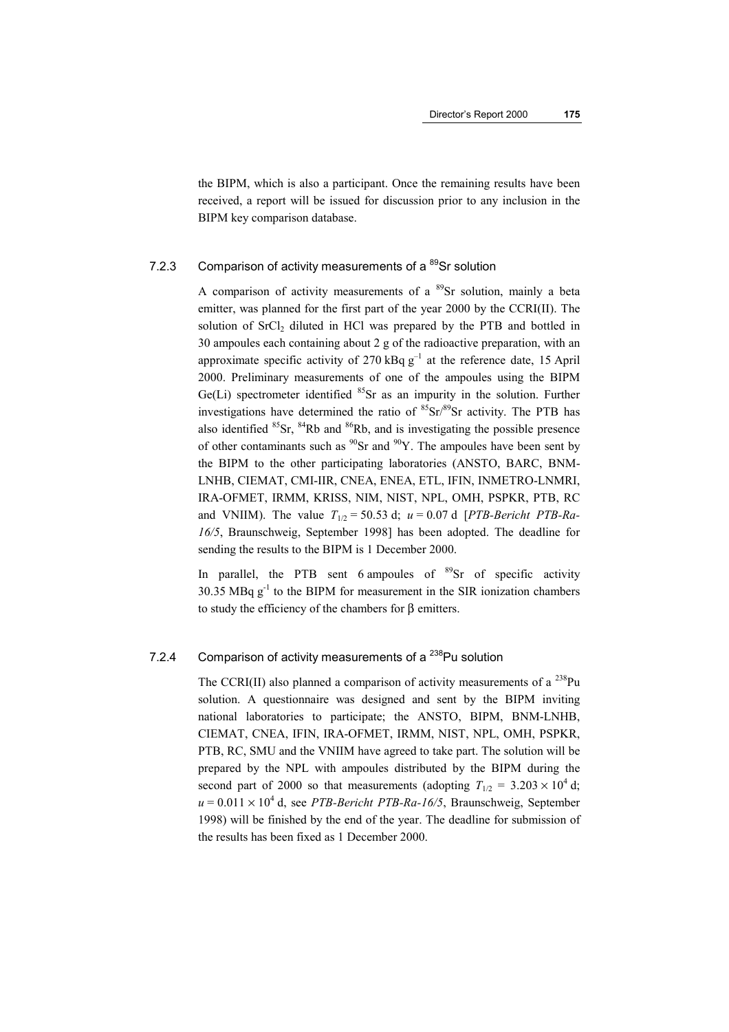the BIPM, which is also a participant. Once the remaining results have been received, a report will be issued for discussion prior to any inclusion in the BIPM key comparison database.

### 7.2.3 Comparison of activity measurements of a $^{89}$Sr solution

A comparison of activity measurements of a $^{89}$Sr solution, mainly a beta emitter, was planned for the first part of the year 2000 by the CCRI(II). The solution of $SrCl_2$ diluted in HCl was prepared by the PTB and bottled in 30 ampoules each containing about 2 g of the radioactive preparation, with an approximate specific activity of 270 kBq g$^{-1}$ at the reference date, 15 April 2000. Preliminary measurements of one of the ampoules using the BIPM Ge(Li) spectrometer identified $^{85}$Sr as an impurity in the solution. Further investigations have determined the ratio of $^{85}$Sr/$^{89}$Sr activity. The PTB has also identified $^{85}$Sr, $^{84}$Rb and $^{86}$Rb, and is investigating the possible presence of other contaminants such as $^{90}$Sr and $^{90}$Y. The ampoules have been sent by the BIPM to the other participating laboratories (ANSTO, BARC, BNM-LNHB, CIEMAT, CMI-IIR, CNEA, ENEA, ETL, IFIN, INMETRO-LNMRI, IRA-OFMET, IRMM, KRISS, NIM, NIST, NPL, OMH, PSPKR, PTB, RC and VNIIM). The value $T_{1/2} = 50.53$ d; $u = 0.07$ d [*PTB-Bericht PTB-Ra-16/5*, Braunschweig, September 1998] has been adopted. The deadline for sending the results to the BIPM is 1 December 2000.

In parallel, the PTB sent 6 ampoules of $^{89}$Sr of specific activity 30.35 MBq g$^{-1}$ to the BIPM for measurement in the SIR ionization chambers to study the efficiency of the chambers for $\beta$ emitters.

### 7.2.4 Comparison of activity measurements of a $^{238}$Pu solution

The CCRI(II) also planned a comparison of activity measurements of a $^{238}$Pu solution. A questionnaire was designed and sent by the BIPM inviting national laboratories to participate; the ANSTO, BIPM, BNM-LNHB, CIEMAT, CNEA, IFIN, IRA-OFMET, IRMM, NIST, NPL, OMH, PSPKR, PTB, RC, SMU and the VNIIM have agreed to take part. The solution will be prepared by the NPL with ampoules distributed by the BIPM during the second part of 2000 so that measurements (adopting $T_{1/2} = 3.203 \times 10^4$ d; $u = 0.011 \times 10^4$ d, see *PTB-Bericht PTB-Ra-16/5*, Braunschweig, September 1998) will be finished by the end of the year. The deadline for submission of the results has been fixed as 1 December 2000.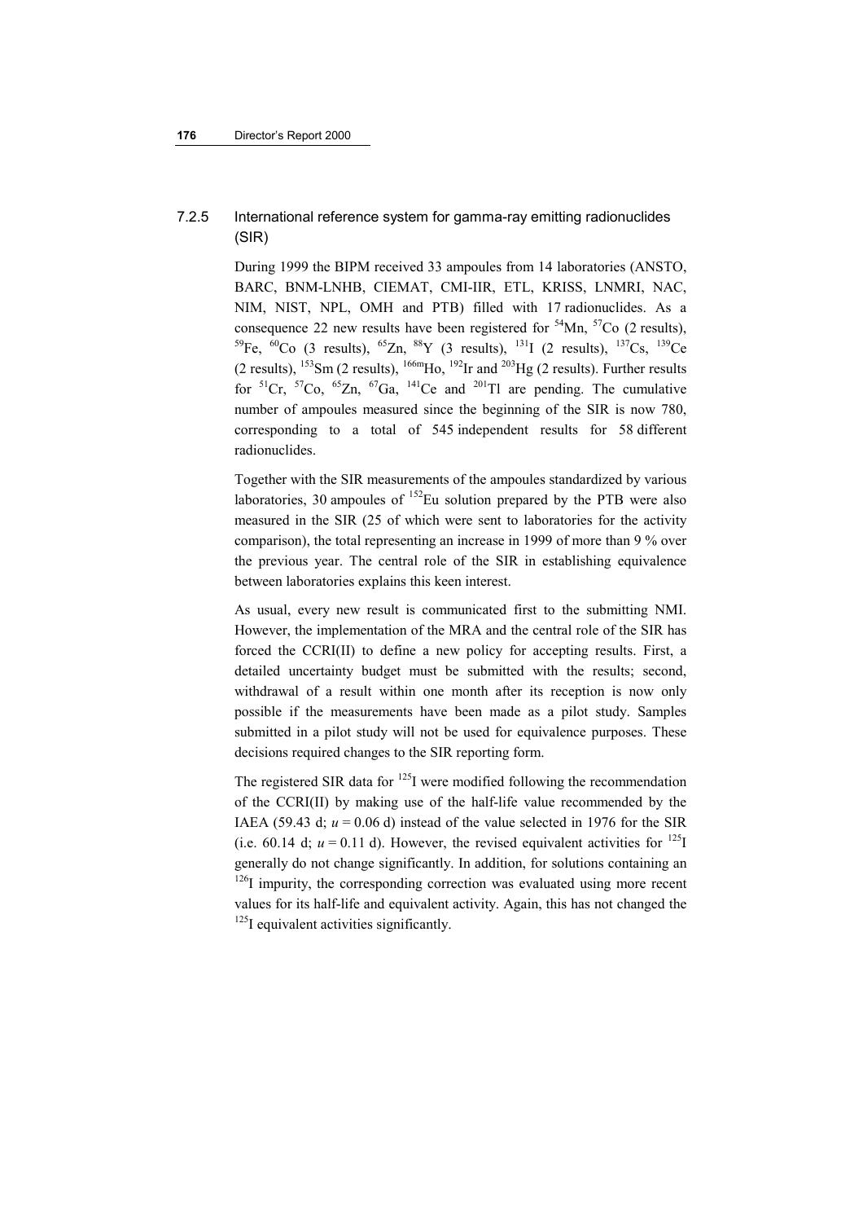### 7.2.5 International reference system for gamma-ray emitting radionuclides (SIR)

During 1999 the BIPM received 33 ampoules from 14 laboratories (ANSTO, BARC, BNM-LNHB, CIEMAT, CMI-IIR, ETL, KRISS, LNMRI, NAC, NIM, NIST, NPL, OMH and PTB) filled with 17 radionuclides. As a consequence 22 new results have been registered for $^{54}$Mn, $^{57}$Co (2 results), $^{59}$Fe, $^{60}$Co (3 results), $^{65}$Zn, $^{88}$Y (3 results), $^{131}$I (2 results), $^{137}$Cs, $^{139}$Ce (2 results), $^{153}$Sm (2 results), $^{166m}$Ho, $^{192}$Ir and $^{203}$Hg (2 results). Further results for $^{51}$Cr, $^{57}$Co, $^{65}$Zn, $^{67}$Ga, $^{141}$Ce and $^{201}$Tl are pending. The cumulative number of ampoules measured since the beginning of the SIR is now 780, corresponding to a total of 545 independent results for 58 different radionuclides.

Together with the SIR measurements of the ampoules standardized by various laboratories, 30 ampoules of $^{152}$Eu solution prepared by the PTB were also measured in the SIR (25 of which were sent to laboratories for the activity comparison), the total representing an increase in 1999 of more than 9 % over the previous year. The central role of the SIR in establishing equivalence between laboratories explains this keen interest.

As usual, every new result is communicated first to the submitting NMI. However, the implementation of the MRA and the central role of the SIR has forced the CCRI(II) to define a new policy for accepting results. First, a detailed uncertainty budget must be submitted with the results; second, withdrawal of a result within one month after its reception is now only possible if the measurements have been made as a pilot study. Samples submitted in a pilot study will not be used for equivalence purposes. These decisions required changes to the SIR reporting form.

The registered SIR data for $^{125}$I were modified following the recommendation of the CCRI(II) by making use of the half-life value recommended by the IAEA (59.43 d; $u = 0.06$ d) instead of the value selected in 1976 for the SIR (i.e. 60.14 d; $u = 0.11$ d). However, the revised equivalent activities for $^{125}$I generally do not change significantly. In addition, for solutions containing an $^{126}$I impurity, the corresponding correction was evaluated using more recent values for its half-life and equivalent activity. Again, this has not changed the $^{125}$I equivalent activities significantly.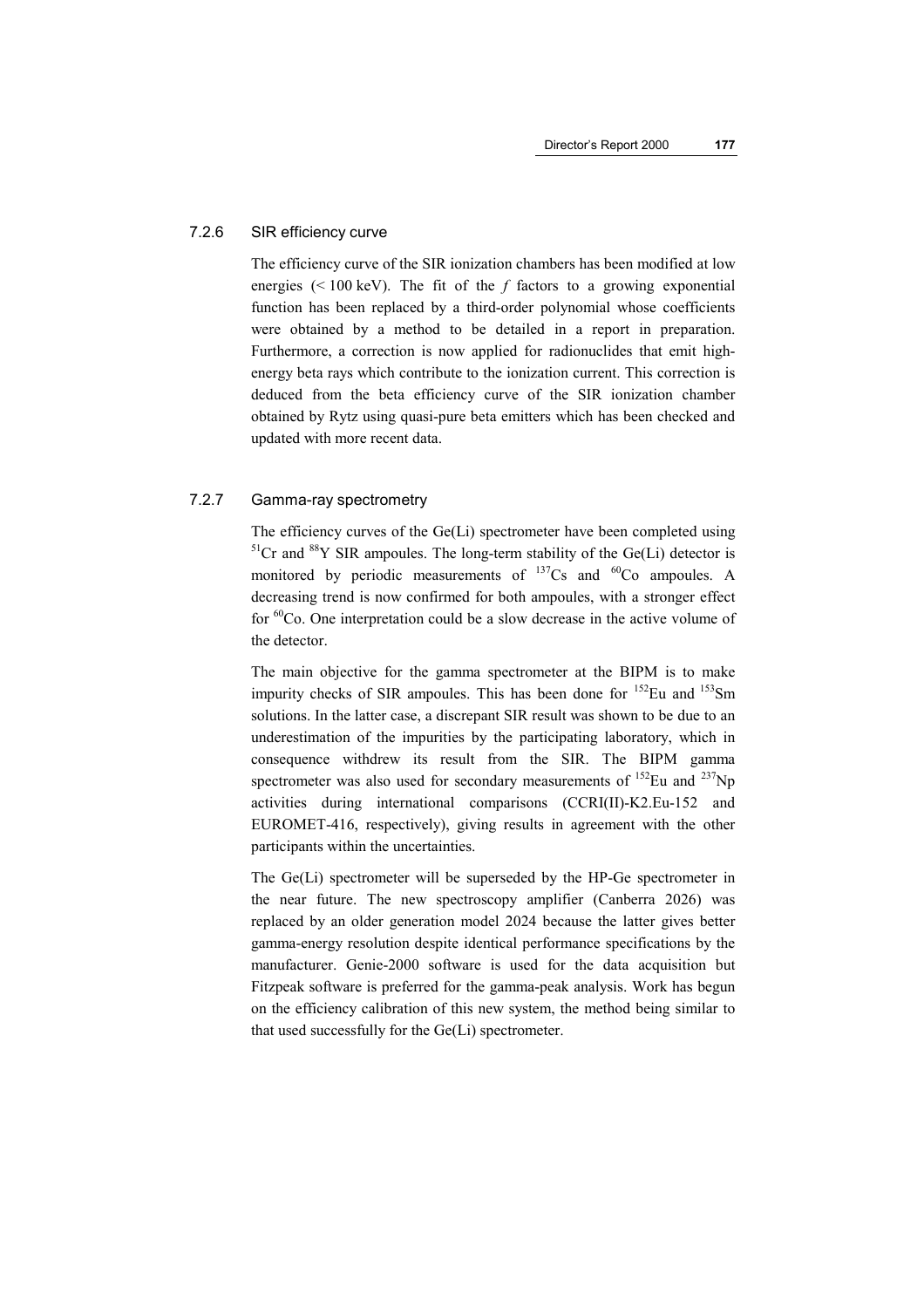### 7.2.6 SIR efficiency curve

The efficiency curve of the SIR ionization chambers has been modified at low energies (< 100 keV). The fit of the *f* factors to a growing exponential function has been replaced by a third-order polynomial whose coefficients were obtained by a method to be detailed in a report in preparation. Furthermore, a correction is now applied for radionuclides that emit high-energy beta rays which contribute to the ionization current. This correction is deduced from the beta efficiency curve of the SIR ionization chamber obtained by Rytz using quasi-pure beta emitters which has been checked and updated with more recent data.

### 7.2.7 Gamma-ray spectrometry

The efficiency curves of the Ge(Li) spectrometer have been completed using $^{51}$Cr and $^{88}$Y SIR ampoules. The long-term stability of the Ge(Li) detector is monitored by periodic measurements of $^{137}$Cs and $^{60}$Co ampoules. A decreasing trend is now confirmed for both ampoules, with a stronger effect for $^{60}$Co. One interpretation could be a slow decrease in the active volume of the detector.

The main objective for the gamma spectrometer at the BIPM is to make impurity checks of SIR ampoules. This has been done for $^{152}$Eu and $^{153}$Sm solutions. In the latter case, a discrepant SIR result was shown to be due to an underestimation of the impurities by the participating laboratory, which in consequence withdrew its result from the SIR. The BIPM gamma spectrometer was also used for secondary measurements of $^{152}$Eu and $^{237}$Np activities during international comparisons (CCRI(II)-K2.Eu-152 and EUROMET-416, respectively), giving results in agreement with the other participants within the uncertainties.

The Ge(Li) spectrometer will be superseded by the HP-Ge spectrometer in the near future. The new spectroscopy amplifier (Canberra 2026) was replaced by an older generation model 2024 because the latter gives better gamma-energy resolution despite identical performance specifications by the manufacturer. Genie-2000 software is used for the data acquisition but Fitzpeak software is preferred for the gamma-peak analysis. Work has begun on the efficiency calibration of this new system, the method being similar to that used successfully for the Ge(Li) spectrometer.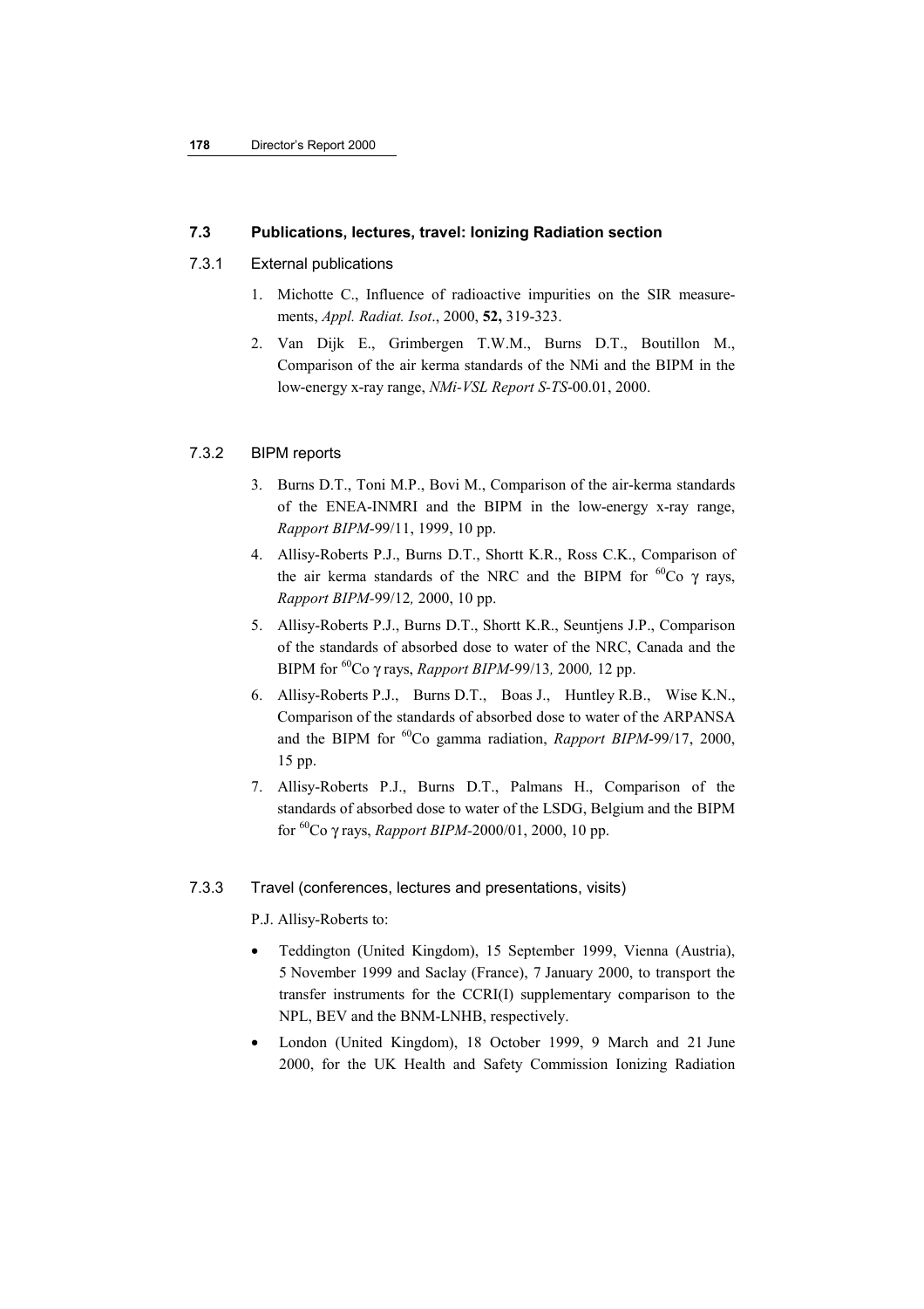## 7.3 Publications, lectures, travel: Ionizing Radiation section

### 7.3.1 External publications

1. Michotte C., Influence of radioactive impurities on the SIR measurements, *Appl. Radiat. Isot*., 2000, **52,** 319-323.
2. Van Dijk E., Grimbergen T.W.M., Burns D.T., Boutillon M., Comparison of the air kerma standards of the NMi and the BIPM in the low-energy x-ray range, *NMi-VSL Report S-TS*-00.01, 2000.

### 7.3.2 BIPM reports

3. Burns D.T., Toni M.P., Bovi M., Comparison of the air-kerma standards of the ENEA-INMRI and the BIPM in the low-energy x-ray range, *Rapport BIPM*-99/11, 1999, 10 pp.
4. Allisy-Roberts P.J., Burns D.T., Shortt K.R., Ross C.K., Comparison of the air kerma standards of the NRC and the BIPM for $^{60}$Co $\gamma$ rays, *Rapport BIPM*-99/12*,* 2000, 10 pp.
5. Allisy-Roberts P.J., Burns D.T., Shortt K.R., Seuntjens J.P., Comparison of the standards of absorbed dose to water of the NRC, Canada and the BIPM for $^{60}$Co $\gamma$ rays, *Rapport BIPM*-99/13*,* 2000*,* 12 pp.
6. Allisy-Roberts P.J., Burns D.T., Boas J., Huntley R.B., Wise K.N., Comparison of the standards of absorbed dose to water of the ARPANSA and the BIPM for $^{60}$Co gamma radiation, *Rapport BIPM*-99/17, 2000, 15 pp.
7. Allisy-Roberts P.J., Burns D.T., Palmans H., Comparison of the standards of absorbed dose to water of the LSDG, Belgium and the BIPM for $^{60}$Co $\gamma$ rays, *Rapport BIPM*-2000/01, 2000, 10 pp.

### 7.3.3 Travel (conferences, lectures and presentations, visits)

P.J. Allisy-Roberts to:

- Teddington (United Kingdom), 15 September 1999, Vienna (Austria), 5 November 1999 and Saclay (France), 7 January 2000, to transport the transfer instruments for the CCRI(I) supplementary comparison to the NPL, BEV and the BNM-LNHB, respectively.
- London (United Kingdom), 18 October 1999, 9 March and 21 June 2000, for the UK Health and Safety Commission Ionizing Radiation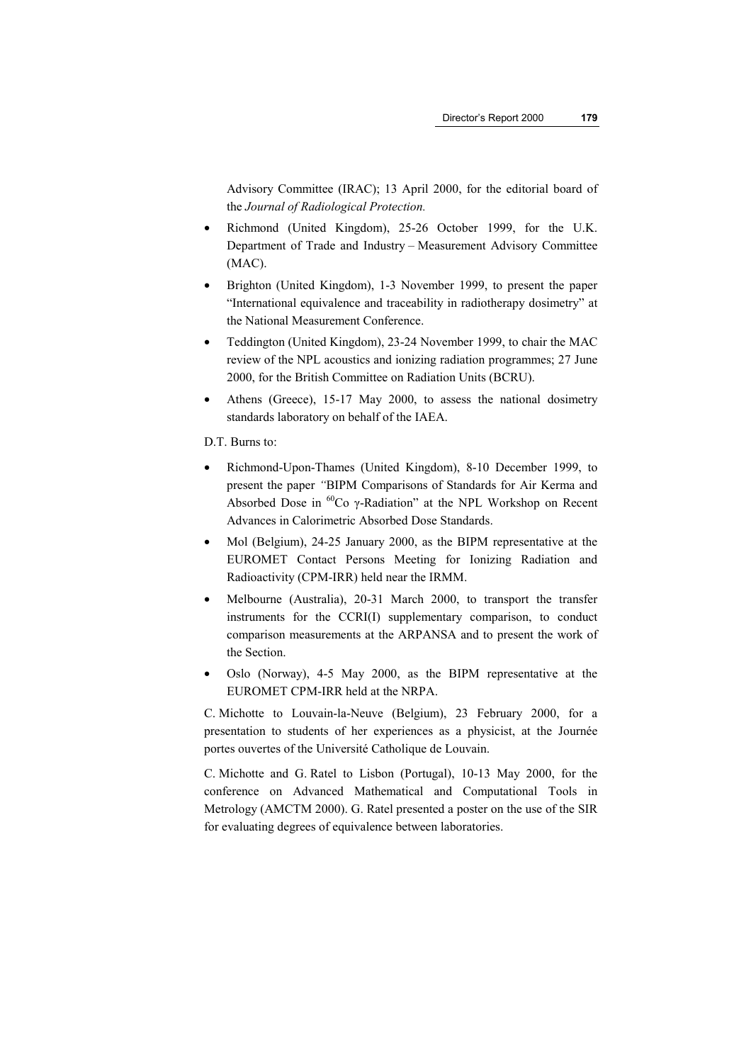Advisory Committee (IRAC); 13 April 2000, for the editorial board of the *Journal of Radiological Protection.*

- Richmond (United Kingdom), 25-26 October 1999, for the U.K. Department of Trade and Industry – Measurement Advisory Committee (MAC).
- Brighton (United Kingdom), 1-3 November 1999, to present the paper "International equivalence and traceability in radiotherapy dosimetry" at the National Measurement Conference.
- Teddington (United Kingdom), 23-24 November 1999, to chair the MAC review of the NPL acoustics and ionizing radiation programmes; 27 June 2000, for the British Committee on Radiation Units (BCRU).
- Athens (Greece), 15-17 May 2000, to assess the national dosimetry standards laboratory on behalf of the IAEA.

D.T. Burns to:

- Richmond-Upon-Thames (United Kingdom), 8-10 December 1999, to present the paper "BIPM Comparisons of Standards for Air Kerma and Absorbed Dose in $^{60}$Co $\gamma$-Radiation" at the NPL Workshop on Recent Advances in Calorimetric Absorbed Dose Standards.
- Mol (Belgium), 24-25 January 2000, as the BIPM representative at the EUROMET Contact Persons Meeting for Ionizing Radiation and Radioactivity (CPM-IRR) held near the IRMM.
- Melbourne (Australia), 20-31 March 2000, to transport the transfer instruments for the CCRI(I) supplementary comparison, to conduct comparison measurements at the ARPANSA and to present the work of the Section.
- Oslo (Norway), 4-5 May 2000, as the BIPM representative at the EUROMET CPM-IRR held at the NRPA.

C. Michotte to Louvain-la-Neuve (Belgium), 23 February 2000, for a presentation to students of her experiences as a physicist, at the Journée portes ouvertes of the Université Catholique de Louvain.

C. Michotte and G. Ratel to Lisbon (Portugal), 10-13 May 2000, for the conference on Advanced Mathematical and Computational Tools in Metrology (AMCTM 2000). G. Ratel presented a poster on the use of the SIR for evaluating degrees of equivalence between laboratories.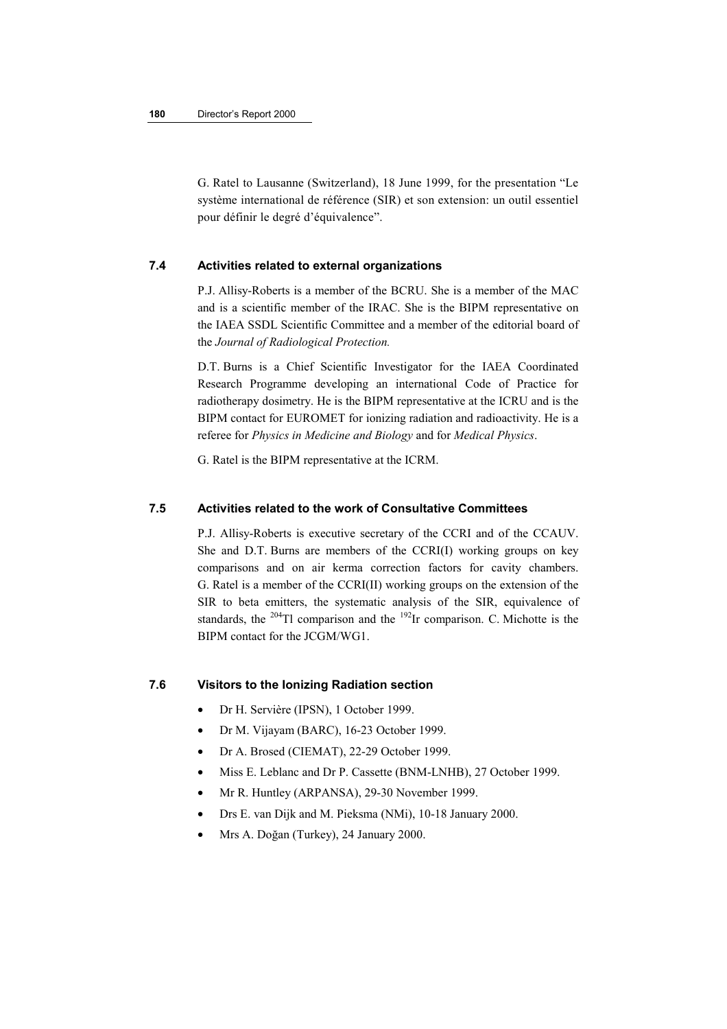G. Ratel to Lausanne (Switzerland), 18 June 1999, for the presentation "Le système international de référence (SIR) et son extension: un outil essentiel pour définir le degré d'équivalence".

### 7.4 Activities related to external organizations

P.J. Allisy-Roberts is a member of the BCRU. She is a member of the MAC and is a scientific member of the IRAC. She is the BIPM representative on the IAEA SSDL Scientific Committee and a member of the editorial board of the *Journal of Radiological Protection.*

D.T. Burns is a Chief Scientific Investigator for the IAEA Coordinated Research Programme developing an international Code of Practice for radiotherapy dosimetry. He is the BIPM representative at the ICRU and is the BIPM contact for EUROMET for ionizing radiation and radioactivity. He is a referee for *Physics in Medicine and Biology* and for *Medical Physics*.

G. Ratel is the BIPM representative at the ICRM.

### 7.5 Activities related to the work of Consultative Committees

P.J. Allisy-Roberts is executive secretary of the CCRI and of the CCAUV. She and D.T. Burns are members of the CCRI(I) working groups on key comparisons and on air kerma correction factors for cavity chambers. G. Ratel is a member of the CCRI(II) working groups on the extension of the SIR to beta emitters, the systematic analysis of the SIR, equivalence of standards, the $^{204}$Tl comparison and the $^{192}$Ir comparison. C. Michotte is the BIPM contact for the JCGM/WG1.

### 7.6 Visitors to the Ionizing Radiation section

- Dr H. Servière (IPSN), 1 October 1999.
- Dr M. Vijayam (BARC), 16-23 October 1999.
- Dr A. Brosed (CIEMAT), 22-29 October 1999.
- Miss E. Leblanc and Dr P. Cassette (BNM-LNHB), 27 October 1999.
- Mr R. Huntley (ARPANSA), 29-30 November 1999.
- Drs E. van Dijk and M. Pieksma (NMi), 10-18 January 2000.
- Mrs A. Doğan (Turkey), 24 January 2000.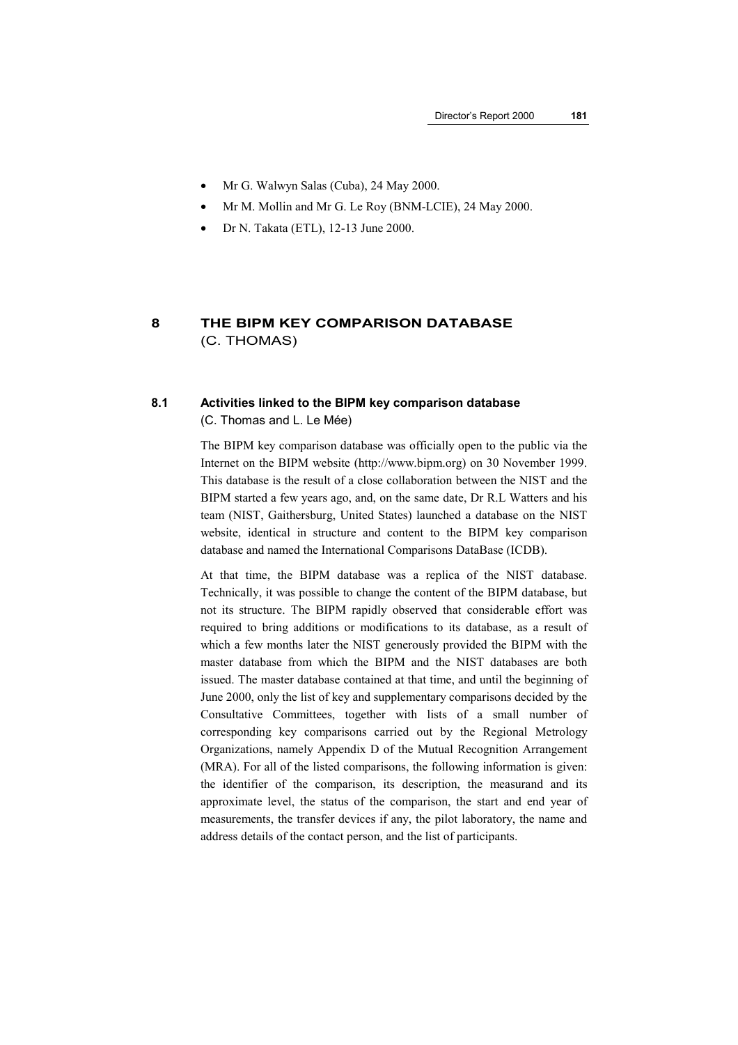- Mr G. Walwyn Salas (Cuba), 24 May 2000.
- Mr M. Mollin and Mr G. Le Roy (BNM-LCIE), 24 May 2000.
- Dr N. Takata (ETL), 12-13 June 2000.

# 8 THE BIPM KEY COMPARISON DATABASE
(C. THOMAS)

## 8.1 Activities linked to the BIPM key comparison database
(C. Thomas and L. Le Mée)

The BIPM key comparison database was officially open to the public via the Internet on the BIPM website (http://www.bipm.org) on 30 November 1999. This database is the result of a close collaboration between the NIST and the BIPM started a few years ago, and, on the same date, Dr R.L Watters and his team (NIST, Gaithersburg, United States) launched a database on the NIST website, identical in structure and content to the BIPM key comparison database and named the International Comparisons DataBase (ICDB).

At that time, the BIPM database was a replica of the NIST database. Technically, it was possible to change the content of the BIPM database, but not its structure. The BIPM rapidly observed that considerable effort was required to bring additions or modifications to its database, as a result of which a few months later the NIST generously provided the BIPM with the master database from which the BIPM and the NIST databases are both issued. The master database contained at that time, and until the beginning of June 2000, only the list of key and supplementary comparisons decided by the Consultative Committees, together with lists of a small number of corresponding key comparisons carried out by the Regional Metrology Organizations, namely Appendix D of the Mutual Recognition Arrangement (MRA). For all of the listed comparisons, the following information is given: the identifier of the comparison, its description, the measurand and its approximate level, the status of the comparison, the start and end year of measurements, the transfer devices if any, the pilot laboratory, the name and address details of the contact person, and the list of participants.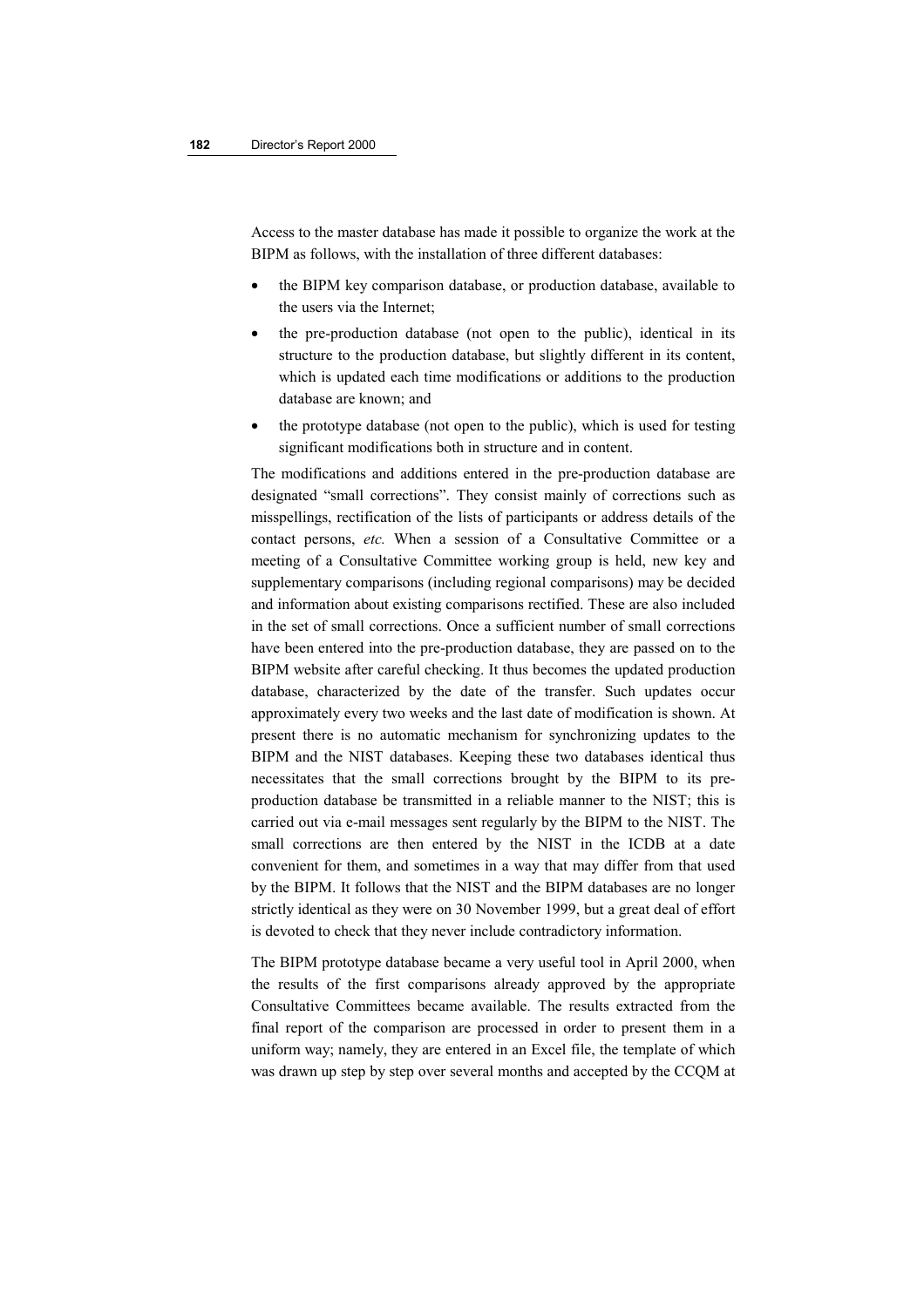Access to the master database has made it possible to organize the work at the BIPM as follows, with the installation of three different databases:

- the BIPM key comparison database, or production database, available to the users via the Internet;
- the pre-production database (not open to the public), identical in its structure to the production database, but slightly different in its content, which is updated each time modifications or additions to the production database are known; and
- the prototype database (not open to the public), which is used for testing significant modifications both in structure and in content.

The modifications and additions entered in the pre-production database are designated "small corrections". They consist mainly of corrections such as misspellings, rectification of the lists of participants or address details of the contact persons, *etc.* When a session of a Consultative Committee or a meeting of a Consultative Committee working group is held, new key and supplementary comparisons (including regional comparisons) may be decided and information about existing comparisons rectified. These are also included in the set of small corrections. Once a sufficient number of small corrections have been entered into the pre-production database, they are passed on to the BIPM website after careful checking. It thus becomes the updated production database, characterized by the date of the transfer. Such updates occur approximately every two weeks and the last date of modification is shown. At present there is no automatic mechanism for synchronizing updates to the BIPM and the NIST databases. Keeping these two databases identical thus necessitates that the small corrections brought by the BIPM to its pre-production database be transmitted in a reliable manner to the NIST; this is carried out via e-mail messages sent regularly by the BIPM to the NIST. The small corrections are then entered by the NIST in the ICDB at a date convenient for them, and sometimes in a way that may differ from that used by the BIPM. It follows that the NIST and the BIPM databases are no longer strictly identical as they were on 30 November 1999, but a great deal of effort is devoted to check that they never include contradictory information.

The BIPM prototype database became a very useful tool in April 2000, when the results of the first comparisons already approved by the appropriate Consultative Committees became available. The results extracted from the final report of the comparison are processed in order to present them in a uniform way; namely, they are entered in an Excel file, the template of which was drawn up step by step over several months and accepted by the CCQM at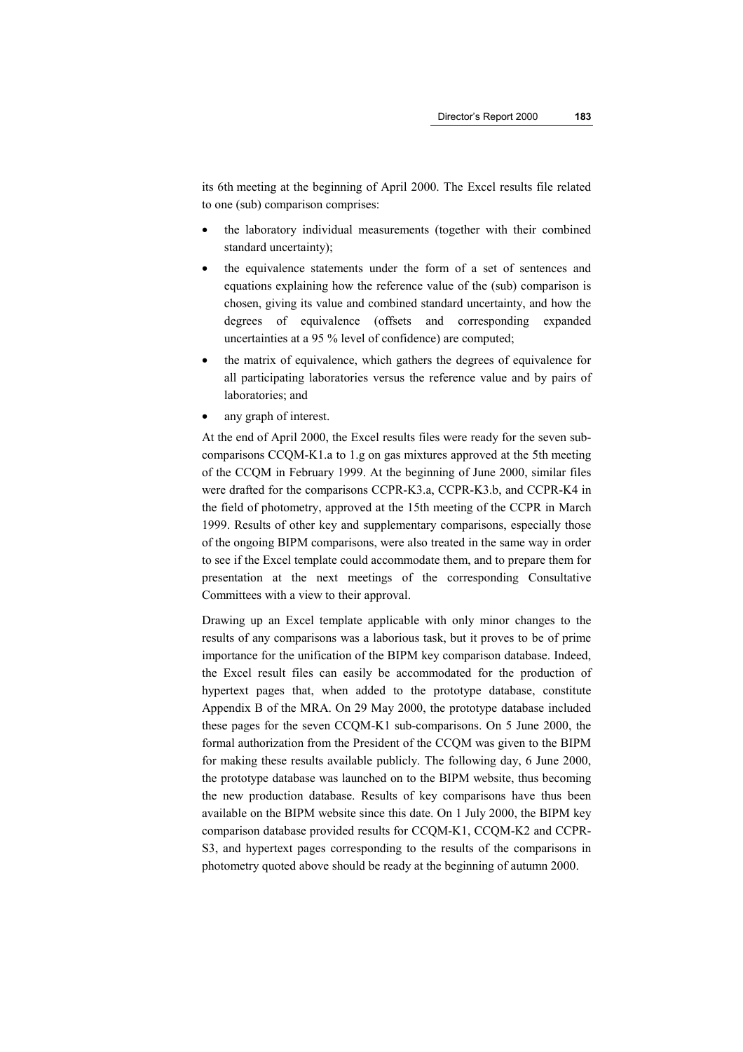its 6th meeting at the beginning of April 2000. The Excel results file related to one (sub) comparison comprises:

- the laboratory individual measurements (together with their combined standard uncertainty);
- the equivalence statements under the form of a set of sentences and equations explaining how the reference value of the (sub) comparison is chosen, giving its value and combined standard uncertainty, and how the degrees of equivalence (offsets and corresponding expanded uncertainties at a 95 % level of confidence) are computed;
- the matrix of equivalence, which gathers the degrees of equivalence for all participating laboratories versus the reference value and by pairs of laboratories; and
- any graph of interest.

At the end of April 2000, the Excel results files were ready for the seven sub-comparisons CCQM-K1.a to 1.g on gas mixtures approved at the 5th meeting of the CCQM in February 1999. At the beginning of June 2000, similar files were drafted for the comparisons CCPR-K3.a, CCPR-K3.b, and CCPR-K4 in the field of photometry, approved at the 15th meeting of the CCPR in March 1999. Results of other key and supplementary comparisons, especially those of the ongoing BIPM comparisons, were also treated in the same way in order to see if the Excel template could accommodate them, and to prepare them for presentation at the next meetings of the corresponding Consultative Committees with a view to their approval.

Drawing up an Excel template applicable with only minor changes to the results of any comparisons was a laborious task, but it proves to be of prime importance for the unification of the BIPM key comparison database. Indeed, the Excel result files can easily be accommodated for the production of hypertext pages that, when added to the prototype database, constitute Appendix B of the MRA. On 29 May 2000, the prototype database included these pages for the seven CCQM-K1 sub-comparisons. On 5 June 2000, the formal authorization from the President of the CCQM was given to the BIPM for making these results available publicly. The following day, 6 June 2000, the prototype database was launched on to the BIPM website, thus becoming the new production database. Results of key comparisons have thus been available on the BIPM website since this date. On 1 July 2000, the BIPM key comparison database provided results for CCQM-K1, CCQM-K2 and CCPR-S3, and hypertext pages corresponding to the results of the comparisons in photometry quoted above should be ready at the beginning of autumn 2000.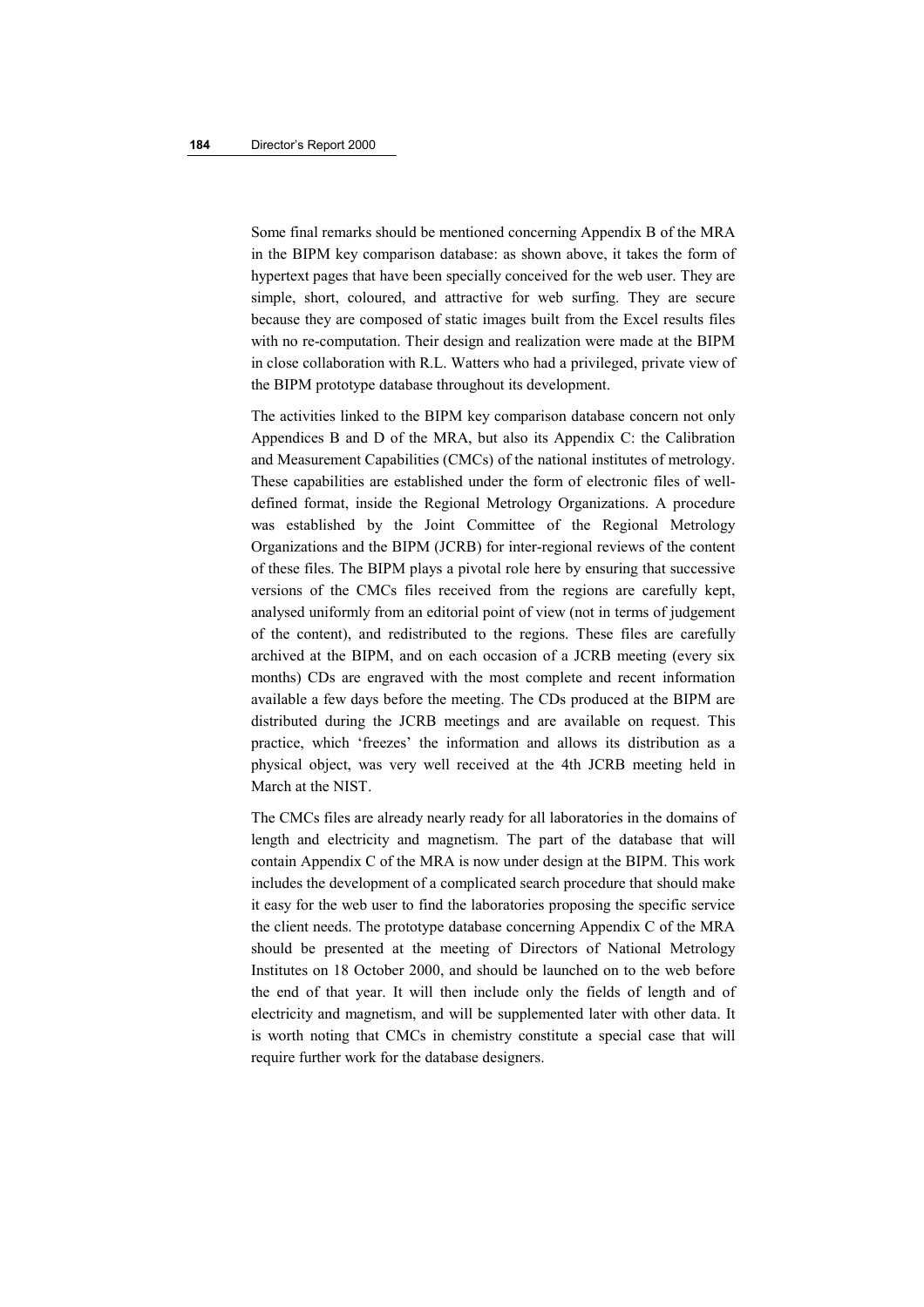Some final remarks should be mentioned concerning Appendix B of the MRA in the BIPM key comparison database: as shown above, it takes the form of hypertext pages that have been specially conceived for the web user. They are simple, short, coloured, and attractive for web surfing. They are secure because they are composed of static images built from the Excel results files with no re-computation. Their design and realization were made at the BIPM in close collaboration with R.L. Watters who had a privileged, private view of the BIPM prototype database throughout its development.

The activities linked to the BIPM key comparison database concern not only Appendices B and D of the MRA, but also its Appendix C: the Calibration and Measurement Capabilities (CMCs) of the national institutes of metrology. These capabilities are established under the form of electronic files of well-defined format, inside the Regional Metrology Organizations. A procedure was established by the Joint Committee of the Regional Metrology Organizations and the BIPM (JCRB) for inter-regional reviews of the content of these files. The BIPM plays a pivotal role here by ensuring that successive versions of the CMCs files received from the regions are carefully kept, analysed uniformly from an editorial point of view (not in terms of judgement of the content), and redistributed to the regions. These files are carefully archived at the BIPM, and on each occasion of a JCRB meeting (every six months) CDs are engraved with the most complete and recent information available a few days before the meeting. The CDs produced at the BIPM are distributed during the JCRB meetings and are available on request. This practice, which 'freezes' the information and allows its distribution as a physical object, was very well received at the 4th JCRB meeting held in March at the NIST.

The CMCs files are already nearly ready for all laboratories in the domains of length and electricity and magnetism. The part of the database that will contain Appendix C of the MRA is now under design at the BIPM. This work includes the development of a complicated search procedure that should make it easy for the web user to find the laboratories proposing the specific service the client needs. The prototype database concerning Appendix C of the MRA should be presented at the meeting of Directors of National Metrology Institutes on 18 October 2000, and should be launched on to the web before the end of that year. It will then include only the fields of length and of electricity and magnetism, and will be supplemented later with other data. It is worth noting that CMCs in chemistry constitute a special case that will require further work for the database designers.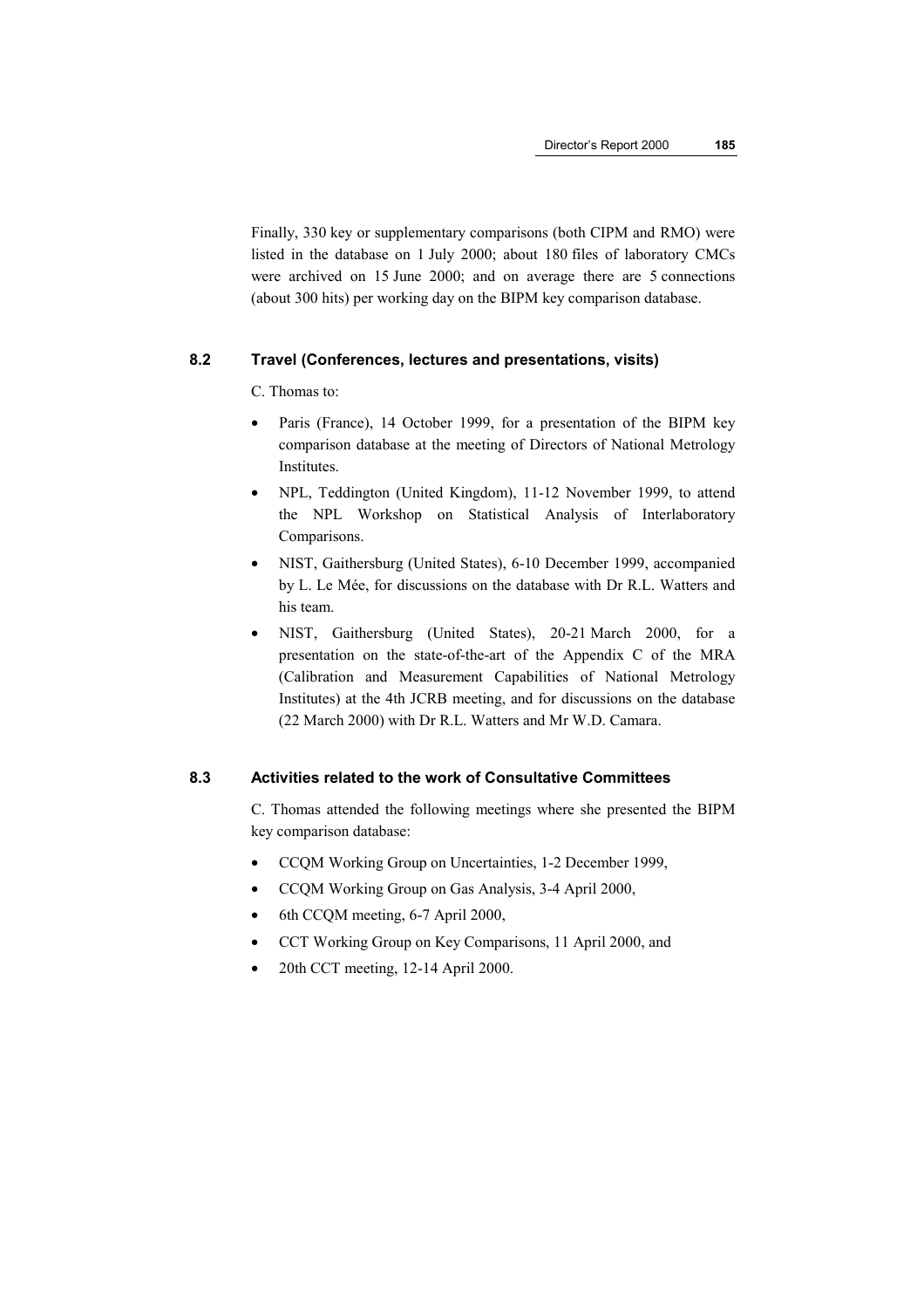Finally, 330 key or supplementary comparisons (both CIPM and RMO) were listed in the database on 1 July 2000; about 180 files of laboratory CMCs were archived on 15 June 2000; and on average there are 5 connections (about 300 hits) per working day on the BIPM key comparison database.

### 8.2 Travel (Conferences, lectures and presentations, visits)

C. Thomas to:

- Paris (France), 14 October 1999, for a presentation of the BIPM key comparison database at the meeting of Directors of National Metrology Institutes.
- NPL, Teddington (United Kingdom), 11-12 November 1999, to attend the NPL Workshop on Statistical Analysis of Interlaboratory Comparisons.
- NIST, Gaithersburg (United States), 6-10 December 1999, accompanied by L. Le Mée, for discussions on the database with Dr R.L. Watters and his team.
- NIST, Gaithersburg (United States), 20-21 March 2000, for a presentation on the state-of-the-art of the Appendix C of the MRA (Calibration and Measurement Capabilities of National Metrology Institutes) at the 4th JCRB meeting, and for discussions on the database (22 March 2000) with Dr R.L. Watters and Mr W.D. Camara.

### 8.3 Activities related to the work of Consultative Committees

C. Thomas attended the following meetings where she presented the BIPM key comparison database:

- CCQM Working Group on Uncertainties, 1-2 December 1999,
- CCQM Working Group on Gas Analysis, 3-4 April 2000,
- 6th CCQM meeting, 6-7 April 2000,
- CCT Working Group on Key Comparisons, 11 April 2000, and
- 20th CCT meeting, 12-14 April 2000.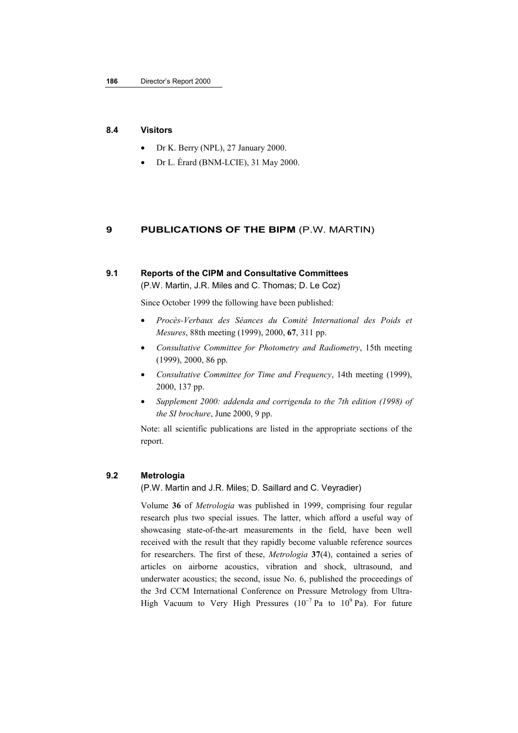### 8.4 Visitors

- Dr K. Berry (NPL), 27 January 2000.
- Dr L. Érard (BNM-LCIE), 31 May 2000.

## 9 PUBLICATIONS OF THE BIPM (P.W. MARTIN)

### 9.1 Reports of the CIPM and Consultative Committees

(P.W. Martin, J.R. Miles and C. Thomas; D. Le Coz)

Since October 1999 the following have been published:

- *Procès-Verbaux des Séances du Comité International des Poids et Mesures*, 88th meeting (1999), 2000, **67**, 311 pp.
- *Consultative Committee for Photometry and Radiometry*, 15th meeting (1999), 2000, 86 pp.
- *Consultative Committee for Time and Frequency*, 14th meeting (1999), 2000, 137 pp.
- *Supplement 2000: addenda and corrigenda to the 7th edition (1998) of the SI brochure*, June 2000, 9 pp.

Note: all scientific publications are listed in the appropriate sections of the report.

### 9.2 Metrologia

(P.W. Martin and J.R. Miles; D. Saillard and C. Veyradier)

Volume **36** of *Metrologia* was published in 1999, comprising four regular research plus two special issues. The latter, which afford a useful way of showcasing state-of-the-art measurements in the field, have been well received with the result that they rapidly become valuable reference sources for researchers. The first of these, *Metrologia* **37**(4), contained a series of articles on airborne acoustics, vibration and shock, ultrasound, and underwater acoustics; the second, issue No. 6, published the proceedings of the 3rd CCM International Conference on Pressure Metrology from Ultra-High Vacuum to Very High Pressures ($10^{-7}$ Pa to $10^{9}$ Pa). For future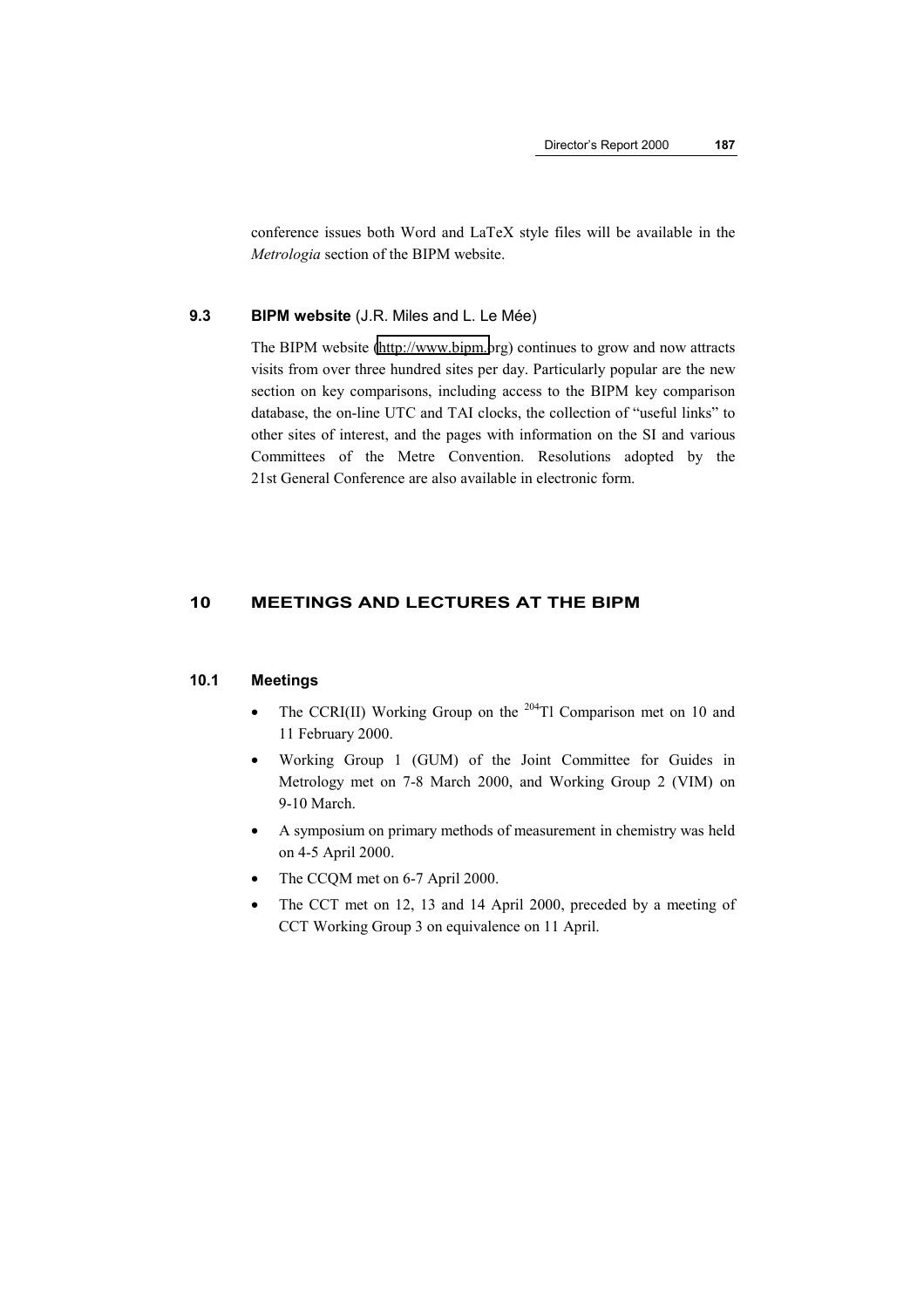conference issues both Word and LaTeX style files will be available in the *Metrologia* section of the BIPM website.

### 9.3 BIPM website (J.R. Miles and L. Le Mée)

The BIPM website (http://www.bipm.org) continues to grow and now attracts visits from over three hundred sites per day. Particularly popular are the new section on key comparisons, including access to the BIPM key comparison database, the on-line UTC and TAI clocks, the collection of "useful links" to other sites of interest, and the pages with information on the SI and various Committees of the Metre Convention. Resolutions adopted by the 21st General Conference are also available in electronic form.

## 10 MEETINGS AND LECTURES AT THE BIPM

### 10.1 Meetings

- The CCRI(II) Working Group on the $^{204}$Tl Comparison met on 10 and 11 February 2000.
- Working Group 1 (GUM) of the Joint Committee for Guides in Metrology met on 7-8 March 2000, and Working Group 2 (VIM) on 9-10 March.
- A symposium on primary methods of measurement in chemistry was held on 4-5 April 2000.
- The CCQM met on 6-7 April 2000.
- The CCT met on 12, 13 and 14 April 2000, preceded by a meeting of CCT Working Group 3 on equivalence on 11 April.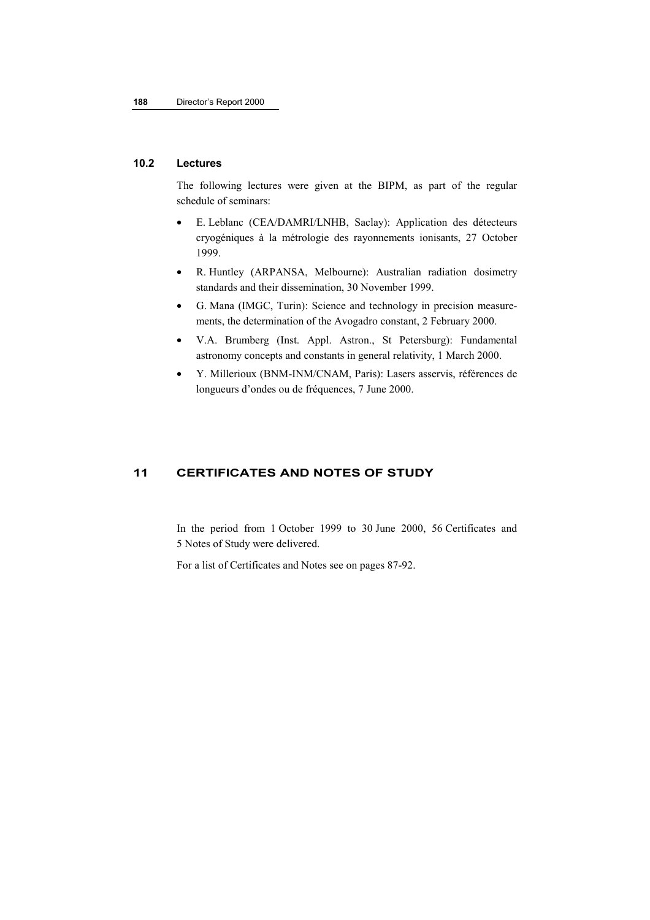## 10.2 Lectures

The following lectures were given at the BIPM, as part of the regular schedule of seminars:

- E. Leblanc (CEA/DAMRI/LNHB, Saclay): Application des détecteurs cryogéniques à la métrologie des rayonnements ionisants, 27 October 1999.
- R. Huntley (ARPANSA, Melbourne): Australian radiation dosimetry standards and their dissemination, 30 November 1999.
- G. Mana (IMGC, Turin): Science and technology in precision measurements, the determination of the Avogadro constant, 2 February 2000.
- V.A. Brumberg (Inst. Appl. Astron., St Petersburg): Fundamental astronomy concepts and constants in general relativity, 1 March 2000.
- Y. Millerioux (BNM-INM/CNAM, Paris): Lasers asservis, références de longueurs d'ondes ou de fréquences, 7 June 2000.

# 11 CERTIFICATES AND NOTES OF STUDY

In the period from 1 October 1999 to 30 June 2000, 56 Certificates and 5 Notes of Study were delivered.

For a list of Certificates and Notes see on pages 87-92.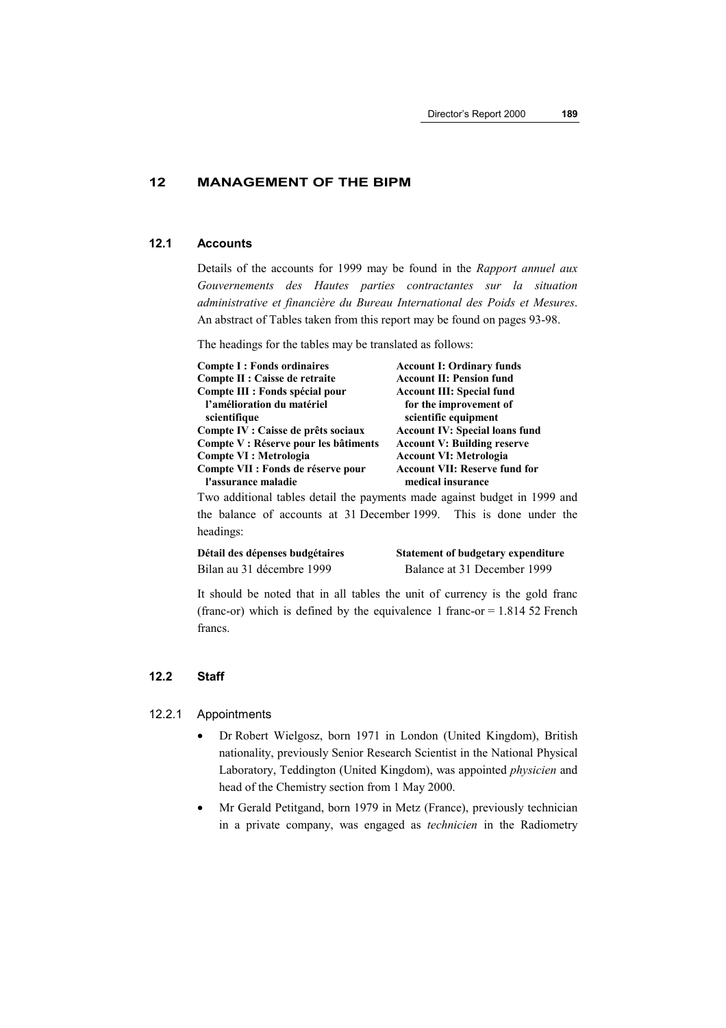## 12 MANAGEMENT OF THE BIPM

### 12.1 Accounts

Details of the accounts for 1999 may be found in the *Rapport annuel aux Gouvernements des Hautes parties contractantes sur la situation administrative et financière du Bureau International des Poids et Mesures*. An abstract of Tables taken from this report may be found on pages 93-98.

The headings for the tables may be translated as follows:

| | |
|---|---|
| **Compte I : Fonds ordinaires** | **Account I: Ordinary funds** |
| **Compte II : Caisse de retraite** | **Account II: Pension fund** |
| **Compte III : Fonds spécial pour l'amélioration du matériel scientifique** | **Account III: Special fund for the improvement of scientific equipment** |
| **Compte IV : Caisse de prêts sociaux** | **Account IV: Special loans fund** |
| **Compte V : Réserve pour les bâtiments** | **Account V: Building reserve** |
| **Compte VI : Metrologia** | **Account VI: Metrologia** |
| **Compte VII : Fonds de réserve pour l'assurance maladie** | **Account VII: Reserve fund for medical insurance** |

Two additional tables detail the payments made against budget in 1999 and the balance of accounts at 31 December 1999. This is done under the headings:

| | |
|---|---|
| **Détail des dépenses budgétaires** | **Statement of budgetary expenditure** |
| Bilan au 31 décembre 1999 | Balance at 31 December 1999 |

It should be noted that in all tables the unit of currency is the gold franc (franc-or) which is defined by the equivalence 1 franc-or = 1.814 52 French francs.

### 12.2 Staff

#### 12.2.1 Appointments

- Dr Robert Wielgosz, born 1971 in London (United Kingdom), British nationality, previously Senior Research Scientist in the National Physical Laboratory, Teddington (United Kingdom), was appointed *physicien* and head of the Chemistry section from 1 May 2000.
- Mr Gerald Petitgand, born 1979 in Metz (France), previously technician in a private company, was engaged as *technicien* in the Radiometry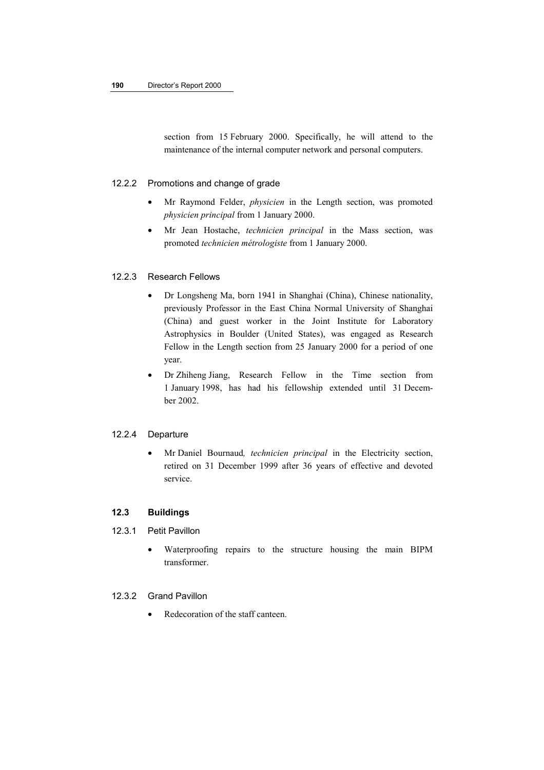section from 15 February 2000. Specifically, he will attend to the maintenance of the internal computer network and personal computers.

### 12.2.2 Promotions and change of grade

- Mr Raymond Felder, *physicien* in the Length section, was promoted *physicien principal* from 1 January 2000.
- Mr Jean Hostache, *technicien principal* in the Mass section, was promoted *technicien métrologiste* from 1 January 2000.

### 12.2.3 Research Fellows

- Dr Longsheng Ma, born 1941 in Shanghai (China), Chinese nationality, previously Professor in the East China Normal University of Shanghai (China) and guest worker in the Joint Institute for Laboratory Astrophysics in Boulder (United States), was engaged as Research Fellow in the Length section from 25 January 2000 for a period of one year.
- Dr Zhiheng Jiang, Research Fellow in the Time section from 1 January 1998, has had his fellowship extended until 31 December 2002.

### 12.2.4 Departure

- Mr Daniel Bournaud, *technicien principal* in the Electricity section, retired on 31 December 1999 after 36 years of effective and devoted service.

## 12.3 Buildings

### 12.3.1 Petit Pavillon

- Waterproofing repairs to the structure housing the main BIPM transformer.

### 12.3.2 Grand Pavillon

- Redecoration of the staff canteen.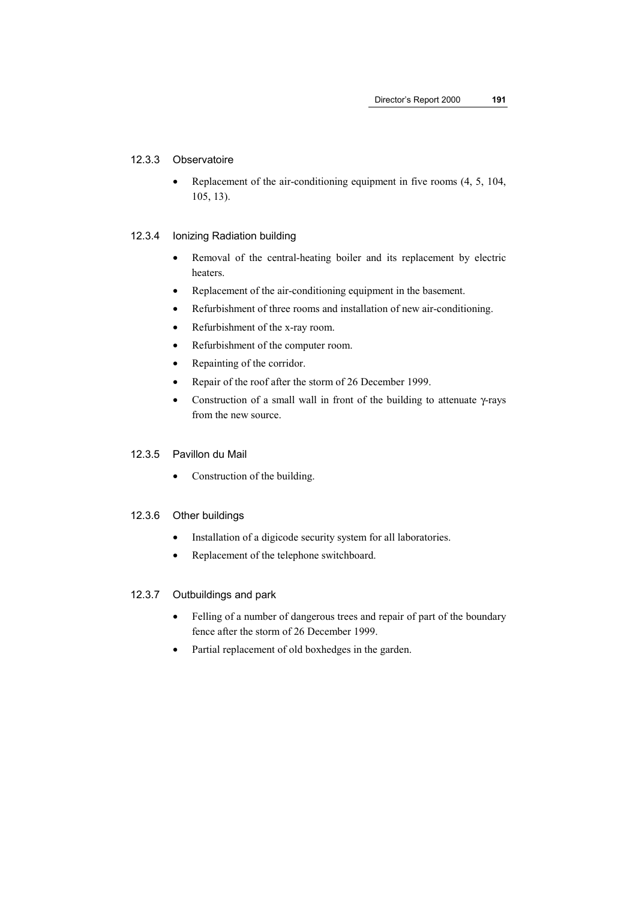### 12.3.3 Observatoire

- Replacement of the air-conditioning equipment in five rooms (4, 5, 104, 105, 13).

### 12.3.4 Ionizing Radiation building

- Removal of the central-heating boiler and its replacement by electric heaters.
- Replacement of the air-conditioning equipment in the basement.
- Refurbishment of three rooms and installation of new air-conditioning.
- Refurbishment of the x-ray room.
- Refurbishment of the computer room.
- Repainting of the corridor.
- Repair of the roof after the storm of 26 December 1999.
- Construction of a small wall in front of the building to attenuate $\gamma$-rays from the new source.

### 12.3.5 Pavillon du Mail

- Construction of the building.

### 12.3.6 Other buildings

- Installation of a digicode security system for all laboratories.
- Replacement of the telephone switchboard.

### 12.3.7 Outbuildings and park

- Felling of a number of dangerous trees and repair of part of the boundary fence after the storm of 26 December 1999.
- Partial replacement of old boxhedges in the garden.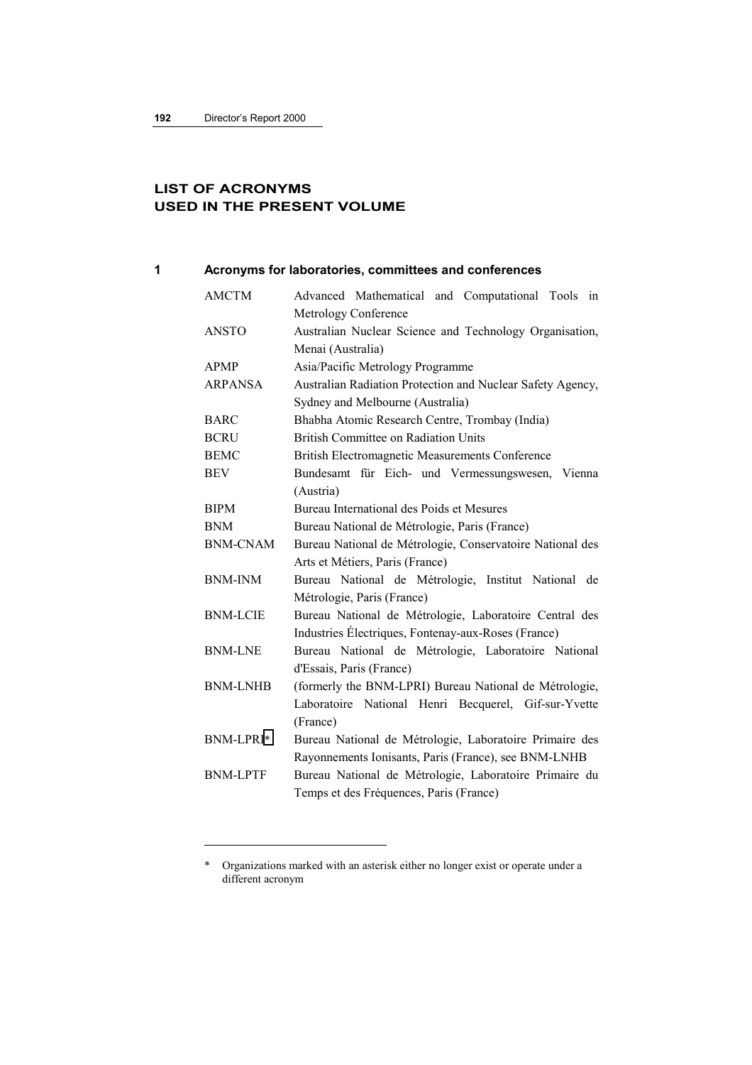# LIST OF ACRONYMS USED IN THE PRESENT VOLUME

## 1 Acronyms for laboratories, committees and conferences

| | |
|---|---|
| AMCTM | Advanced Mathematical and Computational Tools in Metrology Conference |
| ANSTO | Australian Nuclear Science and Technology Organisation, Menai (Australia) |
| APMP | Asia/Pacific Metrology Programme |
| ARPANSA | Australian Radiation Protection and Nuclear Safety Agency, Sydney and Melbourne (Australia) |
| BARC | Bhabha Atomic Research Centre, Trombay (India) |
| BCRU | British Committee on Radiation Units |
| BEMC | British Electromagnetic Measurements Conference |
| BEV | Bundesamt für Eich- und Vermessungswesen, Vienna (Austria) |
| BIPM | Bureau International des Poids et Mesures |
| BNM | Bureau National de Métrologie, Paris (France) |
| BNM-CNAM | Bureau National de Métrologie, Conservatoire National des Arts et Métiers, Paris (France) |
| BNM-INM | Bureau National de Métrologie, Institut National de Métrologie, Paris (France) |
| BNM-LCIE | Bureau National de Métrologie, Laboratoire Central des Industries Électriques, Fontenay-aux-Roses (France) |
| BNM-LNE | Bureau National de Métrologie, Laboratoire National d'Essais, Paris (France) |
| BNM-LNHB | (formerly the BNM-LPRI) Bureau National de Métrologie, Laboratoire National Henri Becquerel, Gif-sur-Yvette (France) |
| BNM-LPRI* | Bureau National de Métrologie, Laboratoire Primaire des Rayonnements Ionisants, Paris (France), see BNM-LNHB |
| BNM-LPTF | Bureau National de Métrologie, Laboratoire Primaire du Temps et des Fréquences, Paris (France) |

\* Organizations marked with an asterisk either no longer exist or operate under a different acronym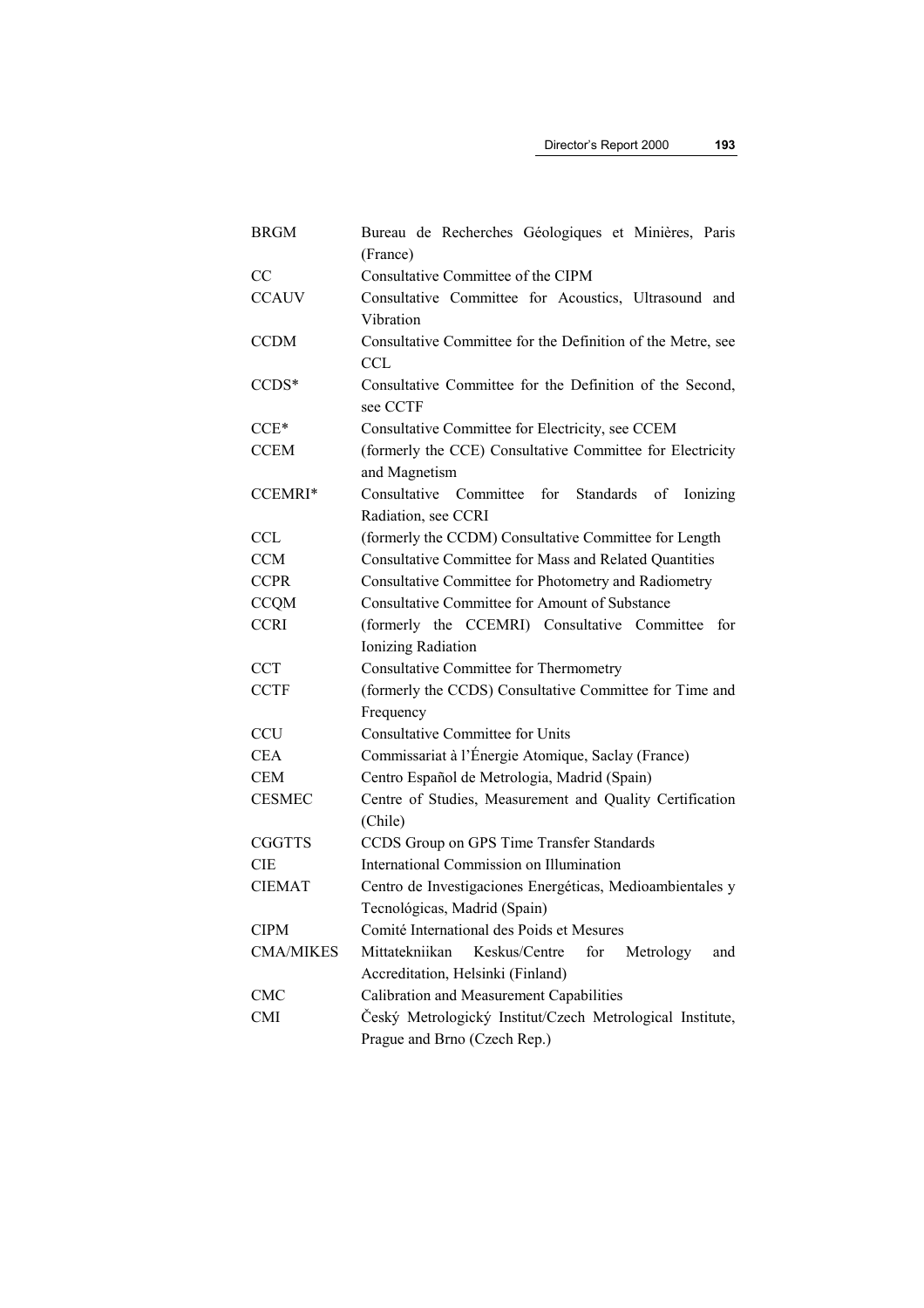| | |
|---|---|
| BRGM | Bureau de Recherches Géologiques et Minières, Paris (France) |
| CC | Consultative Committee of the CIPM |
| CCAUV | Consultative Committee for Acoustics, Ultrasound and Vibration |
| CCDM | Consultative Committee for the Definition of the Metre, see CCL |
| CCDS* | Consultative Committee for the Definition of the Second, see CCTF |
| CCE* | Consultative Committee for Electricity, see CCEM |
| CCEM | (formerly the CCE) Consultative Committee for Electricity and Magnetism |
| CCEMRI* | Consultative Committee for Standards of Ionizing Radiation, see CCRI |
| CCL | (formerly the CCDM) Consultative Committee for Length |
| CCM | Consultative Committee for Mass and Related Quantities |
| CCPR | Consultative Committee for Photometry and Radiometry |
| CCQM | Consultative Committee for Amount of Substance |
| CCRI | (formerly the CCEMRI) Consultative Committee for Ionizing Radiation |
| CCT | Consultative Committee for Thermometry |
| CCTF | (formerly the CCDS) Consultative Committee for Time and Frequency |
| CCU | Consultative Committee for Units |
| CEA | Commissariat à l'Énergie Atomique, Saclay (France) |
| CEM | Centro Español de Metrologia, Madrid (Spain) |
| CESMEC | Centre of Studies, Measurement and Quality Certification (Chile) |
| CGGTTS | CCDS Group on GPS Time Transfer Standards |
| CIE | International Commission on Illumination |
| CIEMAT | Centro de Investigaciones Energéticas, Medioambientales y Tecnológicas, Madrid (Spain) |
| CIPM | Comité International des Poids et Mesures |
| CMA/MIKES | Mittatekniikan Keskus/Centre for Metrology and Accreditation, Helsinki (Finland) |
| CMC | Calibration and Measurement Capabilities |
| CMI | Český Metrologický Institut/Czech Metrological Institute, Prague and Brno (Czech Rep.) |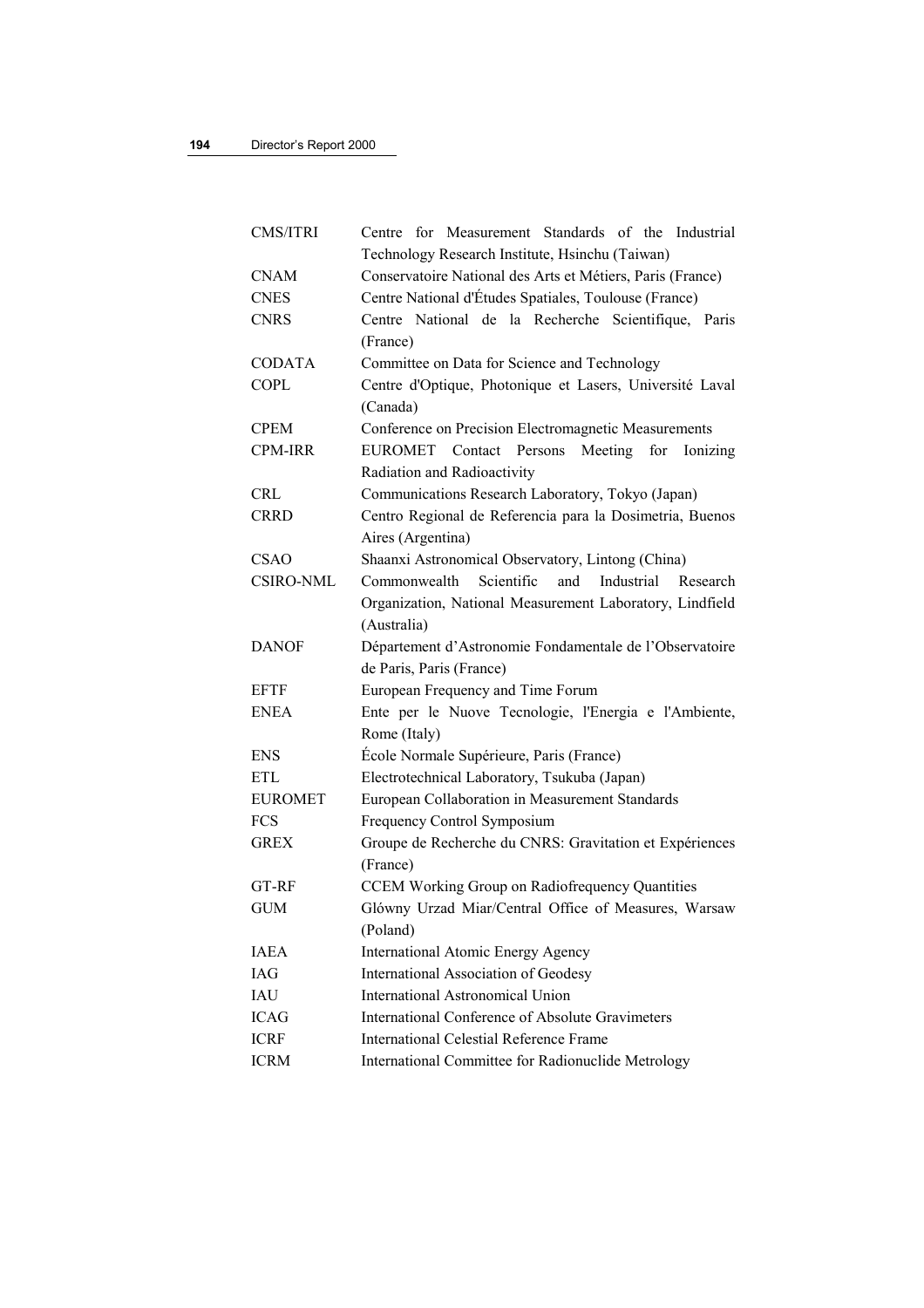| | |
|---|---|
| CMS/ITRI | Centre for Measurement Standards of the Industrial Technology Research Institute, Hsinchu (Taiwan) |
| CNAM | Conservatoire National des Arts et Métiers, Paris (France) |
| CNES | Centre National d'Études Spatiales, Toulouse (France) |
| CNRS | Centre National de la Recherche Scientifique, Paris (France) |
| CODATA | Committee on Data for Science and Technology |
| COPL | Centre d'Optique, Photonique et Lasers, Université Laval (Canada) |
| CPEM | Conference on Precision Electromagnetic Measurements |
| CPM-IRR | EUROMET Contact Persons Meeting for Ionizing Radiation and Radioactivity |
| CRL | Communications Research Laboratory, Tokyo (Japan) |
| CRRD | Centro Regional de Referencia para la Dosimetria, Buenos Aires (Argentina) |
| CSAO | Shaanxi Astronomical Observatory, Lintong (China) |
| CSIRO-NML | Commonwealth Scientific and Industrial Research Organization, National Measurement Laboratory, Lindfield (Australia) |
| DANOF | Département d'Astronomie Fondamentale de l'Observatoire de Paris, Paris (France) |
| EFTF | European Frequency and Time Forum |
| ENEA | Ente per le Nuove Tecnologie, l'Energia e l'Ambiente, Rome (Italy) |
| ENS | École Normale Supérieure, Paris (France) |
| ETL | Electrotechnical Laboratory, Tsukuba (Japan) |
| EUROMET | European Collaboration in Measurement Standards |
| FCS | Frequency Control Symposium |
| GREX | Groupe de Recherche du CNRS: Gravitation et Expériences (France) |
| GT-RF | CCEM Working Group on Radiofrequency Quantities |
| GUM | Glówny Urzad Miar/Central Office of Measures, Warsaw (Poland) |
| IAEA | International Atomic Energy Agency |
| IAG | International Association of Geodesy |
| IAU | International Astronomical Union |
| ICAG | International Conference of Absolute Gravimeters |
| ICRF | International Celestial Reference Frame |
| ICRM | International Committee for Radionuclide Metrology |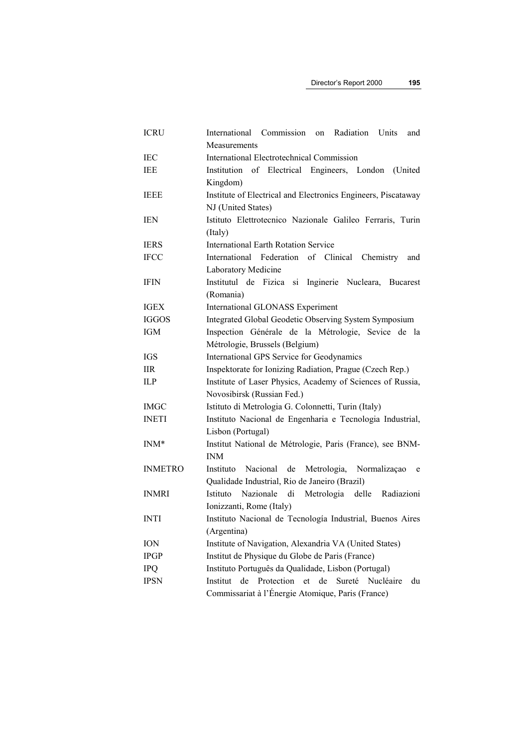| | |
|---|---|
| ICRU | International Commission on Radiation Units and Measurements |
| IEC | International Electrotechnical Commission |
| IEE | Institution of Electrical Engineers, London (United Kingdom) |
| IEEE | Institute of Electrical and Electronics Engineers, Piscataway NJ (United States) |
| IEN | Istituto Elettrotecnico Nazionale Galileo Ferraris, Turin (Italy) |
| IERS | International Earth Rotation Service |
| IFCC | International Federation of Clinical Chemistry and Laboratory Medicine |
| IFIN | Institutul de Fizica si Inginerie Nucleara, Bucarest (Romania) |
| IGEX | International GLONASS Experiment |
| IGGOS | Integrated Global Geodetic Observing System Symposium |
| IGM | Inspection Générale de la Métrologie, Sevice de la Métrologie, Brussels (Belgium) |
| IGS | International GPS Service for Geodynamics |
| IIR | Inspektorate for Ionizing Radiation, Prague (Czech Rep.) |
| ILP | Institute of Laser Physics, Academy of Sciences of Russia, Novosibirsk (Russian Fed.) |
| IMGC | Istituto di Metrologia G. Colonnetti, Turin (Italy) |
| INETI | Instituto Nacional de Engenharia e Tecnologia Industrial, Lisbon (Portugal) |
| INM* | Institut National de Métrologie, Paris (France), see BNM-INM |
| INMETRO | Instituto Nacional de Metrologia, Normalizaçao e Qualidade Industrial, Rio de Janeiro (Brazil) |
| INMRI | Istituto Nazionale di Metrologia delle Radiazioni Ionizzanti, Rome (Italy) |
| INTI | Instituto Nacional de Tecnología Industrial, Buenos Aires (Argentina) |
| ION | Institute of Navigation, Alexandria VA (United States) |
| IPGP | Institut de Physique du Globe de Paris (France) |
| IPQ | Instituto Português da Qualidade, Lisbon (Portugal) |
| IPSN | Institut de Protection et de Sureté Nucléaire du Commissariat à l'Énergie Atomique, Paris (France) |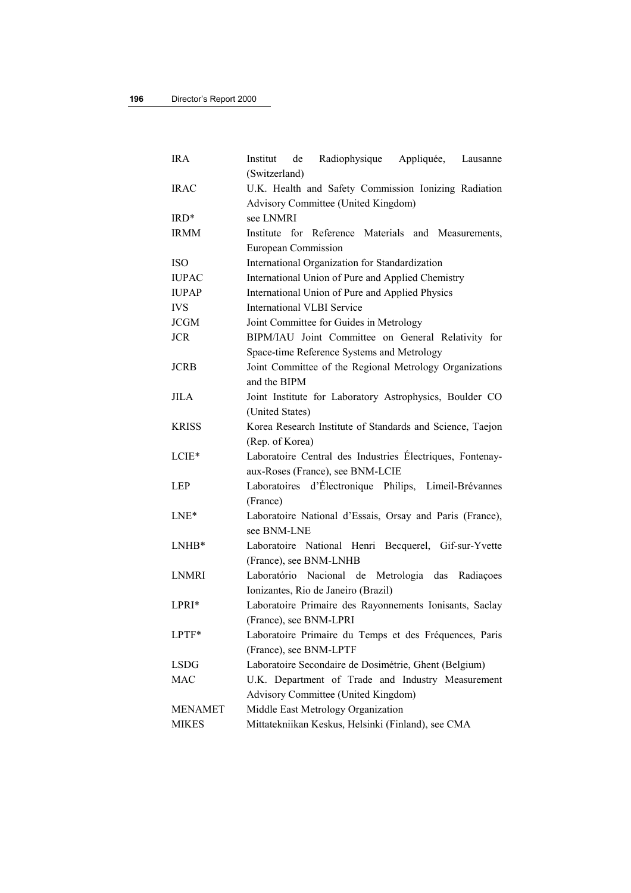| | |
|---|---|
| IRA | Institut de Radiophysique Appliquée, Lausanne (Switzerland) |
| IRAC | U.K. Health and Safety Commission Ionizing Radiation Advisory Committee (United Kingdom) |
| IRD* | see LNMRI |
| IRMM | Institute for Reference Materials and Measurements, European Commission |
| ISO | International Organization for Standardization |
| IUPAC | International Union of Pure and Applied Chemistry |
| IUPAP | International Union of Pure and Applied Physics |
| IVS | International VLBI Service |
| JCGM | Joint Committee for Guides in Metrology |
| JCR | BIPM/IAU Joint Committee on General Relativity for Space-time Reference Systems and Metrology |
| JCRB | Joint Committee of the Regional Metrology Organizations and the BIPM |
| JILA | Joint Institute for Laboratory Astrophysics, Boulder CO (United States) |
| KRISS | Korea Research Institute of Standards and Science, Taejon (Rep. of Korea) |
| LCIE* | Laboratoire Central des Industries Électriques, Fontenay-aux-Roses (France), see BNM-LCIE |
| LEP | Laboratoires d'Électronique Philips, Limeil-Brévannes (France) |
| LNE* | Laboratoire National d'Essais, Orsay and Paris (France), see BNM-LNE |
| LNHB* | Laboratoire National Henri Becquerel, Gif-sur-Yvette (France), see BNM-LNHB |
| LNMRI | Laboratório Nacional de Metrologia das Radiaçoes Ionizantes, Rio de Janeiro (Brazil) |
| LPRI* | Laboratoire Primaire des Rayonnements Ionisants, Saclay (France), see BNM-LPRI |
| LPTF* | Laboratoire Primaire du Temps et des Fréquences, Paris (France), see BNM-LPTF |
| LSDG | Laboratoire Secondaire de Dosimétrie, Ghent (Belgium) |
| MAC | U.K. Department of Trade and Industry Measurement Advisory Committee (United Kingdom) |
| MENAMET | Middle East Metrology Organization |
| MIKES | Mittatekniikan Keskus, Helsinki (Finland), see CMA |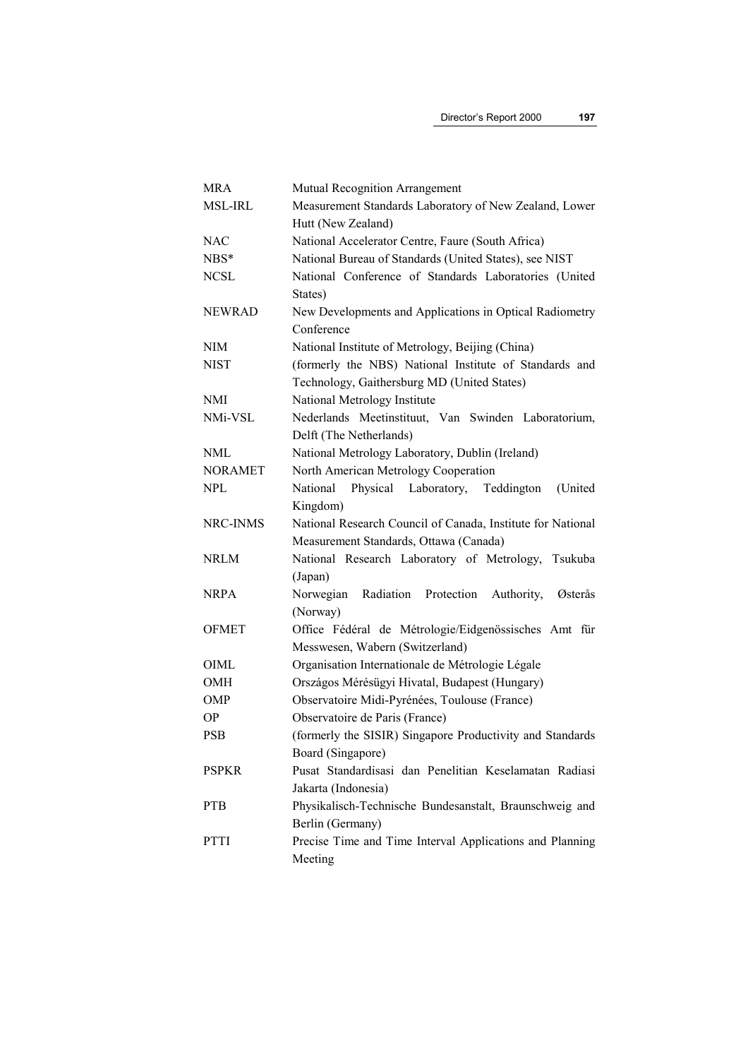| | |
|---|---|
| MRA | Mutual Recognition Arrangement |
| MSL-IRL | Measurement Standards Laboratory of New Zealand, Lower Hutt (New Zealand) |
| NAC | National Accelerator Centre, Faure (South Africa) |
| NBS* | National Bureau of Standards (United States), see NIST |
| NCSL | National Conference of Standards Laboratories (United States) |
| NEWRAD | New Developments and Applications in Optical Radiometry Conference |
| NIM | National Institute of Metrology, Beijing (China) |
| NIST | (formerly the NBS) National Institute of Standards and Technology, Gaithersburg MD (United States) |
| NMI | National Metrology Institute |
| NMi-VSL | Nederlands Meetinstituut, Van Swinden Laboratorium, Delft (The Netherlands) |
| NML | National Metrology Laboratory, Dublin (Ireland) |
| NORAMET | North American Metrology Cooperation |
| NPL | National Physical Laboratory, Teddington (United Kingdom) |
| NRC-INMS | National Research Council of Canada, Institute for National Measurement Standards, Ottawa (Canada) |
| NRLM | National Research Laboratory of Metrology, Tsukuba (Japan) |
| NRPA | Norwegian Radiation Protection Authority, Østerås (Norway) |
| OFMET | Office Fédéral de Métrologie/Eidgenössisches Amt für Messwesen, Wabern (Switzerland) |
| OIML | Organisation Internationale de Métrologie Légale |
| OMH | Országos Mérésügyi Hivatal, Budapest (Hungary) |
| OMP | Observatoire Midi-Pyrénées, Toulouse (France) |
| OP | Observatoire de Paris (France) |
| PSB | (formerly the SISIR) Singapore Productivity and Standards Board (Singapore) |
| PSPKR | Pusat Standardisasi dan Penelitian Keselamatan Radiasi Jakarta (Indonesia) |
| PTB | Physikalisch-Technische Bundesanstalt, Braunschweig and Berlin (Germany) |
| PTTI | Precise Time and Time Interval Applications and Planning Meeting |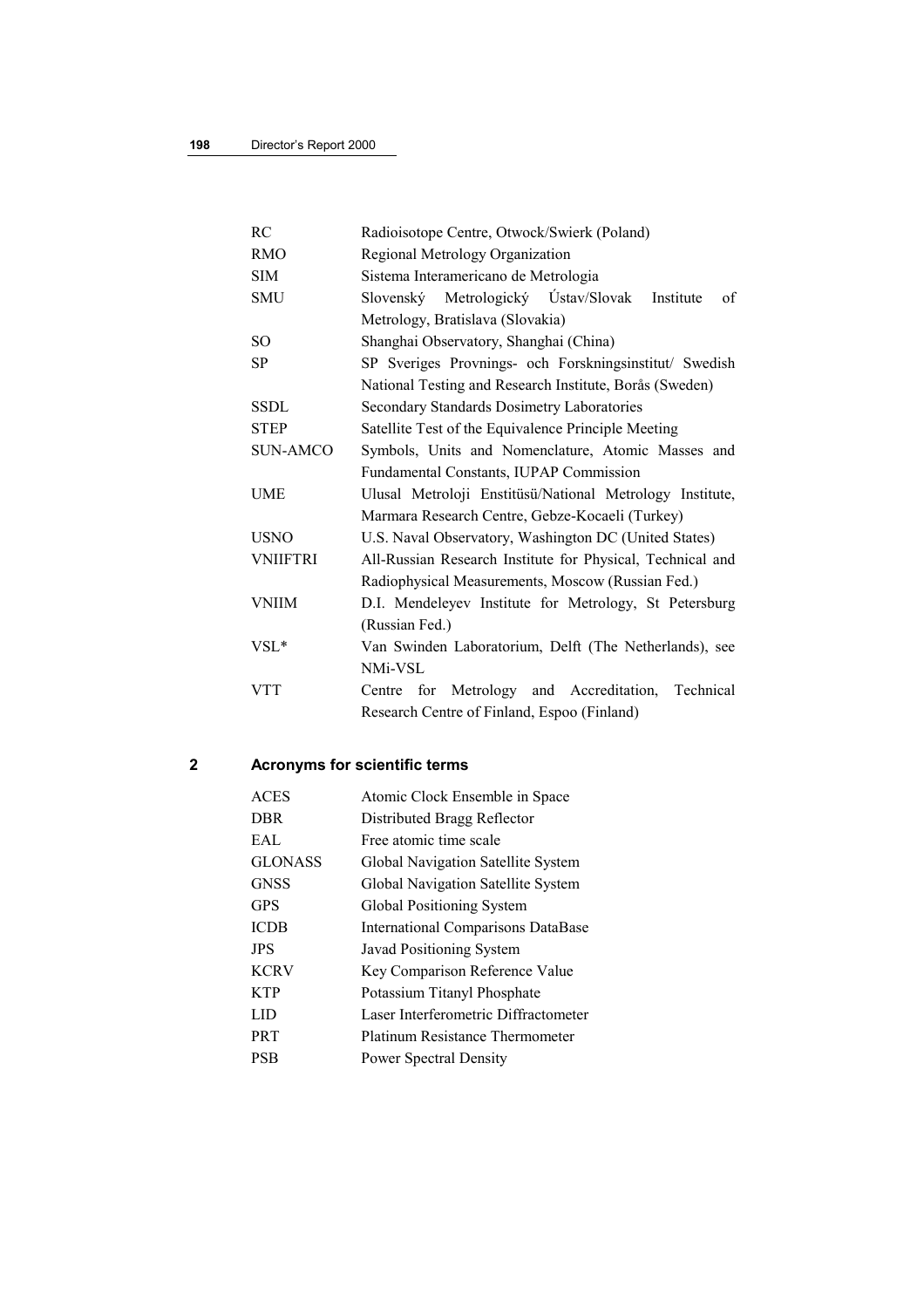| | |
|---|---|
| RC | Radioisotope Centre, Otwock/Swierk (Poland) |
| RMO | Regional Metrology Organization |
| SIM | Sistema Interamericano de Metrologia |
| SMU | Slovenský Metrologický Ústav/Slovak Institute of Metrology, Bratislava (Slovakia) |
| SO | Shanghai Observatory, Shanghai (China) |
| SP | SP Sveriges Provnings- och Forskningsinstitut/ Swedish National Testing and Research Institute, Borås (Sweden) |
| SSDL | Secondary Standards Dosimetry Laboratories |
| STEP | Satellite Test of the Equivalence Principle Meeting |
| SUN-AMCO | Symbols, Units and Nomenclature, Atomic Masses and Fundamental Constants, IUPAP Commission |
| UME | Ulusal Metroloji Enstitüsü/National Metrology Institute, Marmara Research Centre, Gebze-Kocaeli (Turkey) |
| USNO | U.S. Naval Observatory, Washington DC (United States) |
| VNIIFTRI | All-Russian Research Institute for Physical, Technical and Radiophysical Measurements, Moscow (Russian Fed.) |
| VNIIM | D.I. Mendeleyev Institute for Metrology, St Petersburg (Russian Fed.) |
| VSL* | Van Swinden Laboratorium, Delft (The Netherlands), see NMi-VSL |
| VTT | Centre for Metrology and Accreditation, Technical Research Centre of Finland, Espoo (Finland) |

## 2 Acronyms for scientific terms

| | |
|---|---|
| ACES | Atomic Clock Ensemble in Space |
| DBR | Distributed Bragg Reflector |
| EAL | Free atomic time scale |
| GLONASS | Global Navigation Satellite System |
| GNSS | Global Navigation Satellite System |
| GPS | Global Positioning System |
| ICDB | International Comparisons DataBase |
| JPS | Javad Positioning System |
| KCRV | Key Comparison Reference Value |
| KTP | Potassium Titanyl Phosphate |
| LID | Laser Interferometric Diffractometer |
| PRT | Platinum Resistance Thermometer |
| PSB | Power Spectral Density |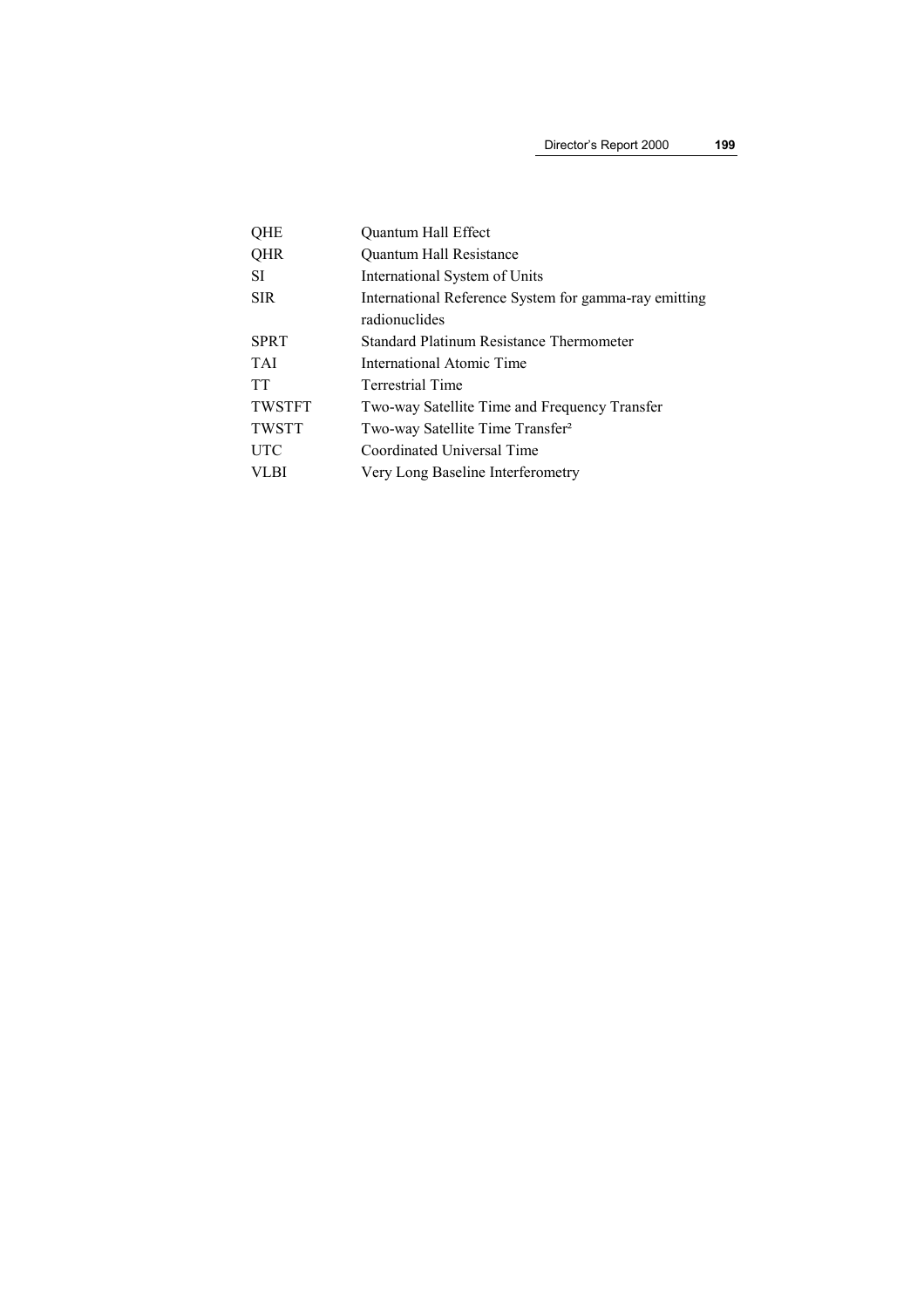| | |
|---|---|
| QHE | Quantum Hall Effect |
| QHR | Quantum Hall Resistance |
| SI | International System of Units |
| SIR | International Reference System for gamma-ray emitting radionuclides |
| SPRT | Standard Platinum Resistance Thermometer |
| TAI | International Atomic Time |
| TT | Terrestrial Time |
| TWSTFT | Two-way Satellite Time and Frequency Transfer |
| TWSTT | Two-way Satellite Time Transfer[2] |
| UTC | Coordinated Universal Time |
| VLBI | Very Long Baseline Interferometry |